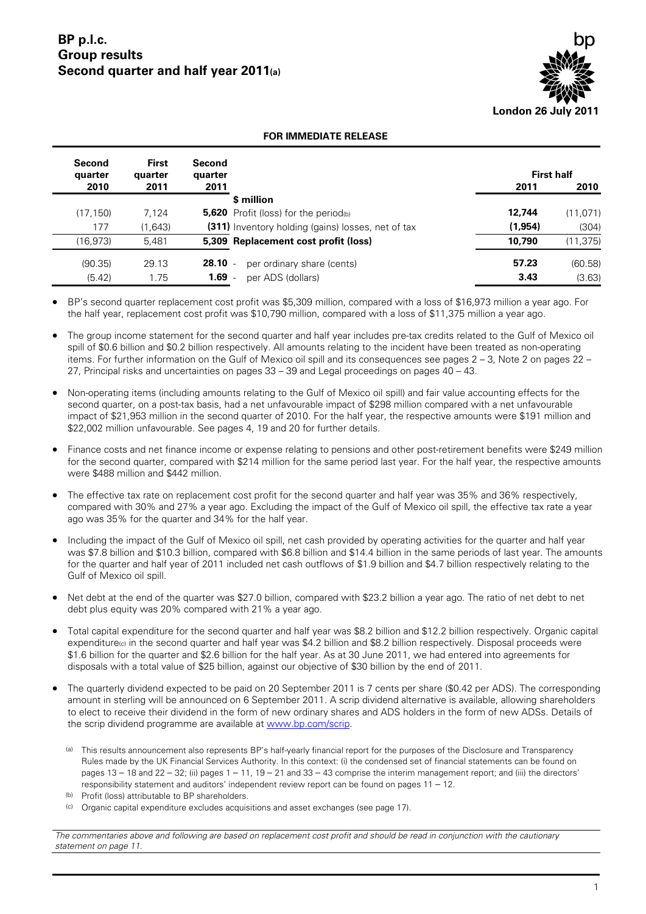# BP p.l.c.
# Group results
# Second quarter and half year 2011[a]

London 26 July 2011

**FOR IMMEDIATE RELEASE**

| Second quarter 2010 | First quarter 2011 | Second quarter 2011 | | First half 2011 | First half 2010 |
|---|---|---|---|---|---|
| | | | **$ million** | | |
| (17,150) | 7,124 | **5,620** | Profit (loss) for the period[b] | **12,744** | (11,071) |
| 177 | (1,643) | **(311)** | Inventory holding (gains) losses, net of tax | **(1,954)** | (304) |
| (16,973) | 5,481 | **5,309** | **Replacement cost profit (loss)** | **10,790** | (11,375) |
| (90.35) | 29.13 | **28.10** | - per ordinary share (cents) | **57.23** | (60.58) |
| (5.42) | 1.75 | **1.69** | - per ADS (dollars) | **3.43** | (3.63) |

- BP's second quarter replacement cost profit was $5,309 million, compared with a loss of $16,973 million a year ago. For the half year, replacement cost profit was $10,790 million, compared with a loss of $11,375 million a year ago.
- The group income statement for the second quarter and half year includes pre-tax credits related to the Gulf of Mexico oil spill of $0.6 billion and $0.2 billion respectively. All amounts relating to the incident have been treated as non-operating items. For further information on the Gulf of Mexico oil spill and its consequences see pages 2 – 3, Note 2 on pages 22 – 27, Principal risks and uncertainties on pages 33 – 39 and Legal proceedings on pages 40 – 43.
- Non-operating items (including amounts relating to the Gulf of Mexico oil spill) and fair value accounting effects for the second quarter, on a post-tax basis, had a net unfavourable impact of $298 million compared with a net unfavourable impact of $21,953 million in the second quarter of 2010. For the half year, the respective amounts were $191 million and $22,002 million unfavourable. See pages 4, 19 and 20 for further details.
- Finance costs and net finance income or expense relating to pensions and other post-retirement benefits were $249 million for the second quarter, compared with $214 million for the same period last year. For the half year, the respective amounts were $488 million and $442 million.
- The effective tax rate on replacement cost profit for the second quarter and half year was 35% and 36% respectively, compared with 30% and 27% a year ago. Excluding the impact of the Gulf of Mexico oil spill, the effective tax rate a year ago was 35% for the quarter and 34% for the half year.
- Including the impact of the Gulf of Mexico oil spill, net cash provided by operating activities for the quarter and half year was $7.8 billion and $10.3 billion, compared with $6.8 billion and $14.4 billion in the same periods of last year. The amounts for the quarter and half year of 2011 included net cash outflows of $1.9 billion and $4.7 billion respectively relating to the Gulf of Mexico oil spill.
- Net debt at the end of the quarter was $27.0 billion, compared with $23.2 billion a year ago. The ratio of net debt to net debt plus equity was 20% compared with 21% a year ago.
- Total capital expenditure for the second quarter and half year was $8.2 billion and $12.2 billion respectively. Organic capital expenditure[c] in the second quarter and half year was $4.2 billion and $8.2 billion respectively. Disposal proceeds were $1.6 billion for the quarter and $2.6 billion for the half year. As at 30 June 2011, we had entered into agreements for disposals with a total value of $25 billion, against our objective of $30 billion by the end of 2011.
- The quarterly dividend expected to be paid on 20 September 2011 is 7 cents per share ($0.42 per ADS). The corresponding amount in sterling will be announced on 6 September 2011. A scrip dividend alternative is available, allowing shareholders to elect to receive their dividend in the form of new ordinary shares and ADS holders in the form of new ADSs. Details of the scrip dividend programme are available at www.bp.com/scrip.

(a) This results announcement also represents BP's half-yearly financial report for the purposes of the Disclosure and Transparency Rules made by the UK Financial Services Authority. In this context: (i) the condensed set of financial statements can be found on pages 13 – 18 and 22 – 32; (ii) pages 1 – 11, 19 – 21 and 33 – 43 comprise the interim management report; and (iii) the directors' responsibility statement and auditors' independent review report can be found on pages 11 – 12.

(b) Profit (loss) attributable to BP shareholders.

(c) Organic capital expenditure excludes acquisitions and asset exchanges (see page 17).

*The commentaries above and following are based on replacement cost profit and should be read in conjunction with the cautionary statement on page 11.*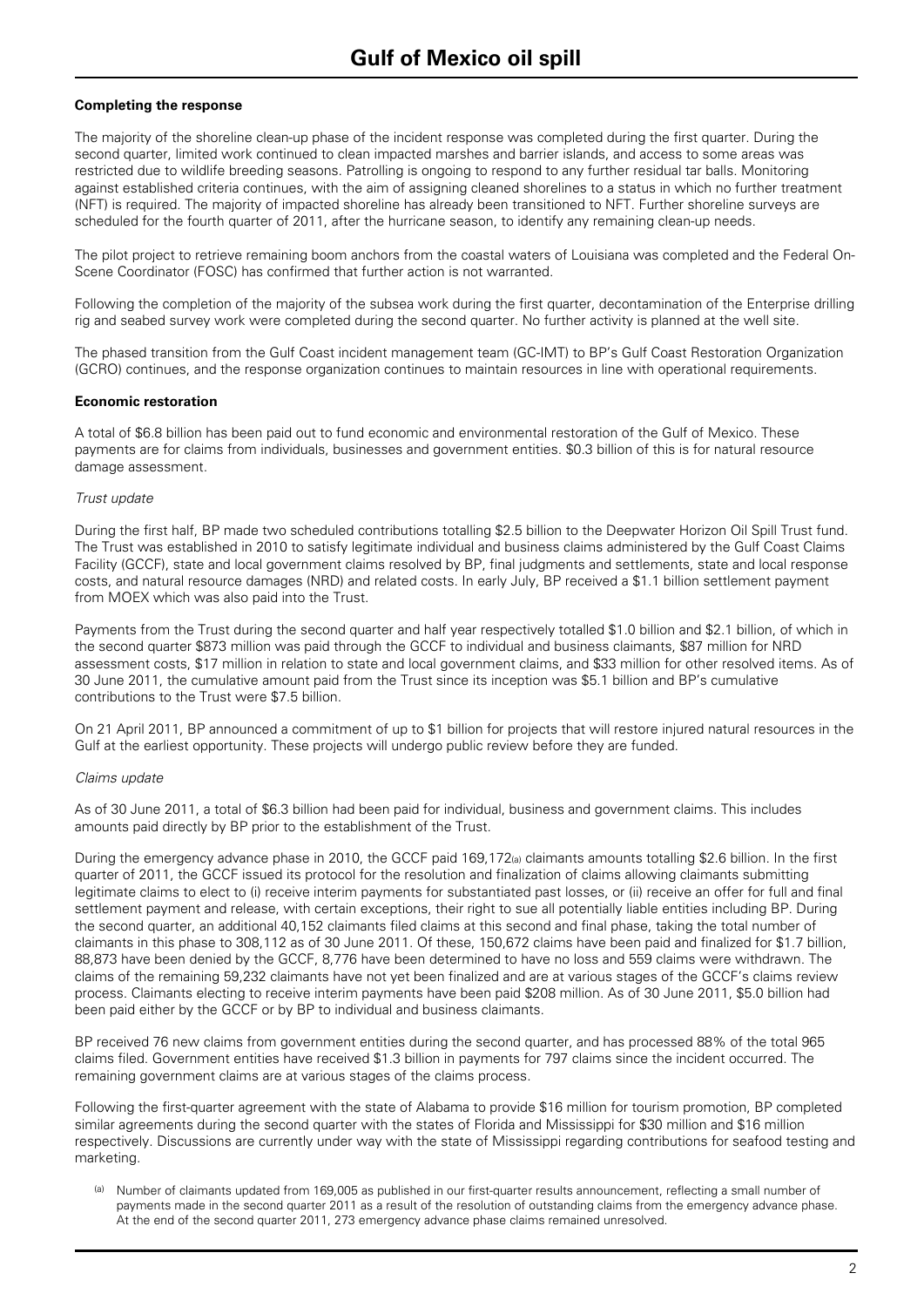# Gulf of Mexico oil spill

**Completing the response**

The majority of the shoreline clean-up phase of the incident response was completed during the first quarter. During the second quarter, limited work continued to clean impacted marshes and barrier islands, and access to some areas was restricted due to wildlife breeding seasons. Patrolling is ongoing to respond to any further residual tar balls. Monitoring against established criteria continues, with the aim of assigning cleaned shorelines to a status in which no further treatment (NFT) is required. The majority of impacted shoreline has already been transitioned to NFT. Further shoreline surveys are scheduled for the fourth quarter of 2011, after the hurricane season, to identify any remaining clean-up needs.

The pilot project to retrieve remaining boom anchors from the coastal waters of Louisiana was completed and the Federal On-Scene Coordinator (FOSC) has confirmed that further action is not warranted.

Following the completion of the majority of the subsea work during the first quarter, decontamination of the Enterprise drilling rig and seabed survey work were completed during the second quarter. No further activity is planned at the well site.

The phased transition from the Gulf Coast incident management team (GC-IMT) to BP's Gulf Coast Restoration Organization (GCRO) continues, and the response organization continues to maintain resources in line with operational requirements.

**Economic restoration**

A total of $6.8 billion has been paid out to fund economic and environmental restoration of the Gulf of Mexico. These payments are for claims from individuals, businesses and government entities. $0.3 billion of this is for natural resource damage assessment.

*Trust update*

During the first half, BP made two scheduled contributions totalling $2.5 billion to the Deepwater Horizon Oil Spill Trust fund. The Trust was established in 2010 to satisfy legitimate individual and business claims administered by the Gulf Coast Claims Facility (GCCF), state and local government claims resolved by BP, final judgments and settlements, state and local response costs, and natural resource damages (NRD) and related costs. In early July, BP received a $1.1 billion settlement payment from MOEX which was also paid into the Trust.

Payments from the Trust during the second quarter and half year respectively totalled $1.0 billion and $2.1 billion, of which in the second quarter $873 million was paid through the GCCF to individual and business claimants, $87 million for NRD assessment costs, $17 million in relation to state and local government claims, and $33 million for other resolved items. As of 30 June 2011, the cumulative amount paid from the Trust since its inception was $5.1 billion and BP's cumulative contributions to the Trust were $7.5 billion.

On 21 April 2011, BP announced a commitment of up to $1 billion for projects that will restore injured natural resources in the Gulf at the earliest opportunity. These projects will undergo public review before they are funded.

*Claims update*

As of 30 June 2011, a total of $6.3 billion had been paid for individual, business and government claims. This includes amounts paid directly by BP prior to the establishment of the Trust.

During the emergency advance phase in 2010, the GCCF paid 169,172[a] claimants amounts totalling $2.6 billion. In the first quarter of 2011, the GCCF issued its protocol for the resolution and finalization of claims allowing claimants submitting legitimate claims to elect to (i) receive interim payments for substantiated past losses, or (ii) receive an offer for full and final settlement payment and release, with certain exceptions, their right to sue all potentially liable entities including BP. During the second quarter, an additional 40,152 claimants filed claims at this second and final phase, taking the total number of claimants in this phase to 308,112 as of 30 June 2011. Of these, 150,672 claims have been paid and finalized for $1.7 billion, 88,873 have been denied by the GCCF, 8,776 have been determined to have no loss and 559 claims were withdrawn. The claims of the remaining 59,232 claimants have not yet been finalized and are at various stages of the GCCF's claims review process. Claimants electing to receive interim payments have been paid $208 million. As of 30 June 2011, $5.0 billion had been paid either by the GCCF or by BP to individual and business claimants.

BP received 76 new claims from government entities during the second quarter, and has processed 88% of the total 965 claims filed. Government entities have received $1.3 billion in payments for 797 claims since the incident occurred. The remaining government claims are at various stages of the claims process.

Following the first-quarter agreement with the state of Alabama to provide $16 million for tourism promotion, BP completed similar agreements during the second quarter with the states of Florida and Mississippi for $30 million and $16 million respectively. Discussions are currently under way with the state of Mississippi regarding contributions for seafood testing and marketing.

[a] Number of claimants updated from 169,005 as published in our first-quarter results announcement, reflecting a small number of payments made in the second quarter 2011 as a result of the resolution of outstanding claims from the emergency advance phase. At the end of the second quarter 2011, 273 emergency advance phase claims remained unresolved.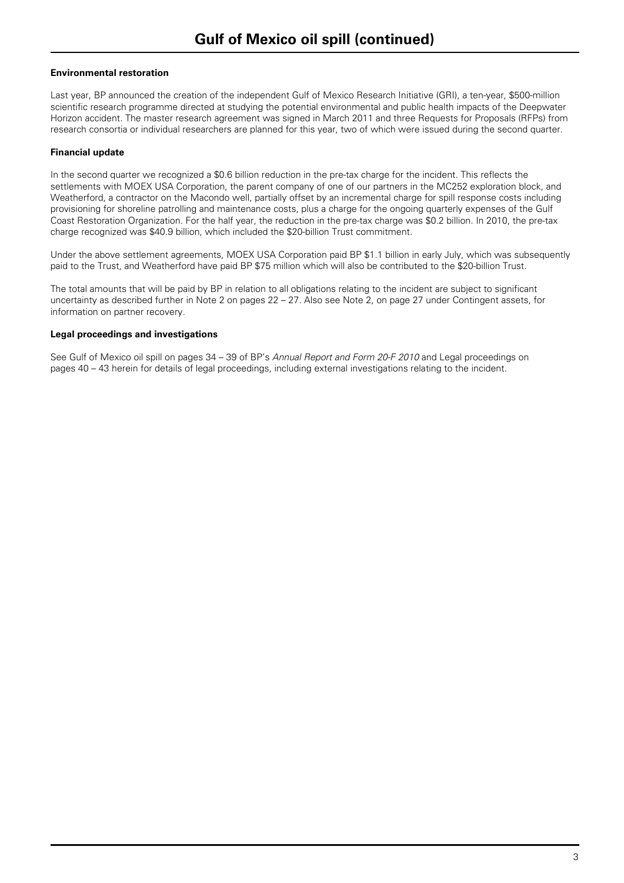# Gulf of Mexico oil spill (continued)

**Environmental restoration**

Last year, BP announced the creation of the independent Gulf of Mexico Research Initiative (GRI), a ten-year, $500-million scientific research programme directed at studying the potential environmental and public health impacts of the Deepwater Horizon accident. The master research agreement was signed in March 2011 and three Requests for Proposals (RFPs) from research consortia or individual researchers are planned for this year, two of which were issued during the second quarter.

**Financial update**

In the second quarter we recognized a $0.6 billion reduction in the pre-tax charge for the incident. This reflects the settlements with MOEX USA Corporation, the parent company of one of our partners in the MC252 exploration block, and Weatherford, a contractor on the Macondo well, partially offset by an incremental charge for spill response costs including provisioning for shoreline patrolling and maintenance costs, plus a charge for the ongoing quarterly expenses of the Gulf Coast Restoration Organization. For the half year, the reduction in the pre-tax charge was $0.2 billion. In 2010, the pre-tax charge recognized was $40.9 billion, which included the $20-billion Trust commitment.

Under the above settlement agreements, MOEX USA Corporation paid BP $1.1 billion in early July, which was subsequently paid to the Trust, and Weatherford have paid BP $75 million which will also be contributed to the $20-billion Trust.

The total amounts that will be paid by BP in relation to all obligations relating to the incident are subject to significant uncertainty as described further in Note 2 on pages 22 – 27. Also see Note 2, on page 27 under Contingent assets, for information on partner recovery.

**Legal proceedings and investigations**

See Gulf of Mexico oil spill on pages 34 – 39 of BP's *Annual Report and Form 20-F 2010* and Legal proceedings on pages 40 – 43 herein for details of legal proceedings, including external investigations relating to the incident.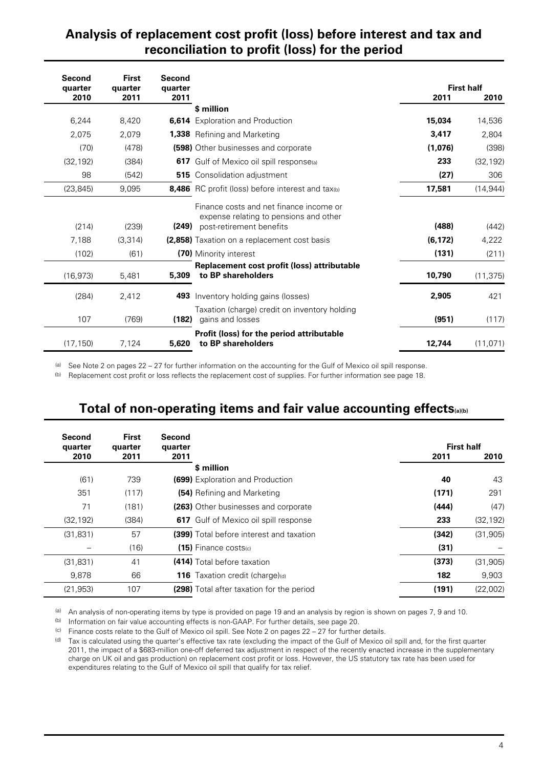## Analysis of replacement cost profit (loss) before interest and tax and reconciliation to profit (loss) for the period

| Second quarter 2010 | First quarter 2011 | Second quarter 2011 | | First half 2011 | First half 2010 |
|---|---|---|---|---|---|
| | | | **$ million** | | |
| 6,244 | 8,420 | **6,614** | Exploration and Production | **15,034** | 14,536 |
| 2,075 | 2,079 | **1,338** | Refining and Marketing | **3,417** | 2,804 |
| (70) | (478) | **(598)** | Other businesses and corporate | **(1,076)** | (398) |
| (32,192) | (384) | **617** | Gulf of Mexico oil spill response[a] | **233** | (32,192) |
| 98 | (542) | **515** | Consolidation adjustment | **(27)** | 306 |
| (23,845) | 9,095 | **8,486** | RC profit (loss) before interest and tax[b] | **17,581** | (14,944) |
| (214) | (239) | **(249)** | Finance costs and net finance income or expense relating to pensions and other post-retirement benefits | **(488)** | (442) |
| 7,188 | (3,314) | **(2,858)** | Taxation on a replacement cost basis | **(6,172)** | 4,222 |
| (102) | (61) | **(70)** | Minority interest | **(131)** | (211) |
| (16,973) | 5,481 | **5,309** | **Replacement cost profit (loss) attributable to BP shareholders** | **10,790** | (11,375) |
| (284) | 2,412 | **493** | Inventory holding gains (losses) | **2,905** | 421 |
| 107 | (769) | **(182)** | Taxation (charge) credit on inventory holding gains and losses | **(951)** | (117) |
| (17,150) | 7,124 | **5,620** | **Profit (loss) for the period attributable to BP shareholders** | **12,744** | (11,071) |

[a] See Note 2 on pages 22 – 27 for further information on the accounting for the Gulf of Mexico oil spill response.

[b] Replacement cost profit or loss reflects the replacement cost of supplies. For further information see page 18.

## Total of non-operating items and fair value accounting effects[a][b]

| Second quarter 2010 | First quarter 2011 | Second quarter 2011 | | First half 2011 | First half 2010 |
|---|---|---|---|---|---|
| | | | **$ million** | | |
| (61) | 739 | **(699)** | Exploration and Production | **40** | 43 |
| 351 | (117) | **(54)** | Refining and Marketing | **(171)** | 291 |
| 71 | (181) | **(263)** | Other businesses and corporate | **(444)** | (47) |
| (32,192) | (384) | **617** | Gulf of Mexico oil spill response | **233** | (32,192) |
| (31,831) | 57 | **(399)** | Total before interest and taxation | **(342)** | (31,905) |
| – | (16) | **(15)** | Finance costs[c] | **(31)** | – |
| (31,831) | 41 | **(414)** | Total before taxation | **(373)** | (31,905) |
| 9,878 | 66 | **116** | Taxation credit (charge)[d] | **182** | 9,903 |
| (21,953) | 107 | **(298)** | Total after taxation for the period | **(191)** | (22,002) |

[a] An analysis of non-operating items by type is provided on page 19 and an analysis by region is shown on pages 7, 9 and 10.

[b] Information on fair value accounting effects is non-GAAP. For further details, see page 20.

[c] Finance costs relate to the Gulf of Mexico oil spill. See Note 2 on pages 22 – 27 for further details.

[d] Tax is calculated using the quarter's effective tax rate (excluding the impact of the Gulf of Mexico oil spill and, for the first quarter 2011, the impact of a $683-million one-off deferred tax adjustment in respect of the recently enacted increase in the supplementary charge on UK oil and gas production) on replacement cost profit or loss. However, the US statutory tax rate has been used for expenditures relating to the Gulf of Mexico oil spill that qualify for tax relief.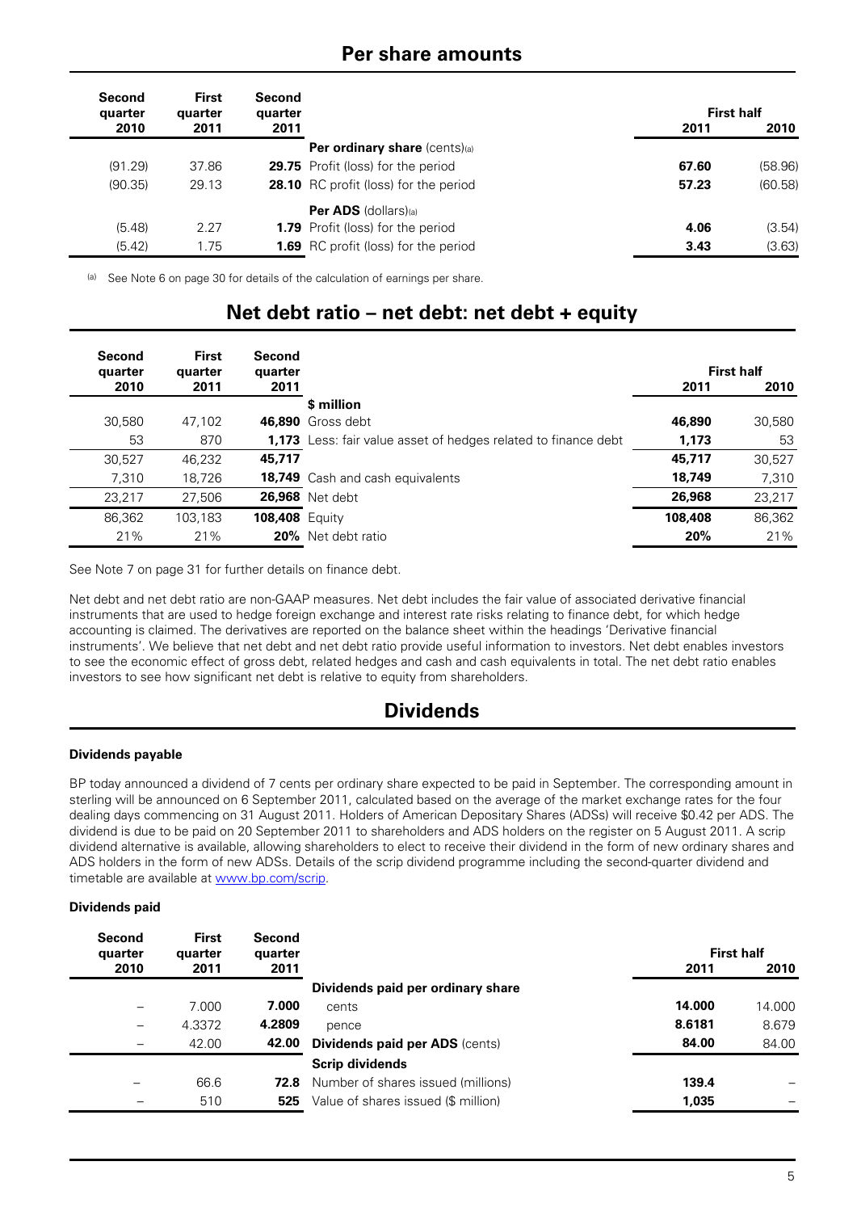## Per share amounts

| Second quarter 2010 | First quarter 2011 | Second quarter 2011 | | First half 2011 | First half 2010 |
|---|---|---|---|---|---|
| | | | **Per ordinary share** (cents)[(a)] | | |
| (91.29) | 37.86 | **29.75** | Profit (loss) for the period | **67.60** | (58.96) |
| (90.35) | 29.13 | **28.10** | RC profit (loss) for the period | **57.23** | (60.58) |
| | | | **Per ADS** (dollars)[(a)] | | |
| (5.48) | 2.27 | **1.79** | Profit (loss) for the period | **4.06** | (3.54) |
| (5.42) | 1.75 | **1.69** | RC profit (loss) for the period | **3.43** | (3.63) |

(a) See Note 6 on page 30 for details of the calculation of earnings per share.

## Net debt ratio – net debt: net debt + equity

| Second quarter 2010 | First quarter 2011 | Second quarter 2011 | | First half 2011 | First half 2010 |
|---|---|---|---|---|---|
| | | | **$ million** | | |
| 30,580 | 47,102 | **46,890** | Gross debt | **46,890** | 30,580 |
| 53 | 870 | **1,173** | Less: fair value asset of hedges related to finance debt | **1,173** | 53 |
| 30,527 | 46,232 | **45,717** | | **45,717** | 30,527 |
| 7,310 | 18,726 | **18,749** | Cash and cash equivalents | **18,749** | 7,310 |
| 23,217 | 27,506 | **26,968** | Net debt | **26,968** | 23,217 |
| 86,362 | 103,183 | **108,408** | Equity | **108,408** | 86,362 |
| 21% | 21% | **20%** | Net debt ratio | **20%** | 21% |

See Note 7 on page 31 for further details on finance debt.

Net debt and net debt ratio are non-GAAP measures. Net debt includes the fair value of associated derivative financial instruments that are used to hedge foreign exchange and interest rate risks relating to finance debt, for which hedge accounting is claimed. The derivatives are reported on the balance sheet within the headings 'Derivative financial instruments'. We believe that net debt and net debt ratio provide useful information to investors. Net debt enables investors to see the economic effect of gross debt, related hedges and cash and cash equivalents in total. The net debt ratio enables investors to see how significant net debt is relative to equity from shareholders.

## Dividends

### Dividends payable

BP today announced a dividend of 7 cents per ordinary share expected to be paid in September. The corresponding amount in sterling will be announced on 6 September 2011, calculated based on the average of the market exchange rates for the four dealing days commencing on 31 August 2011. Holders of American Depositary Shares (ADSs) will receive $0.42 per ADS. The dividend is due to be paid on 20 September 2011 to shareholders and ADS holders on the register on 5 August 2011. A scrip dividend alternative is available, allowing shareholders to elect to receive their dividend in the form of new ordinary shares and ADS holders in the form of new ADSs. Details of the scrip dividend programme including the second-quarter dividend and timetable are available at www.bp.com/scrip.

### Dividends paid

| Second quarter 2010 | First quarter 2011 | Second quarter 2011 | | First half 2011 | First half 2010 |
|---|---|---|---|---|---|
| | | | **Dividends paid per ordinary share** | | |
| – | 7.000 | **7.000** | cents | **14.000** | 14.000 |
| – | 4.3372 | **4.2809** | pence | **8.6181** | 8.679 |
| – | 42.00 | **42.00** | **Dividends paid per ADS** (cents) | **84.00** | 84.00 |
| | | | **Scrip dividends** | | |
| – | 66.6 | **72.8** | Number of shares issued (millions) | **139.4** | – |
| – | 510 | **525** | Value of shares issued ($ million) | **1,035** | – |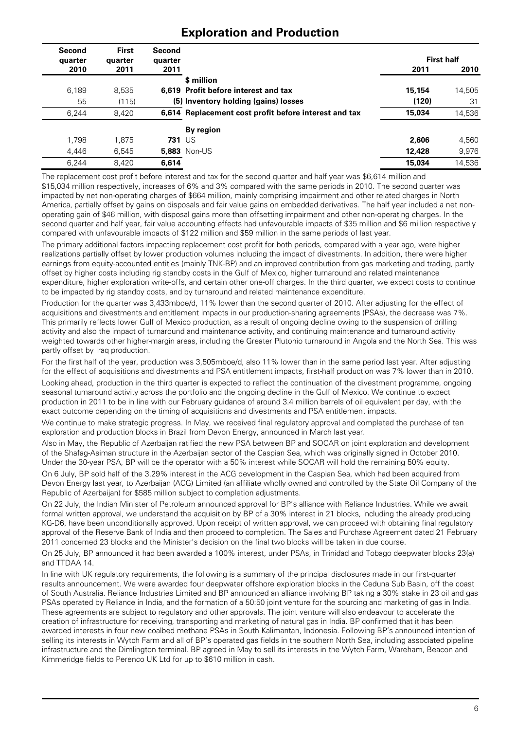# Exploration and Production

| Second quarter 2010 | First quarter 2011 | Second quarter 2011 | | First half 2011 | First half 2010 |
|---|---|---|---|---|---|
| | | | **$ million** | | |
| 6,189 | 8,535 | **6,619** | **Profit before interest and tax** | **15,154** | 14,505 |
| 55 | (115) | **(5)** | **Inventory holding (gains) losses** | **(120)** | 31 |
| 6,244 | 8,420 | **6,614** | **Replacement cost profit before interest and tax** | **15,034** | 14,536 |
| | | | **By region** | | |
| 1,798 | 1,875 | **731** | US | **2,606** | 4,560 |
| 4,446 | 6,545 | **5,883** | Non-US | **12,428** | 9,976 |
| 6,244 | 8,420 | **6,614** | | **15,034** | 14,536 |

The replacement cost profit before interest and tax for the second quarter and half year was $6,614 million and $15,034 million respectively, increases of 6% and 3% compared with the same periods in 2010. The second quarter was impacted by net non-operating charges of $664 million, mainly comprising impairment and other related charges in North America, partially offset by gains on disposals and fair value gains on embedded derivatives. The half year included a net non-operating gain of $46 million, with disposal gains more than offsetting impairment and other non-operating charges. In the second quarter and half year, fair value accounting effects had unfavourable impacts of $35 million and $6 million respectively compared with unfavourable impacts of $122 million and $59 million in the same periods of last year.

The primary additional factors impacting replacement cost profit for both periods, compared with a year ago, were higher realizations partially offset by lower production volumes including the impact of divestments. In addition, there were higher earnings from equity-accounted entities (mainly TNK-BP) and an improved contribution from gas marketing and trading, partly offset by higher costs including rig standby costs in the Gulf of Mexico, higher turnaround and related maintenance expenditure, higher exploration write-offs, and certain other one-off charges. In the third quarter, we expect costs to continue to be impacted by rig standby costs, and by turnaround and related maintenance expenditure.

Production for the quarter was 3,433mboe/d, 11% lower than the second quarter of 2010. After adjusting for the effect of acquisitions and divestments and entitlement impacts in our production-sharing agreements (PSAs), the decrease was 7%. This primarily reflects lower Gulf of Mexico production, as a result of ongoing decline owing to the suspension of drilling activity and also the impact of turnaround and maintenance activity, and continuing maintenance and turnaround activity weighted towards other higher-margin areas, including the Greater Plutonio turnaround in Angola and the North Sea. This was partly offset by Iraq production.

For the first half of the year, production was 3,505mboe/d, also 11% lower than in the same period last year. After adjusting for the effect of acquisitions and divestments and PSA entitlement impacts, first-half production was 7% lower than in 2010.

Looking ahead, production in the third quarter is expected to reflect the continuation of the divestment programme, ongoing seasonal turnaround activity across the portfolio and the ongoing decline in the Gulf of Mexico. We continue to expect production in 2011 to be in line with our February guidance of around 3.4 million barrels of oil equivalent per day, with the exact outcome depending on the timing of acquisitions and divestments and PSA entitlement impacts.

We continue to make strategic progress. In May, we received final regulatory approval and completed the purchase of ten exploration and production blocks in Brazil from Devon Energy, announced in March last year.

Also in May, the Republic of Azerbaijan ratified the new PSA between BP and SOCAR on joint exploration and development of the Shafag-Asiman structure in the Azerbaijan sector of the Caspian Sea, which was originally signed in October 2010. Under the 30-year PSA, BP will be the operator with a 50% interest while SOCAR will hold the remaining 50% equity.

On 6 July, BP sold half of the 3.29% interest in the ACG development in the Caspian Sea, which had been acquired from Devon Energy last year, to Azerbaijan (ACG) Limited (an affiliate wholly owned and controlled by the State Oil Company of the Republic of Azerbaijan) for $585 million subject to completion adjustments.

On 22 July, the Indian Minister of Petroleum announced approval for BP's alliance with Reliance Industries. While we await formal written approval, we understand the acquisition by BP of a 30% interest in 21 blocks, including the already producing KG-D6, have been unconditionally approved. Upon receipt of written approval, we can proceed with obtaining final regulatory approval of the Reserve Bank of India and then proceed to completion. The Sales and Purchase Agreement dated 21 February 2011 concerned 23 blocks and the Minister's decision on the final two blocks will be taken in due course.

On 25 July, BP announced it had been awarded a 100% interest, under PSAs, in Trinidad and Tobago deepwater blocks 23(a) and TTDAA 14.

In line with UK regulatory requirements, the following is a summary of the principal disclosures made in our first-quarter results announcement. We were awarded four deepwater offshore exploration blocks in the Ceduna Sub Basin, off the coast of South Australia. Reliance Industries Limited and BP announced an alliance involving BP taking a 30% stake in 23 oil and gas PSAs operated by Reliance in India, and the formation of a 50:50 joint venture for the sourcing and marketing of gas in India. These agreements are subject to regulatory and other approvals. The joint venture will also endeavour to accelerate the creation of infrastructure for receiving, transporting and marketing of natural gas in India. BP confirmed that it has been awarded interests in four new coalbed methane PSAs in South Kalimantan, Indonesia. Following BP's announced intention of selling its interests in Wytch Farm and all of BP's operated gas fields in the southern North Sea, including associated pipeline infrastructure and the Dimlington terminal. BP agreed in May to sell its interests in the Wytch Farm, Wareham, Beacon and Kimmeridge fields to Perenco UK Ltd for up to $610 million in cash.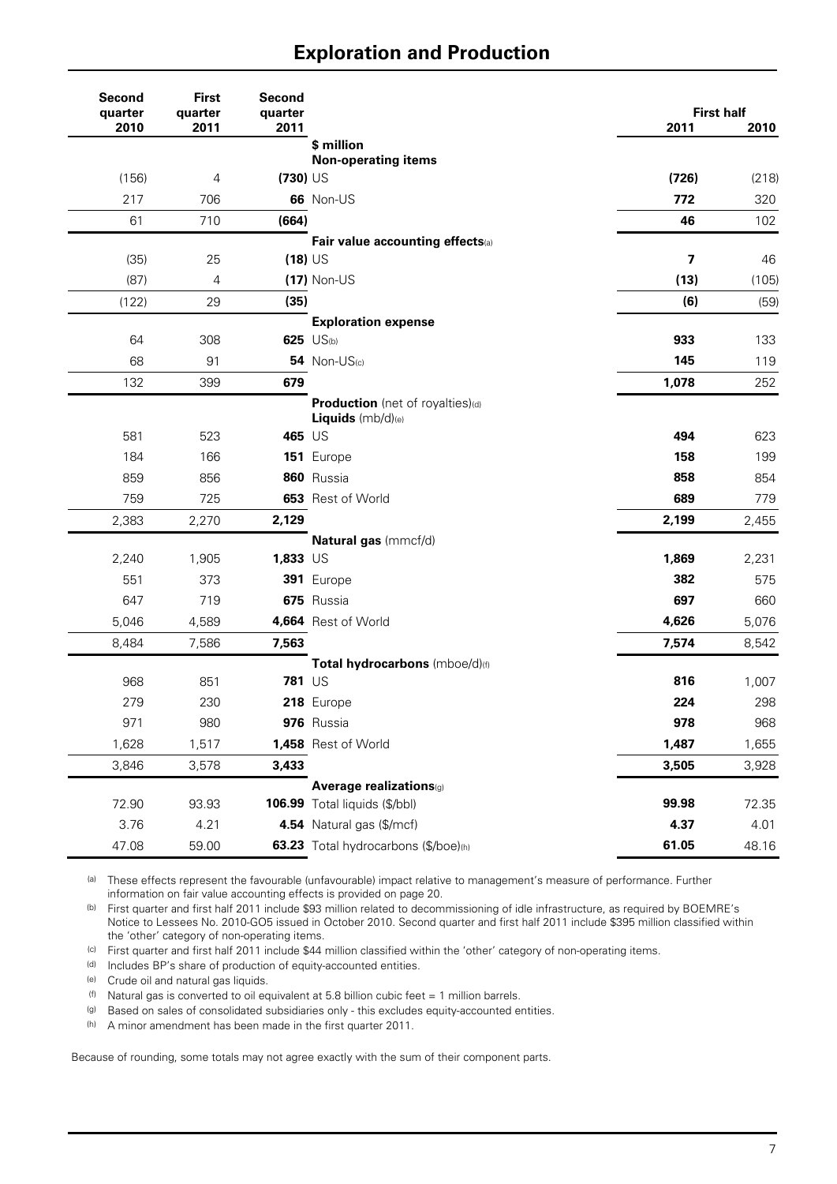## Exploration and Production

| Second quarter 2010 | First quarter 2011 | Second quarter 2011 | | First half 2011 | First half 2010 |
|---|---|---|---|---|---|
| | | | **\$ million** | | |
| | | | **Non-operating items** | | |
| (156) | 4 | **(730)** | US | **(726)** | (218) |
| 217 | 706 | **66** | Non-US | **772** | 320 |
| 61 | 710 | **(664)** | | **46** | 102 |
| | | | **Fair value accounting effects**[(a)] | | |
| (35) | 25 | **(18)** | US | **7** | 46 |
| (87) | 4 | **(17)** | Non-US | **(13)** | (105) |
| (122) | 29 | **(35)** | | **(6)** | (59) |
| | | | **Exploration expense** | | |
| 64 | 308 | **625** | US[(b)] | **933** | 133 |
| 68 | 91 | **54** | Non-US[(c)] | **145** | 119 |
| 132 | 399 | **679** | | **1,078** | 252 |
| | | | **Production** (net of royalties)[(d)] | | |
| | | | **Liquids** (mb/d)[(e)] | | |
| 581 | 523 | **465** | US | **494** | 623 |
| 184 | 166 | **151** | Europe | **158** | 199 |
| 859 | 856 | **860** | Russia | **858** | 854 |
| 759 | 725 | **653** | Rest of World | **689** | 779 |
| 2,383 | 2,270 | **2,129** | | **2,199** | 2,455 |
| | | | **Natural gas** (mmcf/d) | | |
| 2,240 | 1,905 | **1,833** | US | **1,869** | 2,231 |
| 551 | 373 | **391** | Europe | **382** | 575 |
| 647 | 719 | **675** | Russia | **697** | 660 |
| 5,046 | 4,589 | **4,664** | Rest of World | **4,626** | 5,076 |
| 8,484 | 7,586 | **7,563** | | **7,574** | 8,542 |
| | | | **Total hydrocarbons** (mboe/d)[(f)] | | |
| 968 | 851 | **781** | US | **816** | 1,007 |
| 279 | 230 | **218** | Europe | **224** | 298 |
| 971 | 980 | **976** | Russia | **978** | 968 |
| 1,628 | 1,517 | **1,458** | Rest of World | **1,487** | 1,655 |
| 3,846 | 3,578 | **3,433** | | **3,505** | 3,928 |
| | | | **Average realizations**[(g)] | | |
| 72.90 | 93.93 | **106.99** | Total liquids (\$/bbl) | **99.98** | 72.35 |
| 3.76 | 4.21 | **4.54** | Natural gas (\$/mcf) | **4.37** | 4.01 |
| 47.08 | 59.00 | **63.23** | Total hydrocarbons (\$/boe)[(h)] | **61.05** | 48.16 |

(a) These effects represent the favourable (unfavourable) impact relative to management's measure of performance. Further information on fair value accounting effects is provided on page 20.

(b) First quarter and first half 2011 include \$93 million related to decommissioning of idle infrastructure, as required by BOEMRE's Notice to Lessees No. 2010-GO5 issued in October 2010. Second quarter and first half 2011 include \$395 million classified within the 'other' category of non-operating items.

(c) First quarter and first half 2011 include \$44 million classified within the 'other' category of non-operating items.

(d) Includes BP's share of production of equity-accounted entities.

(e) Crude oil and natural gas liquids.

(f) Natural gas is converted to oil equivalent at 5.8 billion cubic feet = 1 million barrels.

(g) Based on sales of consolidated subsidiaries only - this excludes equity-accounted entities.

(h) A minor amendment has been made in the first quarter 2011.

Because of rounding, some totals may not agree exactly with the sum of their component parts.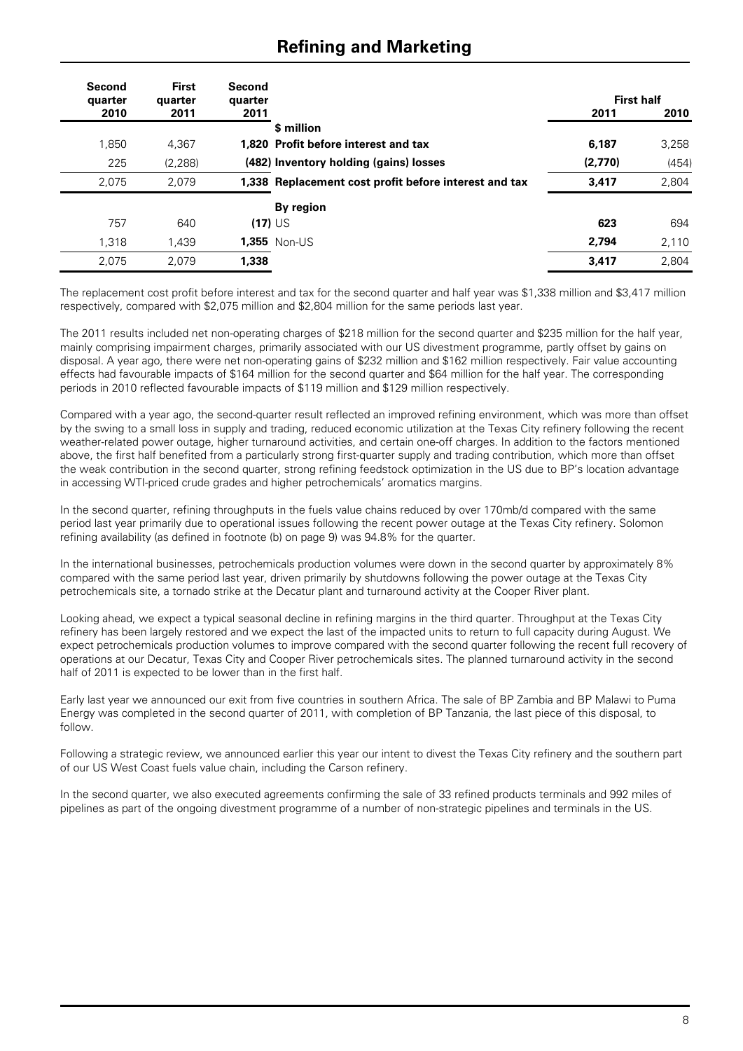# Refining and Marketing

| Second quarter 2010 | First quarter 2011 | Second quarter 2011 | | First half 2011 | First half 2010 |
|---|---|---|---|---|---|
| | | | **$ million** | | |
| 1,850 | 4,367 | **1,820** | **Profit before interest and tax** | **6,187** | 3,258 |
| 225 | (2,288) | **(482)** | **Inventory holding (gains) losses** | **(2,770)** | (454) |
| 2,075 | 2,079 | **1,338** | **Replacement cost profit before interest and tax** | **3,417** | 2,804 |
| | | | **By region** | | |
| 757 | 640 | **(17)** | US | **623** | 694 |
| 1,318 | 1,439 | **1,355** | Non-US | **2,794** | 2,110 |
| 2,075 | 2,079 | **1,338** | | **3,417** | 2,804 |

The replacement cost profit before interest and tax for the second quarter and half year was $1,338 million and $3,417 million respectively, compared with $2,075 million and $2,804 million for the same periods last year.

The 2011 results included net non-operating charges of $218 million for the second quarter and $235 million for the half year, mainly comprising impairment charges, primarily associated with our US divestment programme, partly offset by gains on disposal. A year ago, there were net non-operating gains of $232 million and $162 million respectively. Fair value accounting effects had favourable impacts of $164 million for the second quarter and $64 million for the half year. The corresponding periods in 2010 reflected favourable impacts of $119 million and $129 million respectively.

Compared with a year ago, the second-quarter result reflected an improved refining environment, which was more than offset by the swing to a small loss in supply and trading, reduced economic utilization at the Texas City refinery following the recent weather-related power outage, higher turnaround activities, and certain one-off charges. In addition to the factors mentioned above, the first half benefited from a particularly strong first-quarter supply and trading contribution, which more than offset the weak contribution in the second quarter, strong refining feedstock optimization in the US due to BP's location advantage in accessing WTI-priced crude grades and higher petrochemicals' aromatics margins.

In the second quarter, refining throughputs in the fuels value chains reduced by over 170mb/d compared with the same period last year primarily due to operational issues following the recent power outage at the Texas City refinery. Solomon refining availability (as defined in footnote (b) on page 9) was 94.8% for the quarter.

In the international businesses, petrochemicals production volumes were down in the second quarter by approximately 8% compared with the same period last year, driven primarily by shutdowns following the power outage at the Texas City petrochemicals site, a tornado strike at the Decatur plant and turnaround activity at the Cooper River plant.

Looking ahead, we expect a typical seasonal decline in refining margins in the third quarter. Throughput at the Texas City refinery has been largely restored and we expect the last of the impacted units to return to full capacity during August. We expect petrochemicals production volumes to improve compared with the second quarter following the recent full recovery of operations at our Decatur, Texas City and Cooper River petrochemicals sites. The planned turnaround activity in the second half of 2011 is expected to be lower than in the first half.

Early last year we announced our exit from five countries in southern Africa. The sale of BP Zambia and BP Malawi to Puma Energy was completed in the second quarter of 2011, with completion of BP Tanzania, the last piece of this disposal, to follow.

Following a strategic review, we announced earlier this year our intent to divest the Texas City refinery and the southern part of our US West Coast fuels value chain, including the Carson refinery.

In the second quarter, we also executed agreements confirming the sale of 33 refined products terminals and 992 miles of pipelines as part of the ongoing divestment programme of a number of non-strategic pipelines and terminals in the US.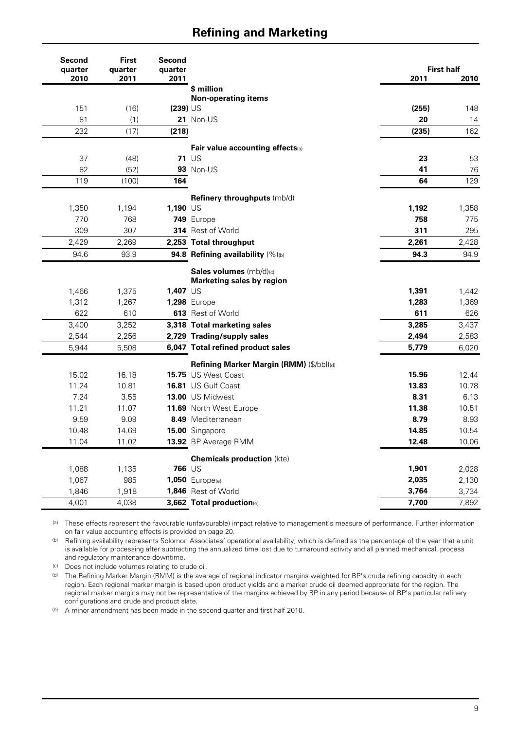## Refining and Marketing

| Second quarter 2010 | First quarter 2011 | Second quarter 2011 | | First half 2011 | First half 2010 |
|---|---|---|---|---|---|
| | | | **$ million** | | |
| | | | **Non-operating items** | | |
| 151 | (16) | **(239)** | US | **(255)** | 148 |
| 81 | (1) | **21** | Non-US | **20** | 14 |
| 232 | (17) | **(218)** | | **(235)** | 162 |
| | | | **Fair value accounting effects**[a] | | |
| 37 | (48) | **71** | US | **23** | 53 |
| 82 | (52) | **93** | Non-US | **41** | 76 |
| 119 | (100) | **164** | | **64** | 129 |
| | | | **Refinery throughputs** (mb/d) | | |
| 1,350 | 1,194 | **1,190** | US | **1,192** | 1,358 |
| 770 | 768 | **749** | Europe | **758** | 775 |
| 309 | 307 | **314** | Rest of World | **311** | 295 |
| 2,429 | 2,269 | **2,253** | **Total throughput** | **2,261** | 2,428 |
| 94.6 | 93.9 | **94.8** | **Refining availability** (%)[b] | **94.3** | 94.9 |
| | | | **Sales volumes** (mb/d)[c] | | |
| | | | **Marketing sales by region** | | |
| 1,466 | 1,375 | **1,407** | US | **1,391** | 1,442 |
| 1,312 | 1,267 | **1,298** | Europe | **1,283** | 1,369 |
| 622 | 610 | **613** | Rest of World | **611** | 626 |
| 3,400 | 3,252 | **3,318** | **Total marketing sales** | **3,285** | 3,437 |
| 2,544 | 2,256 | **2,729** | **Trading/supply sales** | **2,494** | 2,583 |
| 5,944 | 5,508 | **6,047** | **Total refined product sales** | **5,779** | 6,020 |
| | | | **Refining Marker Margin (RMM)** ($/bbl)[d] | | |
| 15.02 | 16.18 | **15.75** | US West Coast | **15.96** | 12.44 |
| 11.24 | 10.81 | **16.81** | US Gulf Coast | **13.83** | 10.78 |
| 7.24 | 3.55 | **13.00** | US Midwest | **8.31** | 6.13 |
| 11.21 | 11.07 | **11.69** | North West Europe | **11.38** | 10.51 |
| 9.59 | 9.09 | **8.49** | Mediterranean | **8.79** | 8.93 |
| 10.48 | 14.69 | **15.00** | Singapore | **14.85** | 10.54 |
| 11.04 | 11.02 | **13.92** | BP Average RMM | **12.48** | 10.06 |
| | | | **Chemicals production** (kte) | | |
| 1,088 | 1,135 | **766** | US | **1,901** | 2,028 |
| 1,067 | 985 | **1,050** | Europe[e] | **2,035** | 2,130 |
| 1,846 | 1,918 | **1,846** | Rest of World | **3,764** | 3,734 |
| 4,001 | 4,038 | **3,662** | **Total production**[e] | **7,700** | 7,892 |

(a) These effects represent the favourable (unfavourable) impact relative to management's measure of performance. Further information on fair value accounting effects is provided on page 20.

(b) Refining availability represents Solomon Associates' operational availability, which is defined as the percentage of the year that a unit is available for processing after subtracting the annualized time lost due to turnaround activity and all planned mechanical, process and regulatory maintenance downtime.

(c) Does not include volumes relating to crude oil.

(d) The Refining Marker Margin (RMM) is the average of regional indicator margins weighted for BP's crude refining capacity in each region. Each regional marker margin is based upon product yields and a marker crude oil deemed appropriate for the region. The regional marker margins may not be representative of the margins achieved by BP in any period because of BP's particular refinery configurations and crude and product slate.

(e) A minor amendment has been made in the second quarter and first half 2010.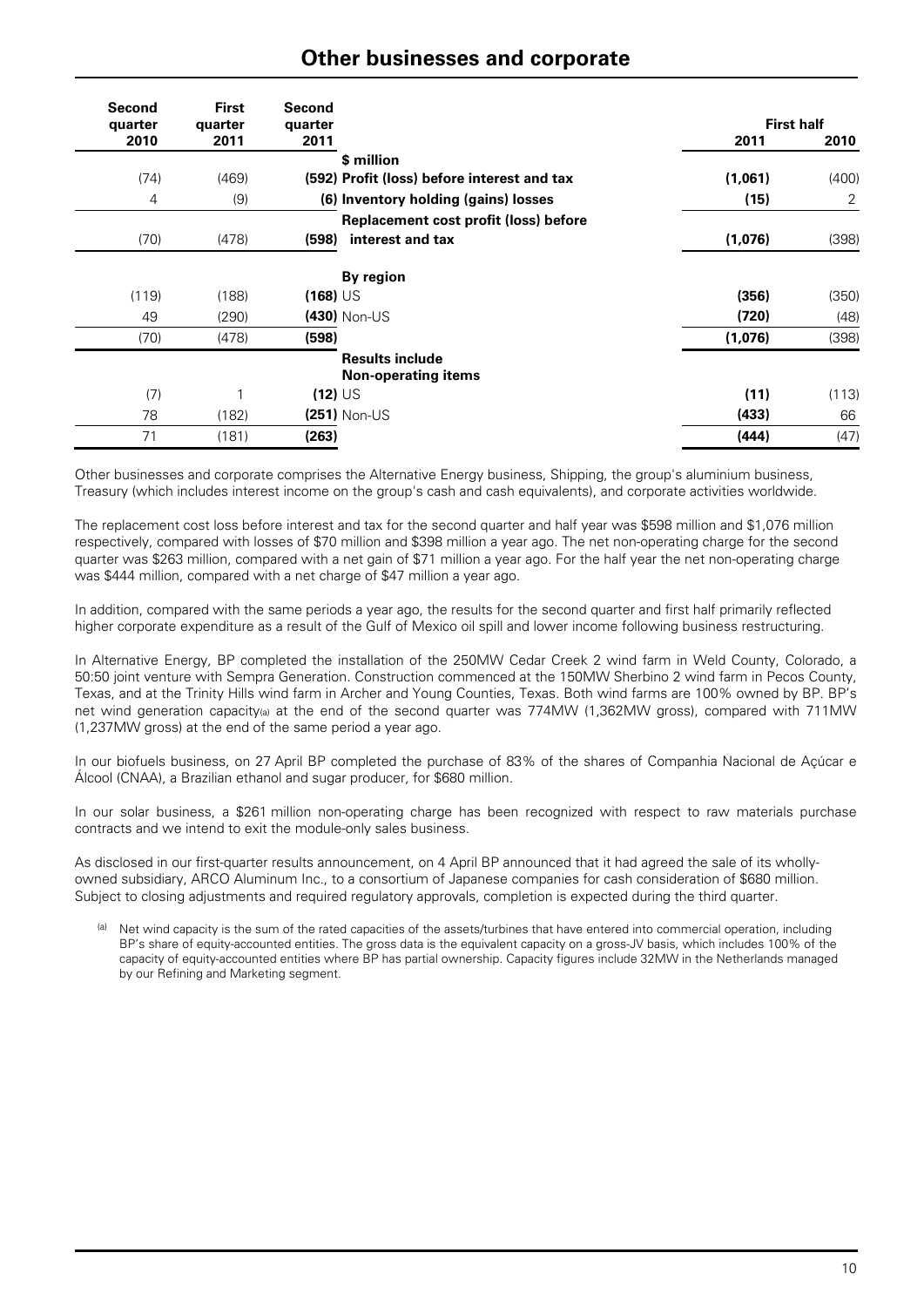## Other businesses and corporate

| Second quarter 2010 | First quarter 2011 | Second quarter 2011 | | First half 2011 | First half 2010 |
|---|---|---|---|---|---|
| | | | **$ million** | | |
| (74) | (469) | **(592)** | **Profit (loss) before interest and tax** | **(1,061)** | (400) |
| 4 | (9) | **(6)** | **Inventory holding (gains) losses** | **(15)** | 2 |
| (70) | (478) | **(598)** | **Replacement cost profit (loss) before interest and tax** | **(1,076)** | (398) |
| | | | **By region** | | |
| (119) | (188) | **(168)** | US | **(356)** | (350) |
| 49 | (290) | **(430)** | Non-US | **(720)** | (48) |
| (70) | (478) | **(598)** | | **(1,076)** | (398) |
| | | | **Results include Non-operating items** | | |
| (7) | 1 | **(12)** | US | **(11)** | (113) |
| 78 | (182) | **(251)** | Non-US | **(433)** | 66 |
| 71 | (181) | **(263)** | | **(444)** | (47) |

Other businesses and corporate comprises the Alternative Energy business, Shipping, the group's aluminium business, Treasury (which includes interest income on the group's cash and cash equivalents), and corporate activities worldwide.

The replacement cost loss before interest and tax for the second quarter and half year was $598 million and $1,076 million respectively, compared with losses of $70 million and $398 million a year ago. The net non-operating charge for the second quarter was $263 million, compared with a net gain of $71 million a year ago. For the half year the net non-operating charge was $444 million, compared with a net charge of $47 million a year ago.

In addition, compared with the same periods a year ago, the results for the second quarter and first half primarily reflected higher corporate expenditure as a result of the Gulf of Mexico oil spill and lower income following business restructuring.

In Alternative Energy, BP completed the installation of the 250MW Cedar Creek 2 wind farm in Weld County, Colorado, a 50:50 joint venture with Sempra Generation. Construction commenced at the 150MW Sherbino 2 wind farm in Pecos County, Texas, and at the Trinity Hills wind farm in Archer and Young Counties, Texas. Both wind farms are 100% owned by BP. BP's net wind generation capacity[a] at the end of the second quarter was 774MW (1,362MW gross), compared with 711MW (1,237MW gross) at the end of the same period a year ago.

In our biofuels business, on 27 April BP completed the purchase of 83% of the shares of Companhia Nacional de Açúcar e Álcool (CNAA), a Brazilian ethanol and sugar producer, for $680 million.

In our solar business, a $261 million non-operating charge has been recognized with respect to raw materials purchase contracts and we intend to exit the module-only sales business.

As disclosed in our first-quarter results announcement, on 4 April BP announced that it had agreed the sale of its wholly-owned subsidiary, ARCO Aluminum Inc., to a consortium of Japanese companies for cash consideration of $680 million. Subject to closing adjustments and required regulatory approvals, completion is expected during the third quarter.

[a] Net wind capacity is the sum of the rated capacities of the assets/turbines that have entered into commercial operation, including BP's share of equity-accounted entities. The gross data is the equivalent capacity on a gross-JV basis, which includes 100% of the capacity of equity-accounted entities where BP has partial ownership. Capacity figures include 32MW in the Netherlands managed by our Refining and Marketing segment.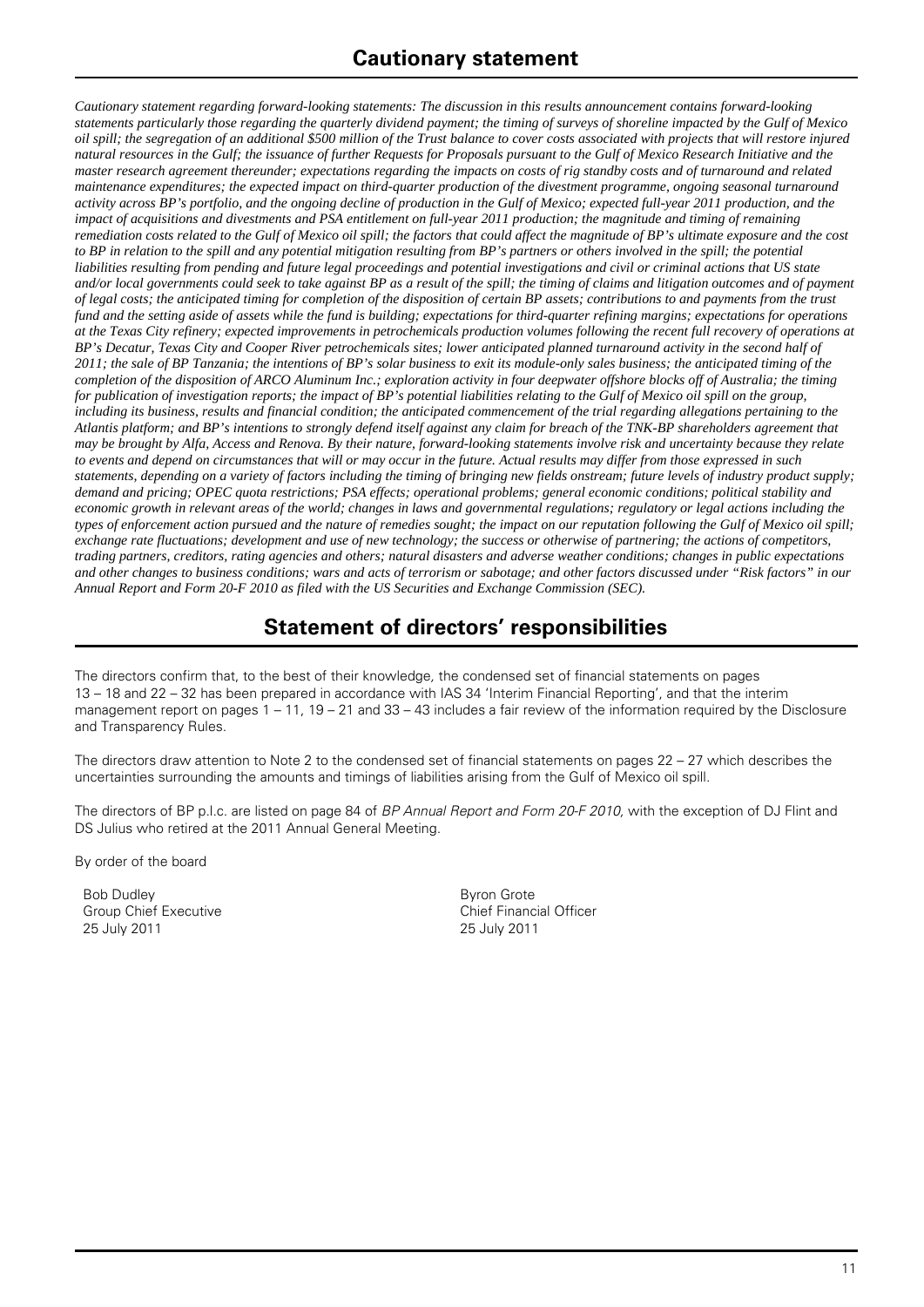## Cautionary statement

*Cautionary statement regarding forward-looking statements: The discussion in this results announcement contains forward-looking statements particularly those regarding the quarterly dividend payment; the timing of surveys of shoreline impacted by the Gulf of Mexico oil spill; the segregation of an additional $500 million of the Trust balance to cover costs associated with projects that will restore injured natural resources in the Gulf; the issuance of further Requests for Proposals pursuant to the Gulf of Mexico Research Initiative and the master research agreement thereunder; expectations regarding the impacts on costs of rig standby costs and of turnaround and related maintenance expenditures; the expected impact on third-quarter production of the divestment programme, ongoing seasonal turnaround activity across BP's portfolio, and the ongoing decline of production in the Gulf of Mexico; expected full-year 2011 production, and the impact of acquisitions and divestments and PSA entitlement on full-year 2011 production; the magnitude and timing of remaining remediation costs related to the Gulf of Mexico oil spill; the factors that could affect the magnitude of BP's ultimate exposure and the cost to BP in relation to the spill and any potential mitigation resulting from BP's partners or others involved in the spill; the potential liabilities resulting from pending and future legal proceedings and potential investigations and civil or criminal actions that US state and/or local governments could seek to take against BP as a result of the spill; the timing of claims and litigation outcomes and of payment of legal costs; the anticipated timing for completion of the disposition of certain BP assets; contributions to and payments from the trust fund and the setting aside of assets while the fund is building; expectations for third-quarter refining margins; expectations for operations at the Texas City refinery; expected improvements in petrochemicals production volumes following the recent full recovery of operations at BP's Decatur, Texas City and Cooper River petrochemicals sites; lower anticipated planned turnaround activity in the second half of 2011; the sale of BP Tanzania; the intentions of BP's solar business to exit its module-only sales business; the anticipated timing of the completion of the disposition of ARCO Aluminum Inc.; exploration activity in four deepwater offshore blocks off of Australia; the timing for publication of investigation reports; the impact of BP's potential liabilities relating to the Gulf of Mexico oil spill on the group, including its business, results and financial condition; the anticipated commencement of the trial regarding allegations pertaining to the Atlantis platform; and BP's intentions to strongly defend itself against any claim for breach of the TNK-BP shareholders agreement that may be brought by Alfa, Access and Renova. By their nature, forward-looking statements involve risk and uncertainty because they relate to events and depend on circumstances that will or may occur in the future. Actual results may differ from those expressed in such statements, depending on a variety of factors including the timing of bringing new fields onstream; future levels of industry product supply; demand and pricing; OPEC quota restrictions; PSA effects; operational problems; general economic conditions; political stability and economic growth in relevant areas of the world; changes in laws and governmental regulations; regulatory or legal actions including the types of enforcement action pursued and the nature of remedies sought; the impact on our reputation following the Gulf of Mexico oil spill; exchange rate fluctuations; development and use of new technology; the success or otherwise of partnering; the actions of competitors, trading partners, creditors, rating agencies and others; natural disasters and adverse weather conditions; changes in public expectations and other changes to business conditions; wars and acts of terrorism or sabotage; and other factors discussed under "Risk factors" in our Annual Report and Form 20-F 2010 as filed with the US Securities and Exchange Commission (SEC).*

## Statement of directors' responsibilities

The directors confirm that, to the best of their knowledge, the condensed set of financial statements on pages 13 – 18 and 22 – 32 has been prepared in accordance with IAS 34 'Interim Financial Reporting', and that the interim management report on pages 1 – 11, 19 – 21 and 33 – 43 includes a fair review of the information required by the Disclosure and Transparency Rules.

The directors draw attention to Note 2 to the condensed set of financial statements on pages 22 – 27 which describes the uncertainties surrounding the amounts and timings of liabilities arising from the Gulf of Mexico oil spill.

The directors of BP p.l.c. are listed on page 84 of *BP Annual Report and Form 20-F 2010*, with the exception of DJ Flint and DS Julius who retired at the 2011 Annual General Meeting.

By order of the board

Bob Dudley
Group Chief Executive
25 July 2011

Byron Grote
Chief Financial Officer
25 July 2011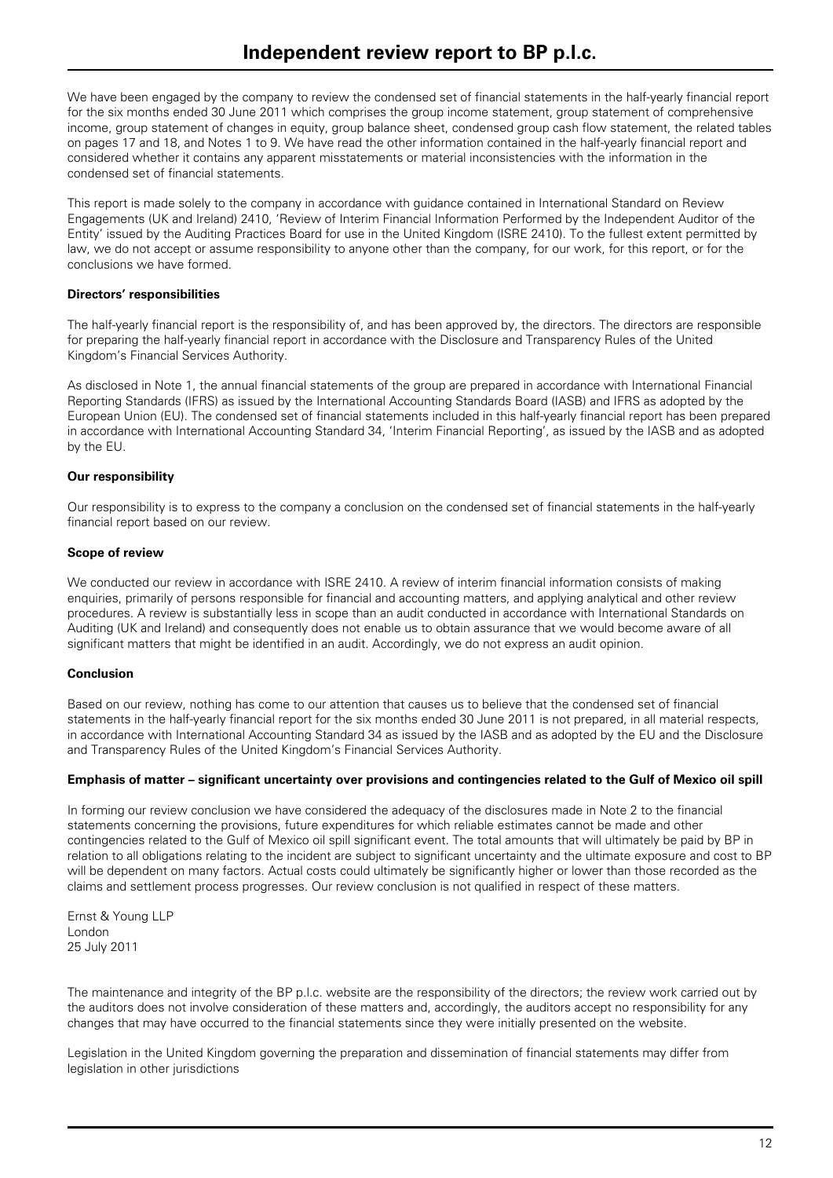# Independent review report to BP p.l.c.

We have been engaged by the company to review the condensed set of financial statements in the half-yearly financial report for the six months ended 30 June 2011 which comprises the group income statement, group statement of comprehensive income, group statement of changes in equity, group balance sheet, condensed group cash flow statement, the related tables on pages 17 and 18, and Notes 1 to 9. We have read the other information contained in the half-yearly financial report and considered whether it contains any apparent misstatements or material inconsistencies with the information in the condensed set of financial statements.

This report is made solely to the company in accordance with guidance contained in International Standard on Review Engagements (UK and Ireland) 2410, 'Review of Interim Financial Information Performed by the Independent Auditor of the Entity' issued by the Auditing Practices Board for use in the United Kingdom (ISRE 2410). To the fullest extent permitted by law, we do not accept or assume responsibility to anyone other than the company, for our work, for this report, or for the conclusions we have formed.

**Directors' responsibilities**

The half-yearly financial report is the responsibility of, and has been approved by, the directors. The directors are responsible for preparing the half-yearly financial report in accordance with the Disclosure and Transparency Rules of the United Kingdom's Financial Services Authority.

As disclosed in Note 1, the annual financial statements of the group are prepared in accordance with International Financial Reporting Standards (IFRS) as issued by the International Accounting Standards Board (IASB) and IFRS as adopted by the European Union (EU). The condensed set of financial statements included in this half-yearly financial report has been prepared in accordance with International Accounting Standard 34, 'Interim Financial Reporting', as issued by the IASB and as adopted by the EU.

**Our responsibility**

Our responsibility is to express to the company a conclusion on the condensed set of financial statements in the half-yearly financial report based on our review.

**Scope of review**

We conducted our review in accordance with ISRE 2410. A review of interim financial information consists of making enquiries, primarily of persons responsible for financial and accounting matters, and applying analytical and other review procedures. A review is substantially less in scope than an audit conducted in accordance with International Standards on Auditing (UK and Ireland) and consequently does not enable us to obtain assurance that we would become aware of all significant matters that might be identified in an audit. Accordingly, we do not express an audit opinion.

**Conclusion**

Based on our review, nothing has come to our attention that causes us to believe that the condensed set of financial statements in the half-yearly financial report for the six months ended 30 June 2011 is not prepared, in all material respects, in accordance with International Accounting Standard 34 as issued by the IASB and as adopted by the EU and the Disclosure and Transparency Rules of the United Kingdom's Financial Services Authority.

**Emphasis of matter – significant uncertainty over provisions and contingencies related to the Gulf of Mexico oil spill**

In forming our review conclusion we have considered the adequacy of the disclosures made in Note 2 to the financial statements concerning the provisions, future expenditures for which reliable estimates cannot be made and other contingencies related to the Gulf of Mexico oil spill significant event. The total amounts that will ultimately be paid by BP in relation to all obligations relating to the incident are subject to significant uncertainty and the ultimate exposure and cost to BP will be dependent on many factors. Actual costs could ultimately be significantly higher or lower than those recorded as the claims and settlement process progresses. Our review conclusion is not qualified in respect of these matters.

Ernst & Young LLP
London
25 July 2011

The maintenance and integrity of the BP p.l.c. website are the responsibility of the directors; the review work carried out by the auditors does not involve consideration of these matters and, accordingly, the auditors accept no responsibility for any changes that may have occurred to the financial statements since they were initially presented on the website.

Legislation in the United Kingdom governing the preparation and dissemination of financial statements may differ from legislation in other jurisdictions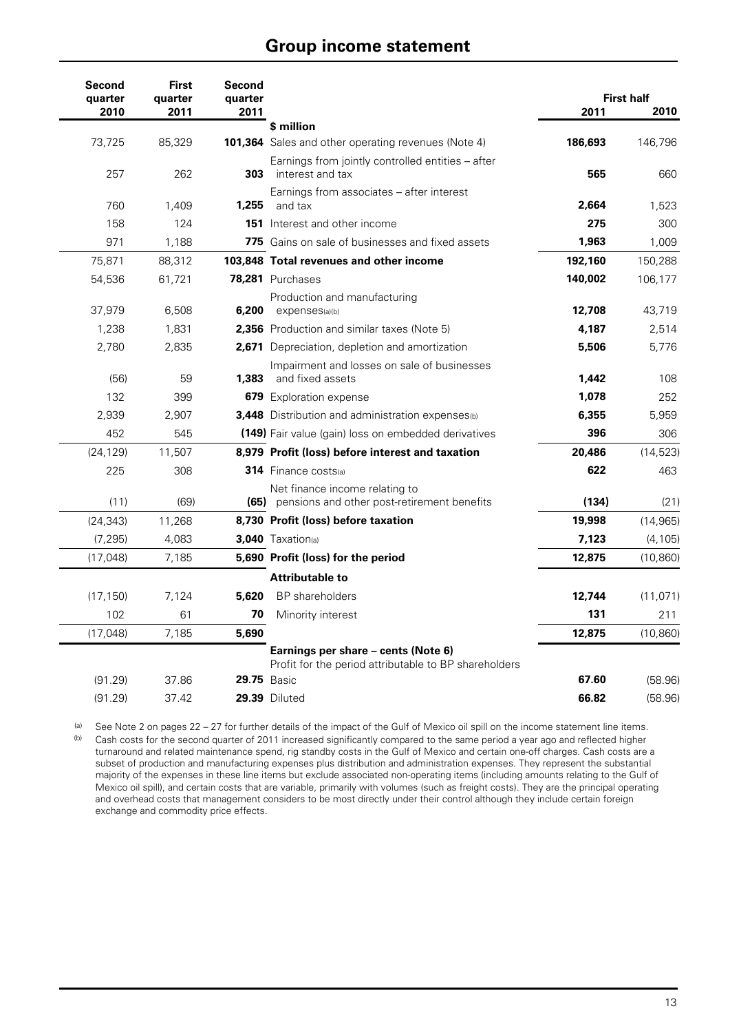# Group income statement

| Second quarter 2010 | First quarter 2011 | Second quarter 2011 | | First half 2011 | First half 2010 |
|---|---|---|---|---|---|
| | | | **$ million** | | |
| 73,725 | 85,329 | **101,364** | Sales and other operating revenues (Note 4) | **186,693** | 146,796 |
| 257 | 262 | **303** | Earnings from jointly controlled entities – after interest and tax | **565** | 660 |
| 760 | 1,409 | **1,255** | Earnings from associates – after interest and tax | **2,664** | 1,523 |
| 158 | 124 | **151** | Interest and other income | **275** | 300 |
| 971 | 1,188 | **775** | Gains on sale of businesses and fixed assets | **1,963** | 1,009 |
| 75,871 | 88,312 | **103,848** | **Total revenues and other income** | **192,160** | 150,288 |
| 54,536 | 61,721 | **78,281** | Purchases | **140,002** | 106,177 |
| 37,979 | 6,508 | **6,200** | Production and manufacturing expenses[a][b] | **12,708** | 43,719 |
| 1,238 | 1,831 | **2,356** | Production and similar taxes (Note 5) | **4,187** | 2,514 |
| 2,780 | 2,835 | **2,671** | Depreciation, depletion and amortization | **5,506** | 5,776 |
| (56) | 59 | **1,383** | Impairment and losses on sale of businesses and fixed assets | **1,442** | 108 |
| 132 | 399 | **679** | Exploration expense | **1,078** | 252 |
| 2,939 | 2,907 | **3,448** | Distribution and administration expenses[b] | **6,355** | 5,959 |
| 452 | 545 | **(149)** | Fair value (gain) loss on embedded derivatives | **396** | 306 |
| (24,129) | 11,507 | **8,979** | **Profit (loss) before interest and taxation** | **20,486** | (14,523) |
| 225 | 308 | **314** | Finance costs[a] | **622** | 463 |
| (11) | (69) | **(65)** | Net finance income relating to pensions and other post-retirement benefits | **(134)** | (21) |
| (24,343) | 11,268 | **8,730** | **Profit (loss) before taxation** | **19,998** | (14,965) |
| (7,295) | 4,083 | **3,040** | Taxation[a] | **7,123** | (4,105) |
| (17,048) | 7,185 | **5,690** | **Profit (loss) for the period** | **12,875** | (10,860) |
| | | | **Attributable to** | | |
| (17,150) | 7,124 | **5,620** | BP shareholders | **12,744** | (11,071) |
| 102 | 61 | **70** | Minority interest | **131** | 211 |
| (17,048) | 7,185 | **5,690** | | **12,875** | (10,860) |
| | | | **Earnings per share – cents (Note 6)** Profit for the period attributable to BP shareholders | | |
| (91.29) | 37.86 | **29.75** | Basic | **67.60** | (58.96) |
| (91.29) | 37.42 | **29.39** | Diluted | **66.82** | (58.96) |

[a] See Note 2 on pages 22 – 27 for further details of the impact of the Gulf of Mexico oil spill on the income statement line items.

[b] Cash costs for the second quarter of 2011 increased significantly compared to the same period a year ago and reflected higher turnaround and related maintenance spend, rig standby costs in the Gulf of Mexico and certain one-off charges. Cash costs are a subset of production and manufacturing expenses plus distribution and administration expenses. They represent the substantial majority of the expenses in these line items but exclude associated non-operating items (including amounts relating to the Gulf of Mexico oil spill), and certain costs that are variable, primarily with volumes (such as freight costs). They are the principal operating and overhead costs that management considers to be most directly under their control although they include certain foreign exchange and commodity price effects.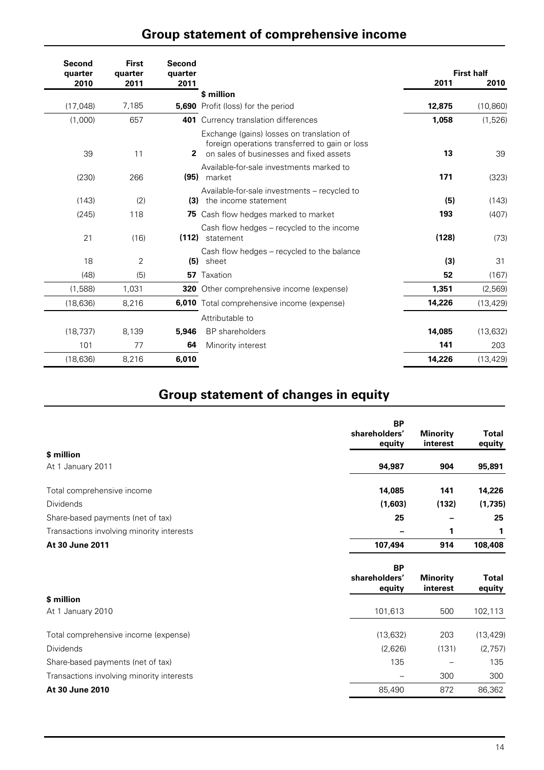# Group statement of comprehensive income

| Second quarter 2010 | First quarter 2011 | Second quarter 2011 | | First half 2011 | First half 2010 |
|---|---|---|---|---|---|
| | | | **$ million** | | |
| (17,048) | 7,185 | **5,690** | Profit (loss) for the period | **12,875** | (10,860) |
| (1,000) | 657 | **401** | Currency translation differences | **1,058** | (1,526) |
| 39 | 11 | **2** | Exchange (gains) losses on translation of foreign operations transferred to gain or loss on sales of businesses and fixed assets | **13** | 39 |
| (230) | 266 | **(95)** | Available-for-sale investments marked to market | **171** | (323) |
| (143) | (2) | **(3)** | Available-for-sale investments – recycled to the income statement | **(5)** | (143) |
| (245) | 118 | **75** | Cash flow hedges marked to market | **193** | (407) |
| 21 | (16) | **(112)** | Cash flow hedges – recycled to the income statement | **(128)** | (73) |
| 18 | 2 | **(5)** | Cash flow hedges – recycled to the balance sheet | **(3)** | 31 |
| (48) | (5) | **57** | Taxation | **52** | (167) |
| (1,588) | 1,031 | **320** | Other comprehensive income (expense) | **1,351** | (2,569) |
| (18,636) | 8,216 | **6,010** | Total comprehensive income (expense) | **14,226** | (13,429) |
| | | | Attributable to | | |
| (18,737) | 8,139 | **5,946** | BP shareholders | **14,085** | (13,632) |
| 101 | 77 | **64** | Minority interest | **141** | 203 |
| (18,636) | 8,216 | **6,010** | | **14,226** | (13,429) |

# Group statement of changes in equity

| | BP shareholders' equity | Minority interest | Total equity |
|---|---|---|---|
| **$ million** | | | |
| At 1 January 2011 | **94,987** | **904** | **95,891** |
| Total comprehensive income | **14,085** | **141** | **14,226** |
| Dividends | **(1,603)** | **(132)** | **(1,735)** |
| Share-based payments (net of tax) | **25** | **–** | **25** |
| Transactions involving minority interests | **–** | **1** | **1** |
| **At 30 June 2011** | **107,494** | **914** | **108,408** |

| | BP shareholders' equity | Minority interest | Total equity |
|---|---|---|---|
| **$ million** | | | |
| At 1 January 2010 | 101,613 | 500 | 102,113 |
| Total comprehensive income (expense) | (13,632) | 203 | (13,429) |
| Dividends | (2,626) | (131) | (2,757) |
| Share-based payments (net of tax) | 135 | – | 135 |
| Transactions involving minority interests | – | 300 | 300 |
| **At 30 June 2010** | 85,490 | 872 | 86,362 |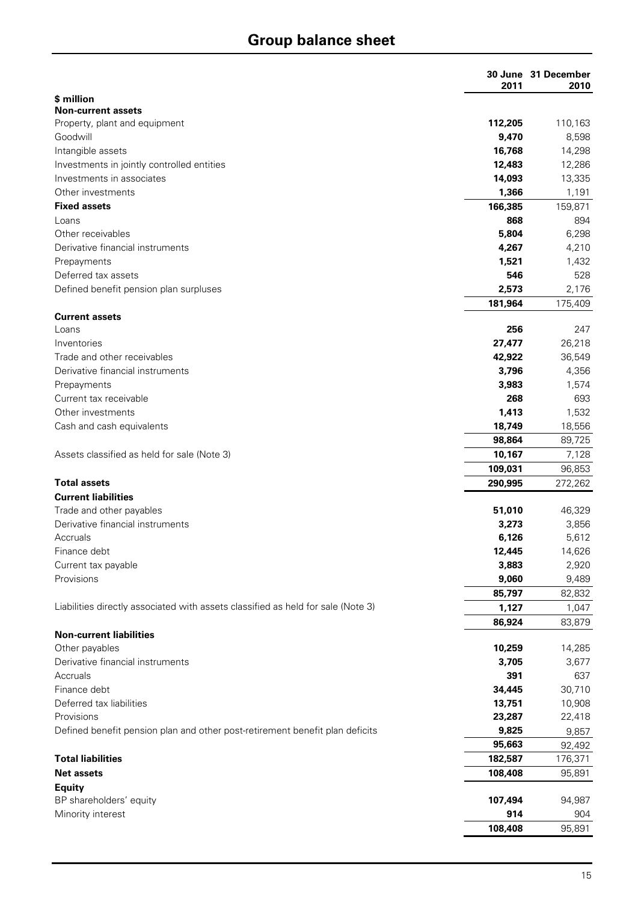# Group balance sheet

| $ million | 30 June 2011 | 31 December 2010 |
|---|---|---|
| **Non-current assets** | | |
| Property, plant and equipment | **112,205** | 110,163 |
| Goodwill | **9,470** | 8,598 |
| Intangible assets | **16,768** | 14,298 |
| Investments in jointly controlled entities | **12,483** | 12,286 |
| Investments in associates | **14,093** | 13,335 |
| Other investments | **1,366** | 1,191 |
| **Fixed assets** | **166,385** | 159,871 |
| Loans | **868** | 894 |
| Other receivables | **5,804** | 6,298 |
| Derivative financial instruments | **4,267** | 4,210 |
| Prepayments | **1,521** | 1,432 |
| Deferred tax assets | **546** | 528 |
| Defined benefit pension plan surpluses | **2,573** | 2,176 |
| | **181,964** | 175,409 |
| **Current assets** | | |
| Loans | **256** | 247 |
| Inventories | **27,477** | 26,218 |
| Trade and other receivables | **42,922** | 36,549 |
| Derivative financial instruments | **3,796** | 4,356 |
| Prepayments | **3,983** | 1,574 |
| Current tax receivable | **268** | 693 |
| Other investments | **1,413** | 1,532 |
| Cash and cash equivalents | **18,749** | 18,556 |
| | **98,864** | 89,725 |
| Assets classified as held for sale (Note 3) | **10,167** | 7,128 |
| | **109,031** | 96,853 |
| **Total assets** | **290,995** | 272,262 |
| **Current liabilities** | | |
| Trade and other payables | **51,010** | 46,329 |
| Derivative financial instruments | **3,273** | 3,856 |
| Accruals | **6,126** | 5,612 |
| Finance debt | **12,445** | 14,626 |
| Current tax payable | **3,883** | 2,920 |
| Provisions | **9,060** | 9,489 |
| | **85,797** | 82,832 |
| Liabilities directly associated with assets classified as held for sale (Note 3) | **1,127** | 1,047 |
| | **86,924** | 83,879 |
| **Non-current liabilities** | | |
| Other payables | **10,259** | 14,285 |
| Derivative financial instruments | **3,705** | 3,677 |
| Accruals | **391** | 637 |
| Finance debt | **34,445** | 30,710 |
| Deferred tax liabilities | **13,751** | 10,908 |
| Provisions | **23,287** | 22,418 |
| Defined benefit pension plan and other post-retirement benefit plan deficits | **9,825** | 9,857 |
| | **95,663** | 92,492 |
| **Total liabilities** | **182,587** | 176,371 |
| **Net assets** | **108,408** | 95,891 |
| **Equity** | | |
| BP shareholders' equity | **107,494** | 94,987 |
| Minority interest | **914** | 904 |
| | **108,408** | 95,891 |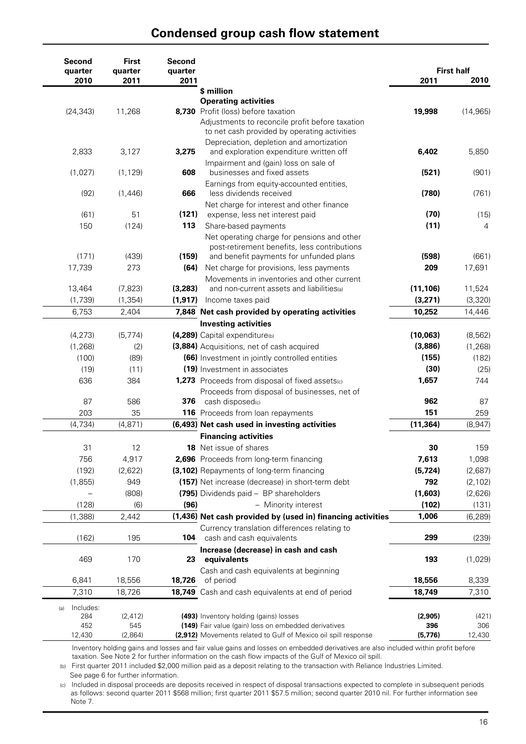# Condensed group cash flow statement

| Second quarter 2010 | First quarter 2011 | Second quarter 2011 | | First half 2011 | First half 2010 |
|---|---|---|---|---|---|
| | | | **\$ million** | | |
| | | | **Operating activities** | | |
| (24,343) | 11,268 | **8,730** | Profit (loss) before taxation | **19,998** | (14,965) |
| | | | Adjustments to reconcile profit before taxation to net cash provided by operating activities | | |
| 2,833 | 3,127 | **3,275** | Depreciation, depletion and amortization and exploration expenditure written off | **6,402** | 5,850 |
| (1,027) | (1,129) | **608** | Impairment and (gain) loss on sale of businesses and fixed assets | **(521)** | (901) |
| (92) | (1,446) | **666** | Earnings from equity-accounted entities, less dividends received | **(780)** | (761) |
| (61) | 51 | **(121)** | Net charge for interest and other finance expense, less net interest paid | **(70)** | (15) |
| 150 | (124) | **113** | Share-based payments | **(11)** | 4 |
| (171) | (439) | **(159)** | Net operating charge for pensions and other post-retirement benefits, less contributions and benefit payments for unfunded plans | **(598)** | (661) |
| 17,739 | 273 | **(64)** | Net charge for provisions, less payments | **209** | 17,691 |
| 13,464 | (7,823) | **(3,283)** | Movements in inventories and other current and non-current assets and liabilities(a) | **(11,106)** | 11,524 |
| (1,739) | (1,354) | **(1,917)** | Income taxes paid | **(3,271)** | (3,320) |
| 6,753 | 2,404 | **7,848** | **Net cash provided by operating activities** | **10,252** | 14,446 |
| | | | **Investing activities** | | |
| (4,273) | (5,774) | **(4,289)** | Capital expenditure(b) | **(10,063)** | (8,562) |
| (1,268) | (2) | **(3,884)** | Acquisitions, net of cash acquired | **(3,886)** | (1,268) |
| (100) | (89) | **(66)** | Investment in jointly controlled entities | **(155)** | (182) |
| (19) | (11) | **(19)** | Investment in associates | **(30)** | (25) |
| 636 | 384 | **1,273** | Proceeds from disposal of fixed assets(c) | **1,657** | 744 |
| 87 | 586 | **376** | Proceeds from disposal of businesses, net of cash disposed(c) | **962** | 87 |
| 203 | 35 | **116** | Proceeds from loan repayments | **151** | 259 |
| (4,734) | (4,871) | **(6,493)** | **Net cash used in investing activities** | **(11,364)** | (8,947) |
| | | | **Financing activities** | | |
| 31 | 12 | **18** | Net issue of shares | **30** | 159 |
| 756 | 4,917 | **2,696** | Proceeds from long-term financing | **7,613** | 1,098 |
| (192) | (2,622) | **(3,102)** | Repayments of long-term financing | **(5,724)** | (2,687) |
| (1,855) | 949 | **(157)** | Net increase (decrease) in short-term debt | **792** | (2,102) |
| – | (808) | **(795)** | Dividends paid – BP shareholders | **(1,603)** | (2,626) |
| (128) | (6) | **(96)** | – Minority interest | **(102)** | (131) |
| (1,388) | 2,442 | **(1,436)** | **Net cash provided by (used in) financing activities** | **1,006** | (6,289) |
| (162) | 195 | **104** | Currency translation differences relating to cash and cash equivalents | **299** | (239) |
| 469 | 170 | **23** | **Increase (decrease) in cash and cash equivalents** | **193** | (1,029) |
| 6,841 | 18,556 | **18,726** | Cash and cash equivalents at beginning of period | **18,556** | 8,339 |
| 7,310 | 18,726 | **18,749** | Cash and cash equivalents at end of period | **18,749** | 7,310 |
| (a) Includes: | | | | | |
| 284 | (2,412) | **(493)** | Inventory holding (gains) losses | **(2,905)** | (421) |
| 452 | 545 | **(149)** | Fair value (gain) loss on embedded derivatives | **396** | 306 |
| 12,430 | (2,864) | **(2,912)** | Movements related to Gulf of Mexico oil spill response | **(5,776)** | 12,430 |

Inventory holding gains and losses and fair value gains and losses on embedded derivatives are also included within profit before taxation. See Note 2 for further information on the cash flow impacts of the Gulf of Mexico oil spill.

(b) First quarter 2011 included \$2,000 million paid as a deposit relating to the transaction with Reliance Industries Limited. See page 6 for further information.

(c) Included in disposal proceeds are deposits received in respect of disposal transactions expected to complete in subsequent periods as follows: second quarter 2011 \$568 million; first quarter 2011 \$57.5 million; second quarter 2010 nil. For further information see Note 7.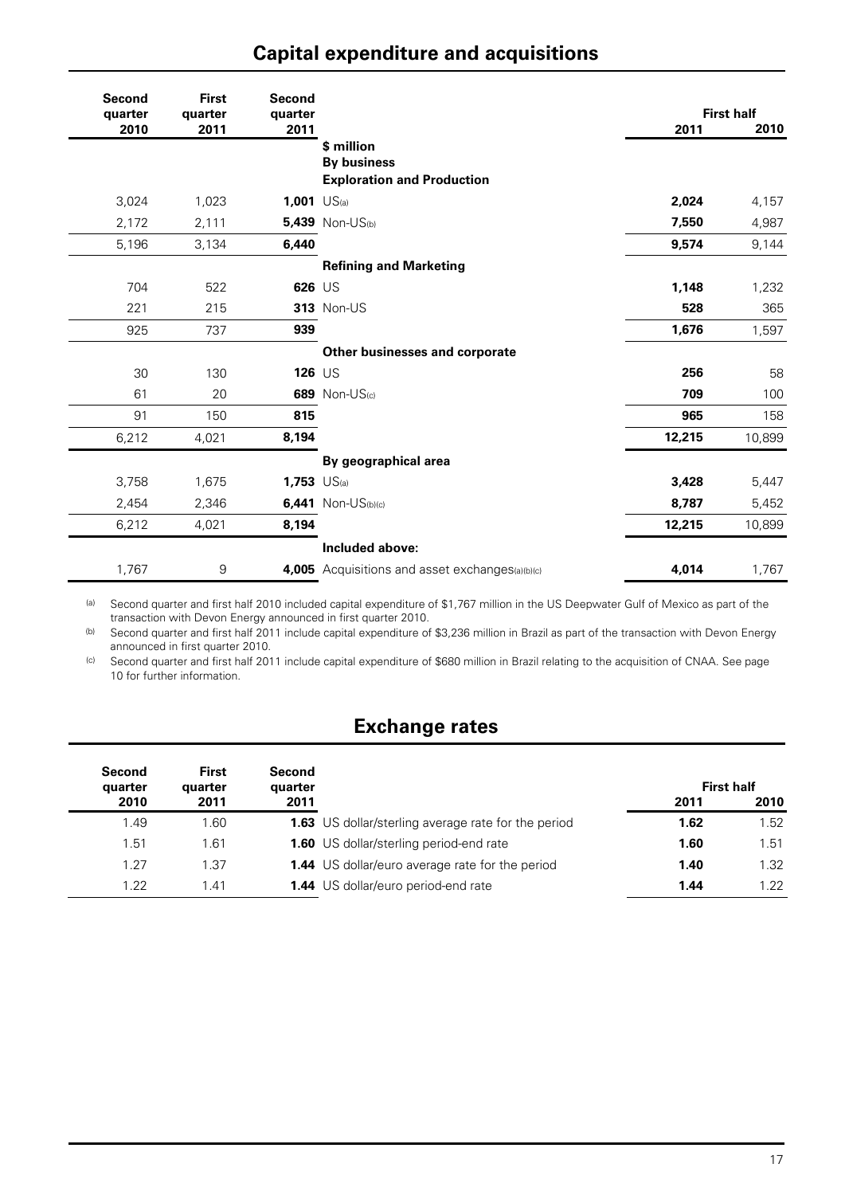## Capital expenditure and acquisitions

| Second quarter 2010 | First quarter 2011 | Second quarter 2011 | | First half 2011 | First half 2010 |
|---|---|---|---|---|---|
| | | | **$ million** | | |
| | | | **By business** | | |
| | | | **Exploration and Production** | | |
| 3,024 | 1,023 | **1,001** | US(a) | **2,024** | 4,157 |
| 2,172 | 2,111 | **5,439** | Non-US(b) | **7,550** | 4,987 |
| 5,196 | 3,134 | **6,440** | | **9,574** | 9,144 |
| | | | **Refining and Marketing** | | |
| 704 | 522 | **626** | US | **1,148** | 1,232 |
| 221 | 215 | **313** | Non-US | **528** | 365 |
| 925 | 737 | **939** | | **1,676** | 1,597 |
| | | | **Other businesses and corporate** | | |
| 30 | 130 | **126** | US | **256** | 58 |
| 61 | 20 | **689** | Non-US(c) | **709** | 100 |
| 91 | 150 | **815** | | **965** | 158 |
| 6,212 | 4,021 | **8,194** | | **12,215** | 10,899 |
| | | | **By geographical area** | | |
| 3,758 | 1,675 | **1,753** | US(a) | **3,428** | 5,447 |
| 2,454 | 2,346 | **6,441** | Non-US(b)(c) | **8,787** | 5,452 |
| 6,212 | 4,021 | **8,194** | | **12,215** | 10,899 |
| | | | **Included above:** | | |
| 1,767 | 9 | **4,005** | Acquisitions and asset exchanges(a)(b)(c) | **4,014** | 1,767 |

(a) Second quarter and first half 2010 included capital expenditure of $1,767 million in the US Deepwater Gulf of Mexico as part of the transaction with Devon Energy announced in first quarter 2010.

(b) Second quarter and first half 2011 include capital expenditure of $3,236 million in Brazil as part of the transaction with Devon Energy announced in first quarter 2010.

(c) Second quarter and first half 2011 include capital expenditure of $680 million in Brazil relating to the acquisition of CNAA. See page 10 for further information.

## Exchange rates

| Second quarter 2010 | First quarter 2011 | Second quarter 2011 | | First half 2011 | First half 2010 |
|---|---|---|---|---|---|
| 1.49 | 1.60 | **1.63** | US dollar/sterling average rate for the period | **1.62** | 1.52 |
| 1.51 | 1.61 | **1.60** | US dollar/sterling period-end rate | **1.60** | 1.51 |
| 1.27 | 1.37 | **1.44** | US dollar/euro average rate for the period | **1.40** | 1.32 |
| 1.22 | 1.41 | **1.44** | US dollar/euro period-end rate | **1.44** | 1.22 |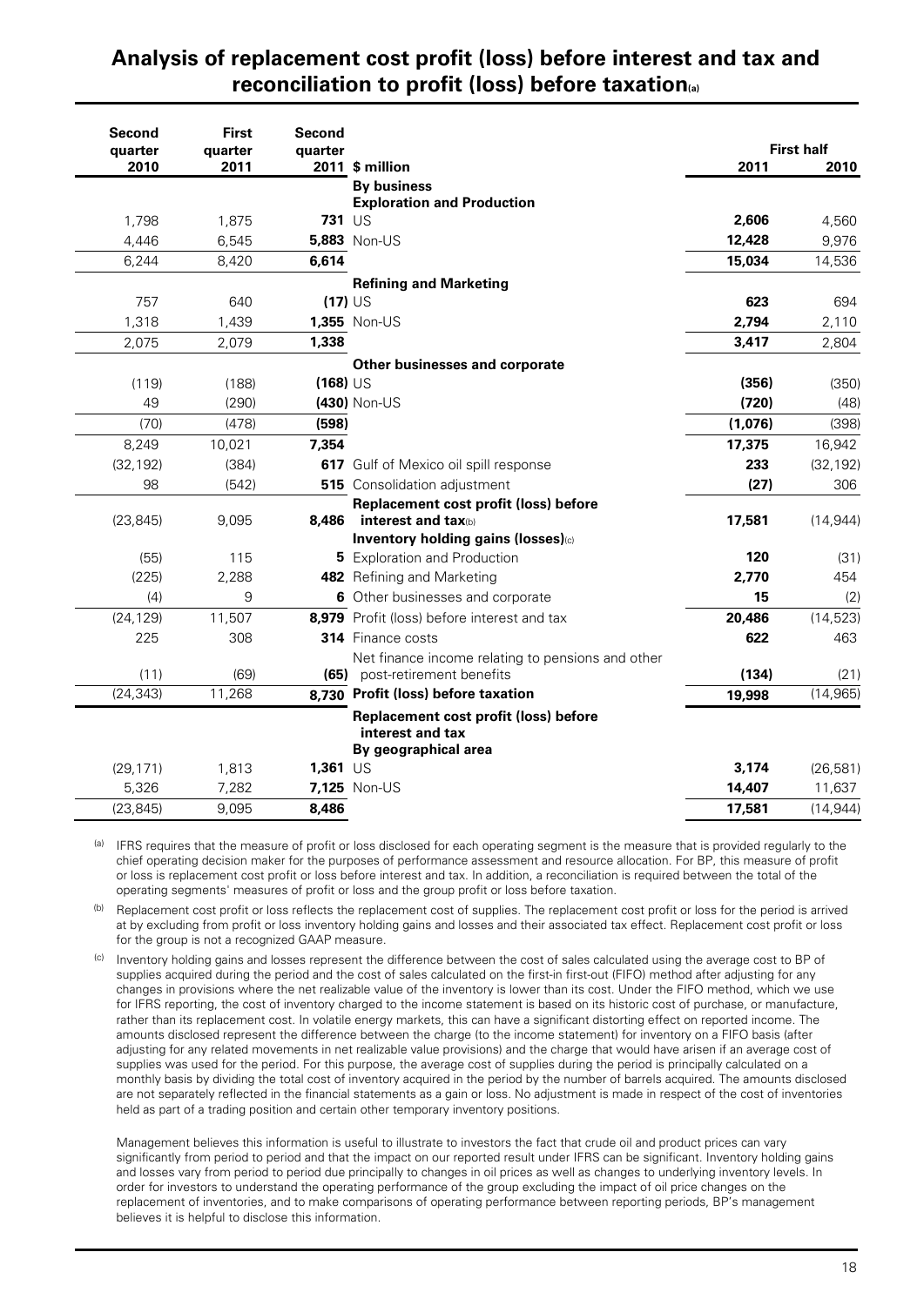## Analysis of replacement cost profit (loss) before interest and tax and reconciliation to profit (loss) before taxation[a]

| Second quarter 2010 | First quarter 2011 | Second quarter 2011 | $ million | First half 2011 | First half 2010 |
|---|---|---|---|---|---|
| | | | **By business** | | |
| | | | **Exploration and Production** | | |
| 1,798 | 1,875 | **731** | US | **2,606** | 4,560 |
| 4,446 | 6,545 | **5,883** | Non-US | **12,428** | 9,976 |
| 6,244 | 8,420 | **6,614** | | **15,034** | 14,536 |
| | | | **Refining and Marketing** | | |
| 757 | 640 | **(17)** | US | **623** | 694 |
| 1,318 | 1,439 | **1,355** | Non-US | **2,794** | 2,110 |
| 2,075 | 2,079 | **1,338** | | **3,417** | 2,804 |
| | | | **Other businesses and corporate** | | |
| (119) | (188) | **(168)** | US | **(356)** | (350) |
| 49 | (290) | **(430)** | Non-US | **(720)** | (48) |
| (70) | (478) | **(598)** | | **(1,076)** | (398) |
| 8,249 | 10,021 | **7,354** | | **17,375** | 16,942 |
| (32,192) | (384) | **617** | Gulf of Mexico oil spill response | **233** | (32,192) |
| 98 | (542) | **515** | Consolidation adjustment | **(27)** | 306 |
| (23,845) | 9,095 | **8,486** | **Replacement cost profit (loss) before interest and tax**[b] | **17,581** | (14,944) |
| | | | **Inventory holding gains (losses)**[c] | | |
| (55) | 115 | **5** | Exploration and Production | **120** | (31) |
| (225) | 2,288 | **482** | Refining and Marketing | **2,770** | 454 |
| (4) | 9 | **6** | Other businesses and corporate | **15** | (2) |
| (24,129) | 11,507 | **8,979** | Profit (loss) before interest and tax | **20,486** | (14,523) |
| 225 | 308 | **314** | Finance costs | **622** | 463 |
| (11) | (69) | **(65)** | Net finance income relating to pensions and other post-retirement benefits | **(134)** | (21) |
| (24,343) | 11,268 | **8,730** | **Profit (loss) before taxation** | **19,998** | (14,965) |
| | | | **Replacement cost profit (loss) before interest and tax** | | |
| | | | **By geographical area** | | |
| (29,171) | 1,813 | **1,361** | US | **3,174** | (26,581) |
| 5,326 | 7,282 | **7,125** | Non-US | **14,407** | 11,637 |
| (23,845) | 9,095 | **8,486** | | **17,581** | (14,944) |

[a] IFRS requires that the measure of profit or loss disclosed for each operating segment is the measure that is provided regularly to the chief operating decision maker for the purposes of performance assessment and resource allocation. For BP, this measure of profit or loss is replacement cost profit or loss before interest and tax. In addition, a reconciliation is required between the total of the operating segments' measures of profit or loss and the group profit or loss before taxation.

[b] Replacement cost profit or loss reflects the replacement cost of supplies. The replacement cost profit or loss for the period is arrived at by excluding from profit or loss inventory holding gains and losses and their associated tax effect. Replacement cost profit or loss for the group is not a recognized GAAP measure.

[c] Inventory holding gains and losses represent the difference between the cost of sales calculated using the average cost to BP of supplies acquired during the period and the cost of sales calculated on the first-in first-out (FIFO) method after adjusting for any changes in provisions where the net realizable value of the inventory is lower than its cost. Under the FIFO method, which we use for IFRS reporting, the cost of inventory charged to the income statement is based on its historic cost of purchase, or manufacture, rather than its replacement cost. In volatile energy markets, this can have a significant distorting effect on reported income. The amounts disclosed represent the difference between the charge (to the income statement) for inventory on a FIFO basis (after adjusting for any related movements in net realizable value provisions) and the charge that would have arisen if an average cost of supplies was used for the period. For this purpose, the average cost of supplies during the period is principally calculated on a monthly basis by dividing the total cost of inventory acquired in the period by the number of barrels acquired. The amounts disclosed are not separately reflected in the financial statements as a gain or loss. No adjustment is made in respect of the cost of inventories held as part of a trading position and certain other temporary inventory positions.

Management believes this information is useful to illustrate to investors the fact that crude oil and product prices can vary significantly from period to period and that the impact on our reported result under IFRS can be significant. Inventory holding gains and losses vary from period to period due principally to changes in oil prices as well as changes to underlying inventory levels. In order for investors to understand the operating performance of the group excluding the impact of oil price changes on the replacement of inventories, and to make comparisons of operating performance between reporting periods, BP's management believes it is helpful to disclose this information.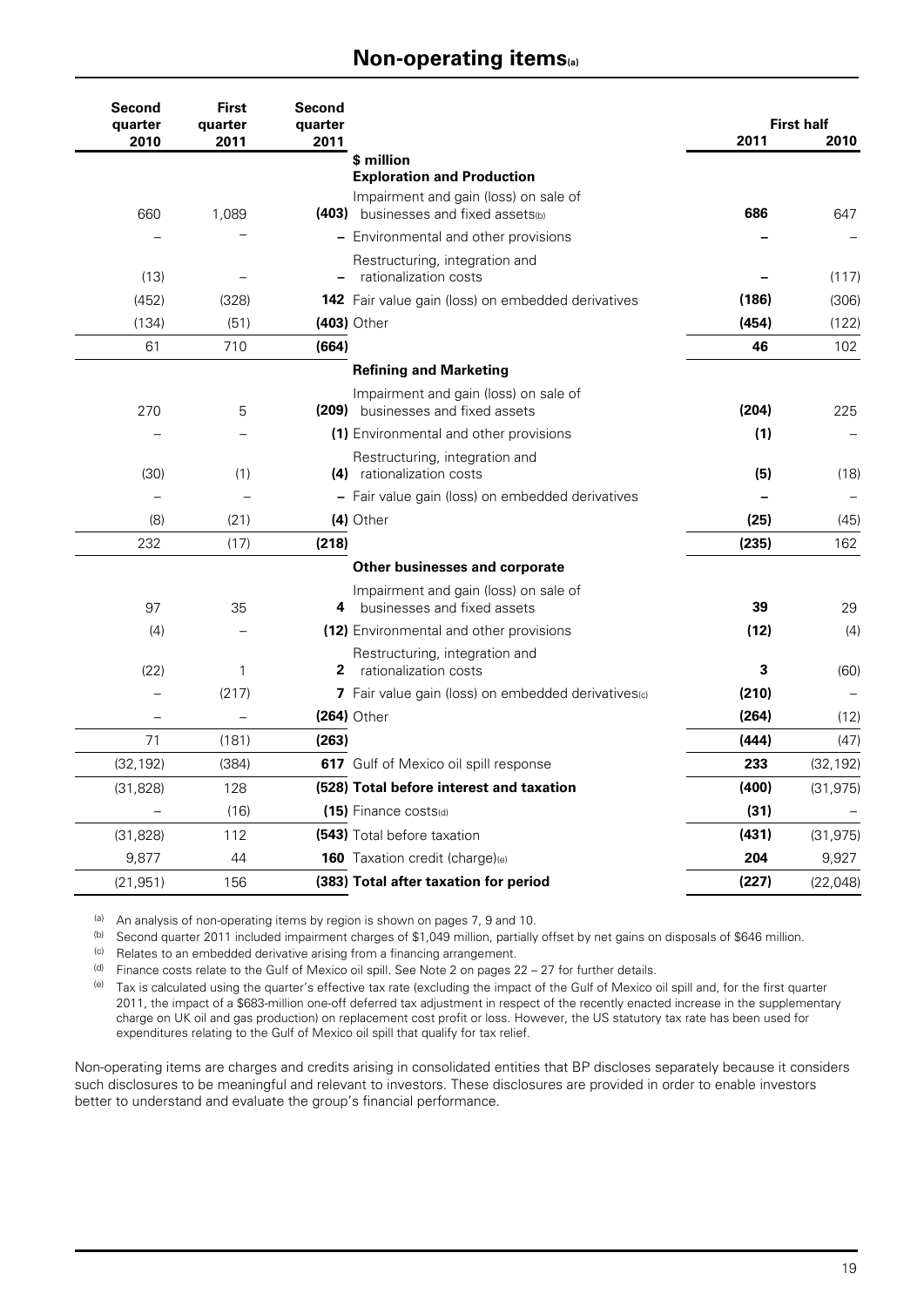# Non-operating items[a]

| Second quarter 2010 | First quarter 2011 | Second quarter 2011 | | First half 2011 | First half 2010 |
|---|---|---|---|---|---|
| | | | **$ million** | | |
| | | | **Exploration and Production** | | |
| 660 | 1,089 | **(403)** | Impairment and gain (loss) on sale of businesses and fixed assets[b] | **686** | 647 |
| – | – | **–** | Environmental and other provisions | **–** | – |
| (13) | – | **–** | Restructuring, integration and rationalization costs | **–** | (117) |
| (452) | (328) | **142** | Fair value gain (loss) on embedded derivatives | **(186)** | (306) |
| (134) | (51) | **(403)** | Other | **(454)** | (122) |
| 61 | 710 | **(664)** | | **46** | 102 |
| | | | **Refining and Marketing** | | |
| 270 | 5 | **(209)** | Impairment and gain (loss) on sale of businesses and fixed assets | **(204)** | 225 |
| – | – | **(1)** | Environmental and other provisions | **(1)** | – |
| (30) | (1) | **(4)** | Restructuring, integration and rationalization costs | **(5)** | (18) |
| – | – | **–** | Fair value gain (loss) on embedded derivatives | **–** | – |
| (8) | (21) | **(4)** | Other | **(25)** | (45) |
| 232 | (17) | **(218)** | | **(235)** | 162 |
| | | | **Other businesses and corporate** | | |
| 97 | 35 | **4** | Impairment and gain (loss) on sale of businesses and fixed assets | **39** | 29 |
| (4) | – | **(12)** | Environmental and other provisions | **(12)** | (4) |
| (22) | 1 | **2** | Restructuring, integration and rationalization costs | **3** | (60) |
| – | (217) | **7** | Fair value gain (loss) on embedded derivatives[c] | **(210)** | – |
| – | – | **(264)** | Other | **(264)** | (12) |
| 71 | (181) | **(263)** | | **(444)** | (47) |
| (32,192) | (384) | **617** | Gulf of Mexico oil spill response | **233** | (32,192) |
| (31,828) | 128 | **(528)** | **Total before interest and taxation** | **(400)** | (31,975) |
| – | (16) | **(15)** | Finance costs[d] | **(31)** | – |
| (31,828) | 112 | **(543)** | Total before taxation | **(431)** | (31,975) |
| 9,877 | 44 | **160** | Taxation credit (charge)[e] | **204** | 9,927 |
| (21,951) | 156 | **(383)** | **Total after taxation for period** | **(227)** | (22,048) |

[a] An analysis of non-operating items by region is shown on pages 7, 9 and 10.

[b] Second quarter 2011 included impairment charges of $1,049 million, partially offset by net gains on disposals of $646 million.

[c] Relates to an embedded derivative arising from a financing arrangement.

[d] Finance costs relate to the Gulf of Mexico oil spill. See Note 2 on pages 22 – 27 for further details.

[e] Tax is calculated using the quarter's effective tax rate (excluding the impact of the Gulf of Mexico oil spill and, for the first quarter 2011, the impact of a $683-million one-off deferred tax adjustment in respect of the recently enacted increase in the supplementary charge on UK oil and gas production) on replacement cost profit or loss. However, the US statutory tax rate has been used for expenditures relating to the Gulf of Mexico oil spill that qualify for tax relief.

Non-operating items are charges and credits arising in consolidated entities that BP discloses separately because it considers such disclosures to be meaningful and relevant to investors. These disclosures are provided in order to enable investors better to understand and evaluate the group's financial performance.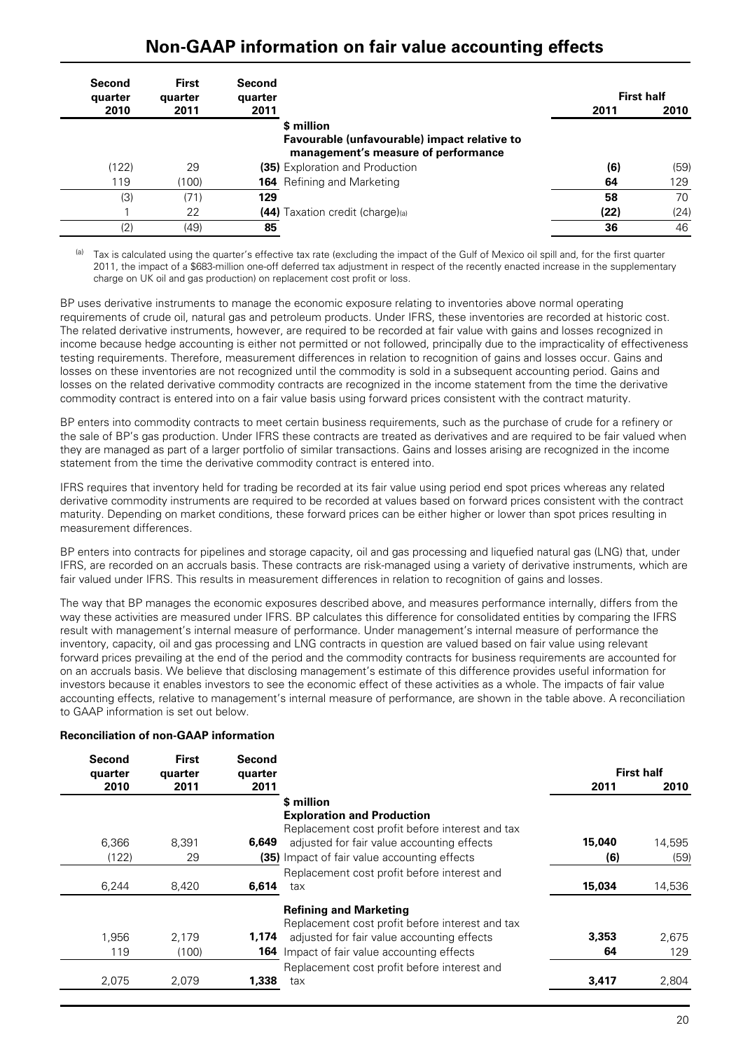# Non-GAAP information on fair value accounting effects

| Second quarter 2010 | First quarter 2011 | Second quarter 2011 | | First half 2011 | First half 2010 |
|---|---|---|---|---|---|
| | | | **\$ million** | | |
| | | | **Favourable (unfavourable) impact relative to management's measure of performance** | | |
| (122) | 29 | **(35)** | Exploration and Production | **(6)** | (59) |
| 119 | (100) | **164** | Refining and Marketing | **64** | 129 |
| (3) | (71) | **129** | | **58** | 70 |
| 1 | 22 | **(44)** | Taxation credit (charge)[a] | **(22)** | (24) |
| (2) | (49) | **85** | | **36** | 46 |

[a] Tax is calculated using the quarter's effective tax rate (excluding the impact of the Gulf of Mexico oil spill and, for the first quarter 2011, the impact of a \$683-million one-off deferred tax adjustment in respect of the recently enacted increase in the supplementary charge on UK oil and gas production) on replacement cost profit or loss.

BP uses derivative instruments to manage the economic exposure relating to inventories above normal operating requirements of crude oil, natural gas and petroleum products. Under IFRS, these inventories are recorded at historic cost. The related derivative instruments, however, are required to be recorded at fair value with gains and losses recognized in income because hedge accounting is either not permitted or not followed, principally due to the impracticality of effectiveness testing requirements. Therefore, measurement differences in relation to recognition of gains and losses occur. Gains and losses on these inventories are not recognized until the commodity is sold in a subsequent accounting period. Gains and losses on the related derivative commodity contracts are recognized in the income statement from the time the derivative commodity contract is entered into on a fair value basis using forward prices consistent with the contract maturity.

BP enters into commodity contracts to meet certain business requirements, such as the purchase of crude for a refinery or the sale of BP's gas production. Under IFRS these contracts are treated as derivatives and are required to be fair valued when they are managed as part of a larger portfolio of similar transactions. Gains and losses arising are recognized in the income statement from the time the derivative commodity contract is entered into.

IFRS requires that inventory held for trading be recorded at its fair value using period end spot prices whereas any related derivative commodity instruments are required to be recorded at values based on forward prices consistent with the contract maturity. Depending on market conditions, these forward prices can be either higher or lower than spot prices resulting in measurement differences.

BP enters into contracts for pipelines and storage capacity, oil and gas processing and liquefied natural gas (LNG) that, under IFRS, are recorded on an accruals basis. These contracts are risk-managed using a variety of derivative instruments, which are fair valued under IFRS. This results in measurement differences in relation to recognition of gains and losses.

The way that BP manages the economic exposures described above, and measures performance internally, differs from the way these activities are measured under IFRS. BP calculates this difference for consolidated entities by comparing the IFRS result with management's internal measure of performance. Under management's internal measure of performance the inventory, capacity, oil and gas processing and LNG contracts in question are valued based on fair value using relevant forward prices prevailing at the end of the period and the commodity contracts for business requirements are accounted for on an accruals basis. We believe that disclosing management's estimate of this difference provides useful information for investors because it enables investors to see the economic effect of these activities as a whole. The impacts of fair value accounting effects, relative to management's internal measure of performance, are shown in the table above. A reconciliation to GAAP information is set out below.

**Reconciliation of non-GAAP information**

| Second quarter 2010 | First quarter 2011 | Second quarter 2011 | | First half 2011 | First half 2010 |
|---|---|---|---|---|---|
| | | | **\$ million** | | |
| | | | **Exploration and Production** | | |
| 6,366 | 8,391 | **6,649** | Replacement cost profit before interest and tax adjusted for fair value accounting effects | **15,040** | 14,595 |
| (122) | 29 | **(35)** | Impact of fair value accounting effects | **(6)** | (59) |
| 6,244 | 8,420 | **6,614** | Replacement cost profit before interest and tax | **15,034** | 14,536 |
| | | | **Refining and Marketing** | | |
| 1,956 | 2,179 | **1,174** | Replacement cost profit before interest and tax adjusted for fair value accounting effects | **3,353** | 2,675 |
| 119 | (100) | **164** | Impact of fair value accounting effects | **64** | 129 |
| 2,075 | 2,079 | **1,338** | Replacement cost profit before interest and tax | **3,417** | 2,804 |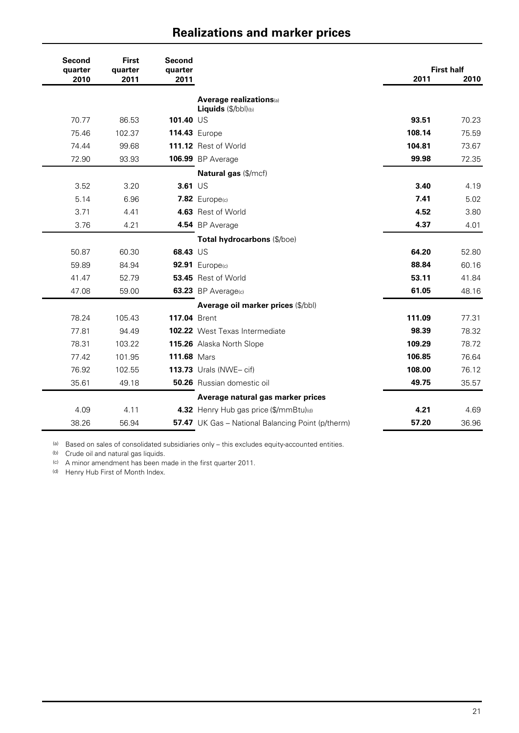# Realizations and marker prices

| Second quarter 2010 | First quarter 2011 | Second quarter 2011 | | First half 2011 | First half 2010 |
|---|---|---|---|---|---|
| | | | **Average realizations**[a] | | |
| | | | **Liquids** ($/bbl)[b] | | |
| 70.77 | 86.53 | **101.40** | US | **93.51** | 70.23 |
| 75.46 | 102.37 | **114.43** | Europe | **108.14** | 75.59 |
| 74.44 | 99.68 | **111.12** | Rest of World | **104.81** | 73.67 |
| 72.90 | 93.93 | **106.99** | BP Average | **99.98** | 72.35 |
| | | | **Natural gas** ($/mcf) | | |
| 3.52 | 3.20 | **3.61** | US | **3.40** | 4.19 |
| 5.14 | 6.96 | **7.82** | Europe[c] | **7.41** | 5.02 |
| 3.71 | 4.41 | **4.63** | Rest of World | **4.52** | 3.80 |
| 3.76 | 4.21 | **4.54** | BP Average | **4.37** | 4.01 |
| | | | **Total hydrocarbons** ($/boe) | | |
| 50.87 | 60.30 | **68.43** | US | **64.20** | 52.80 |
| 59.89 | 84.94 | **92.91** | Europe[c] | **88.84** | 60.16 |
| 41.47 | 52.79 | **53.45** | Rest of World | **53.11** | 41.84 |
| 47.08 | 59.00 | **63.23** | BP Average[c] | **61.05** | 48.16 |
| | | | **Average oil marker prices** ($/bbl) | | |
| 78.24 | 105.43 | **117.04** | Brent | **111.09** | 77.31 |
| 77.81 | 94.49 | **102.22** | West Texas Intermediate | **98.39** | 78.32 |
| 78.31 | 103.22 | **115.26** | Alaska North Slope | **109.29** | 78.72 |
| 77.42 | 101.95 | **111.68** | Mars | **106.85** | 76.64 |
| 76.92 | 102.55 | **113.73** | Urals (NWE– cif) | **108.00** | 76.12 |
| 35.61 | 49.18 | **50.26** | Russian domestic oil | **49.75** | 35.57 |
| | | | **Average natural gas marker prices** | | |
| 4.09 | 4.11 | **4.32** | Henry Hub gas price ($/mmBtu)[d] | **4.21** | 4.69 |
| 38.26 | 56.94 | **57.47** | UK Gas – National Balancing Point (p/therm) | **57.20** | 36.96 |

[a] Based on sales of consolidated subsidiaries only – this excludes equity-accounted entities.
[b] Crude oil and natural gas liquids.
[c] A minor amendment has been made in the first quarter 2011.
[d] Henry Hub First of Month Index.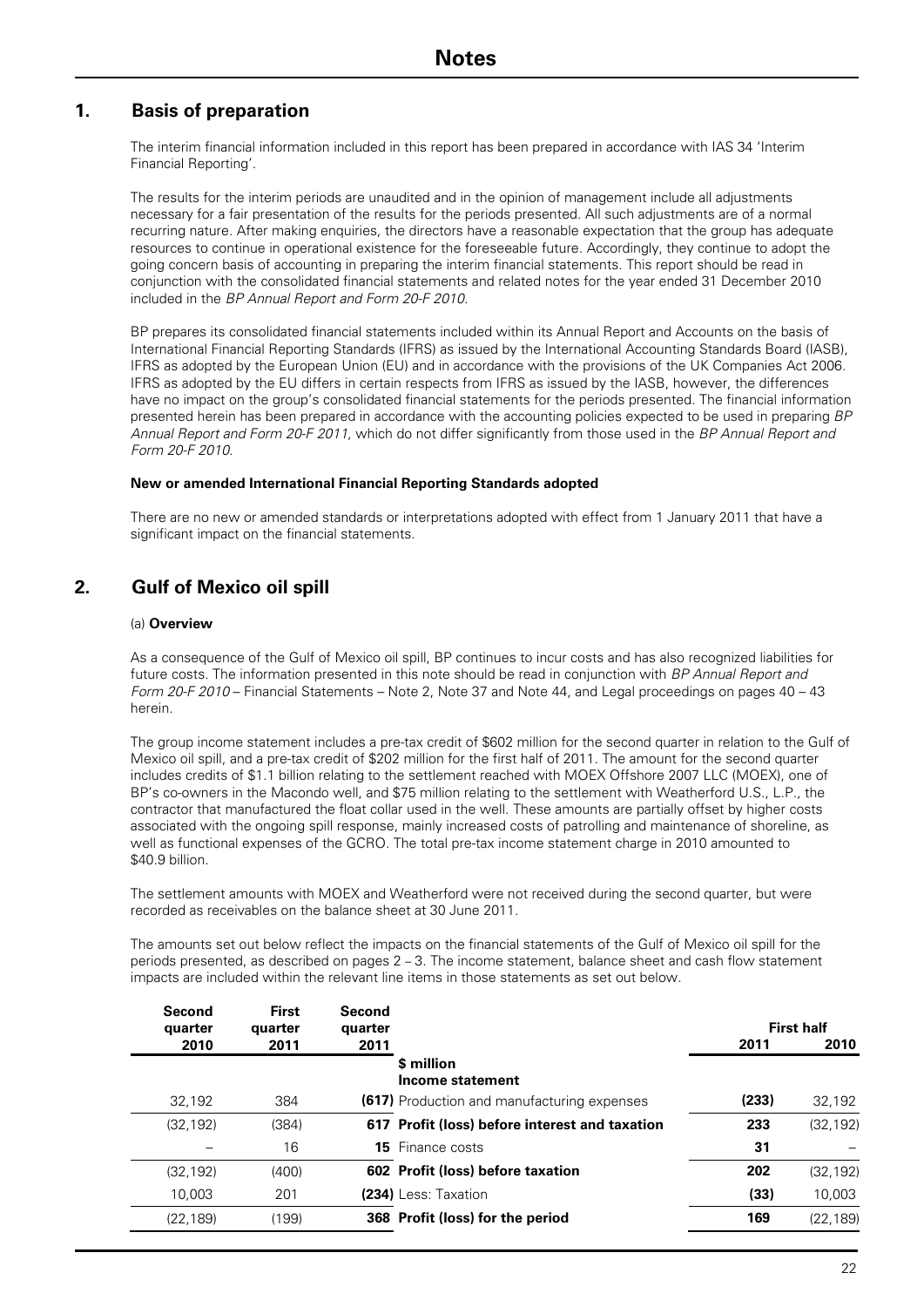# Notes

## 1. Basis of preparation

The interim financial information included in this report has been prepared in accordance with IAS 34 'Interim Financial Reporting'.

The results for the interim periods are unaudited and in the opinion of management include all adjustments necessary for a fair presentation of the results for the periods presented. All such adjustments are of a normal recurring nature. After making enquiries, the directors have a reasonable expectation that the group has adequate resources to continue in operational existence for the foreseeable future. Accordingly, they continue to adopt the going concern basis of accounting in preparing the interim financial statements. This report should be read in conjunction with the consolidated financial statements and related notes for the year ended 31 December 2010 included in the *BP Annual Report and Form 20-F 2010*.

BP prepares its consolidated financial statements included within its Annual Report and Accounts on the basis of International Financial Reporting Standards (IFRS) as issued by the International Accounting Standards Board (IASB), IFRS as adopted by the European Union (EU) and in accordance with the provisions of the UK Companies Act 2006. IFRS as adopted by the EU differs in certain respects from IFRS as issued by the IASB, however, the differences have no impact on the group's consolidated financial statements for the periods presented. The financial information presented herein has been prepared in accordance with the accounting policies expected to be used in preparing *BP Annual Report and Form 20-F 2011*, which do not differ significantly from those used in the *BP Annual Report and Form 20-F 2010*.

**New or amended International Financial Reporting Standards adopted**

There are no new or amended standards or interpretations adopted with effect from 1 January 2011 that have a significant impact on the financial statements.

## 2. Gulf of Mexico oil spill

(a) **Overview**

As a consequence of the Gulf of Mexico oil spill, BP continues to incur costs and has also recognized liabilities for future costs. The information presented in this note should be read in conjunction with *BP Annual Report and Form 20-F 2010* – Financial Statements – Note 2, Note 37 and Note 44, and Legal proceedings on pages 40 – 43 herein.

The group income statement includes a pre-tax credit of $602 million for the second quarter in relation to the Gulf of Mexico oil spill, and a pre-tax credit of $202 million for the first half of 2011. The amount for the second quarter includes credits of $1.1 billion relating to the settlement reached with MOEX Offshore 2007 LLC (MOEX), one of BP's co-owners in the Macondo well, and $75 million relating to the settlement with Weatherford U.S., L.P., the contractor that manufactured the float collar used in the well. These amounts are partially offset by higher costs associated with the ongoing spill response, mainly increased costs of patrolling and maintenance of shoreline, as well as functional expenses of the GCRO. The total pre-tax income statement charge in 2010 amounted to $40.9 billion.

The settlement amounts with MOEX and Weatherford were not received during the second quarter, but were recorded as receivables on the balance sheet at 30 June 2011.

The amounts set out below reflect the impacts on the financial statements of the Gulf of Mexico oil spill for the periods presented, as described on pages 2 – 3. The income statement, balance sheet and cash flow statement impacts are included within the relevant line items in those statements as set out below.

| Second quarter 2010 | First quarter 2011 | Second quarter 2011 | | First half 2011 | First half 2010 |
|---|---|---|---|---|---|
| | | | **$ million** | | |
| | | | **Income statement** | | |
| 32,192 | 384 | **(617)** | Production and manufacturing expenses | **(233)** | 32,192 |
| (32,192) | (384) | **617** | **Profit (loss) before interest and taxation** | **233** | (32,192) |
| – | 16 | **15** | Finance costs | **31** | – |
| (32,192) | (400) | **602** | **Profit (loss) before taxation** | **202** | (32,192) |
| 10,003 | 201 | **(234)** | Less: Taxation | **(33)** | 10,003 |
| (22,189) | (199) | **368** | **Profit (loss) for the period** | **169** | (22,189) |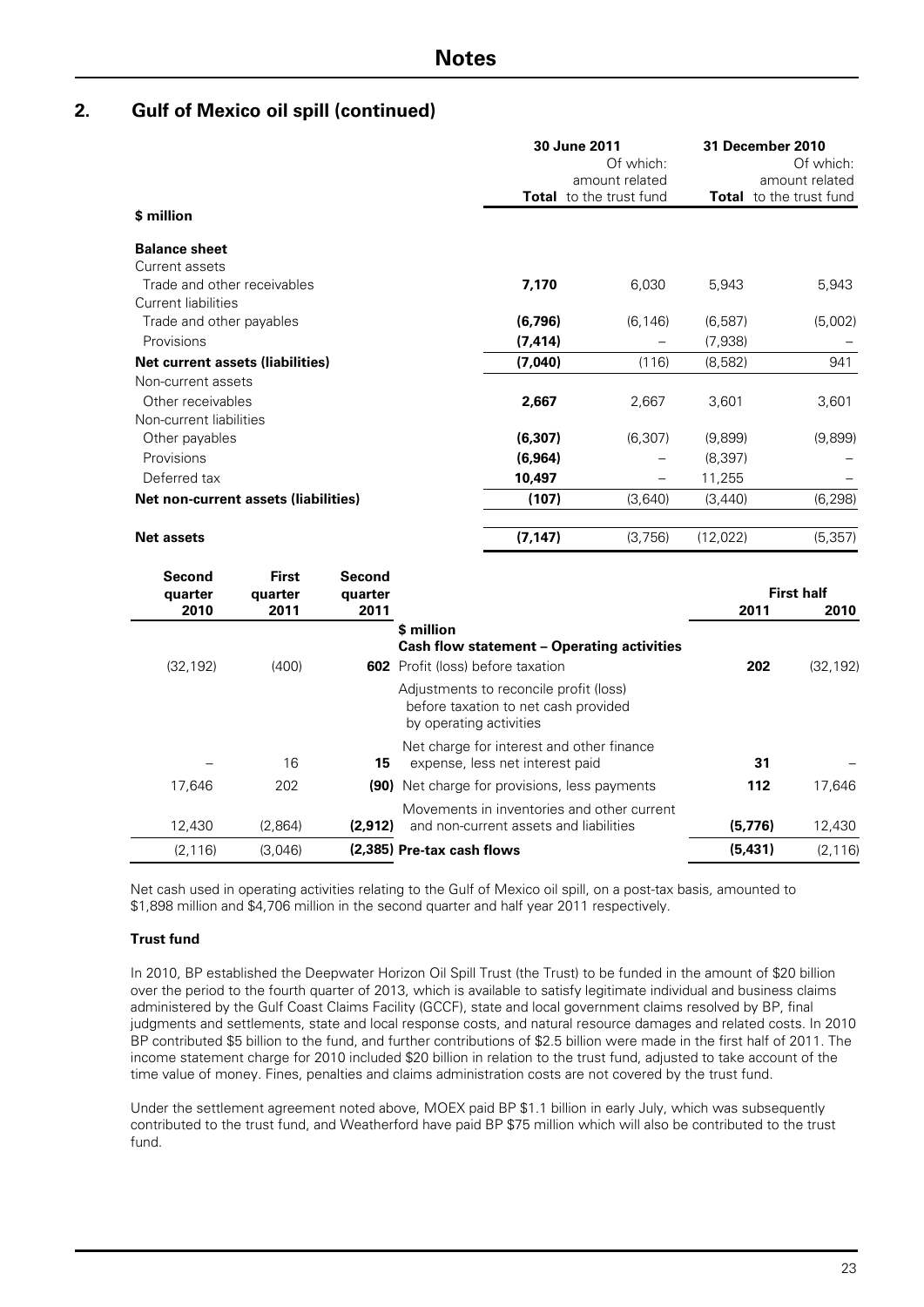## 2. Gulf of Mexico oil spill (continued)

| $ million | 30 June 2011 Total | Of which: amount related to the trust fund | 31 December 2010 Total | Of which: amount related to the trust fund |
|---|---|---|---|---|
| **Balance sheet** | | | | |
| Current assets | | | | |
| Trade and other receivables | **7,170** | 6,030 | 5,943 | 5,943 |
| Current liabilities | | | | |
| Trade and other payables | **(6,796)** | (6,146) | (6,587) | (5,002) |
| Provisions | **(7,414)** | – | (7,938) | – |
| **Net current assets (liabilities)** | **(7,040)** | (116) | (8,582) | 941 |
| Non-current assets | | | | |
| Other receivables | **2,667** | 2,667 | 3,601 | 3,601 |
| Non-current liabilities | | | | |
| Other payables | **(6,307)** | (6,307) | (9,899) | (9,899) |
| Provisions | **(6,964)** | – | (8,397) | – |
| Deferred tax | **10,497** | – | 11,255 | – |
| **Net non-current assets (liabilities)** | **(107)** | (3,640) | (3,440) | (6,298) |
| **Net assets** | **(7,147)** | (3,756) | (12,022) | (5,357) |

| Second quarter 2010 | First quarter 2011 | Second quarter 2011 | $ million | First half 2011 | First half 2010 |
|---|---|---|---|---|---|
| | | | **Cash flow statement – Operating activities** | | |
| (32,192) | (400) | **602** | Profit (loss) before taxation | **202** | (32,192) |
| | | | Adjustments to reconcile profit (loss) before taxation to net cash provided by operating activities | | |
| – | 16 | **15** | Net charge for interest and other finance expense, less net interest paid | **31** | – |
| 17,646 | 202 | **(90)** | Net charge for provisions, less payments | **112** | 17,646 |
| 12,430 | (2,864) | **(2,912)** | Movements in inventories and other current and non-current assets and liabilities | **(5,776)** | 12,430 |
| (2,116) | (3,046) | **(2,385)** | **Pre-tax cash flows** | **(5,431)** | (2,116) |

Net cash used in operating activities relating to the Gulf of Mexico oil spill, on a post-tax basis, amounted to $1,898 million and $4,706 million in the second quarter and half year 2011 respectively.

**Trust fund**

In 2010, BP established the Deepwater Horizon Oil Spill Trust (the Trust) to be funded in the amount of $20 billion over the period to the fourth quarter of 2013, which is available to satisfy legitimate individual and business claims administered by the Gulf Coast Claims Facility (GCCF), state and local government claims resolved by BP, final judgments and settlements, state and local response costs, and natural resource damages and related costs. In 2010 BP contributed $5 billion to the fund, and further contributions of $2.5 billion were made in the first half of 2011. The income statement charge for 2010 included $20 billion in relation to the trust fund, adjusted to take account of the time value of money. Fines, penalties and claims administration costs are not covered by the trust fund.

Under the settlement agreement noted above, MOEX paid BP $1.1 billion in early July, which was subsequently contributed to the trust fund, and Weatherford have paid BP $75 million which will also be contributed to the trust fund.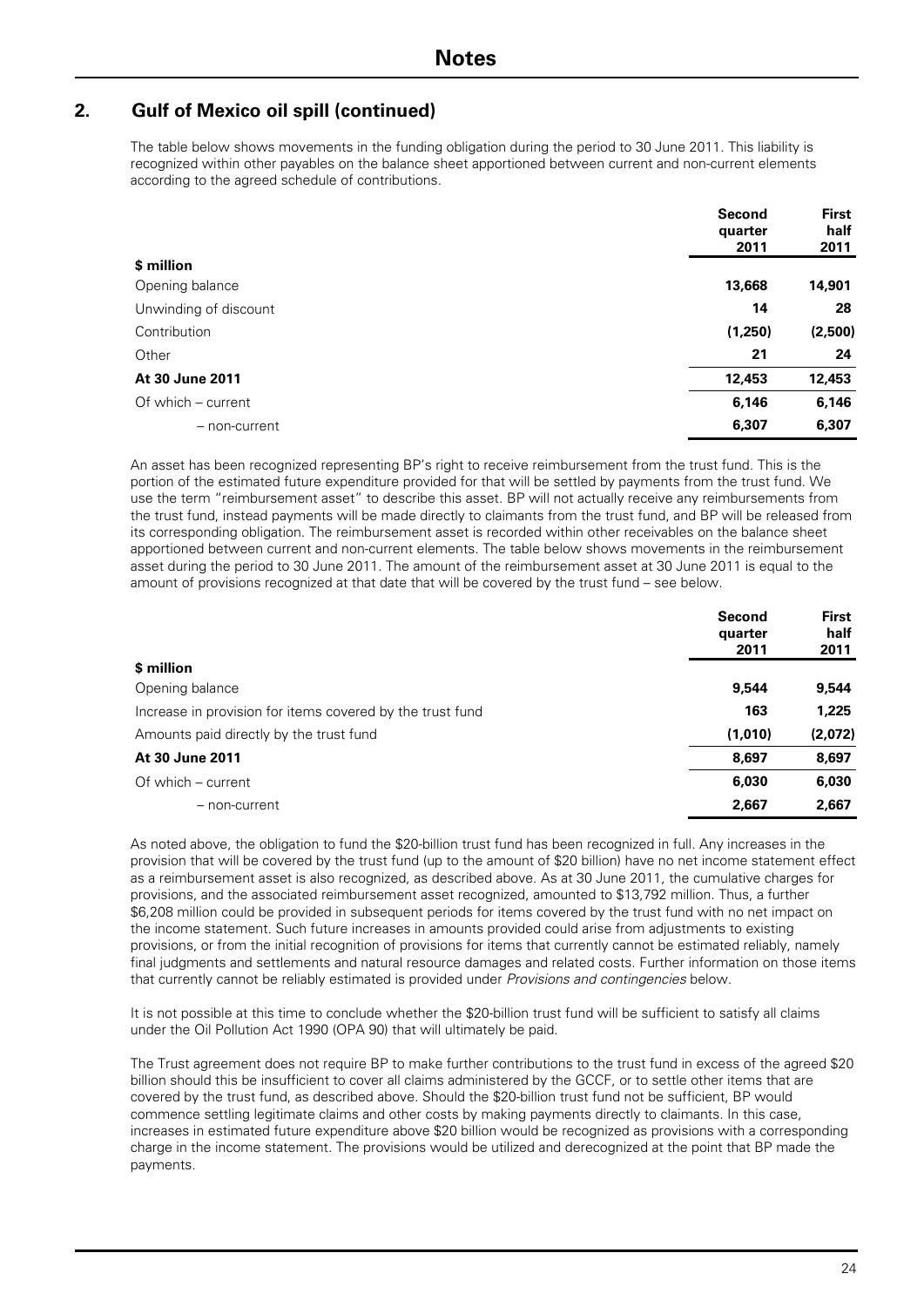# Notes

## 2. Gulf of Mexico oil spill (continued)

The table below shows movements in the funding obligation during the period to 30 June 2011. This liability is recognized within other payables on the balance sheet apportioned between current and non-current elements according to the agreed schedule of contributions.

| $ million | Second quarter 2011 | First half 2011 |
|---|---|---|
| Opening balance | 13,668 | 14,901 |
| Unwinding of discount | 14 | 28 |
| Contribution | (1,250) | (2,500) |
| Other | 21 | 24 |
| **At 30 June 2011** | **12,453** | **12,453** |
| Of which – current | 6,146 | 6,146 |
| – non-current | 6,307 | 6,307 |

An asset has been recognized representing BP's right to receive reimbursement from the trust fund. This is the portion of the estimated future expenditure provided for that will be settled by payments from the trust fund. We use the term "reimbursement asset" to describe this asset. BP will not actually receive any reimbursements from the trust fund, instead payments will be made directly to claimants from the trust fund, and BP will be released from its corresponding obligation. The reimbursement asset is recorded within other receivables on the balance sheet apportioned between current and non-current elements. The table below shows movements in the reimbursement asset during the period to 30 June 2011. The amount of the reimbursement asset at 30 June 2011 is equal to the amount of provisions recognized at that date that will be covered by the trust fund – see below.

| $ million | Second quarter 2011 | First half 2011 |
|---|---|---|
| Opening balance | 9,544 | 9,544 |
| Increase in provision for items covered by the trust fund | 163 | 1,225 |
| Amounts paid directly by the trust fund | (1,010) | (2,072) |
| **At 30 June 2011** | **8,697** | **8,697** |
| Of which – current | 6,030 | 6,030 |
| – non-current | 2,667 | 2,667 |

As noted above, the obligation to fund the $20-billion trust fund has been recognized in full. Any increases in the provision that will be covered by the trust fund (up to the amount of $20 billion) have no net income statement effect as a reimbursement asset is also recognized, as described above. As at 30 June 2011, the cumulative charges for provisions, and the associated reimbursement asset recognized, amounted to $13,792 million. Thus, a further $6,208 million could be provided in subsequent periods for items covered by the trust fund with no net impact on the income statement. Such future increases in amounts provided could arise from adjustments to existing provisions, or from the initial recognition of provisions for items that currently cannot be estimated reliably, namely final judgments and settlements and natural resource damages and related costs. Further information on those items that currently cannot be reliably estimated is provided under *Provisions and contingencies* below.

It is not possible at this time to conclude whether the $20-billion trust fund will be sufficient to satisfy all claims under the Oil Pollution Act 1990 (OPA 90) that will ultimately be paid.

The Trust agreement does not require BP to make further contributions to the trust fund in excess of the agreed $20 billion should this be insufficient to cover all claims administered by the GCCF, or to settle other items that are covered by the trust fund, as described above. Should the $20-billion trust fund not be sufficient, BP would commence settling legitimate claims and other costs by making payments directly to claimants. In this case, increases in estimated future expenditure above $20 billion would be recognized as provisions with a corresponding charge in the income statement. The provisions would be utilized and derecognized at the point that BP made the payments.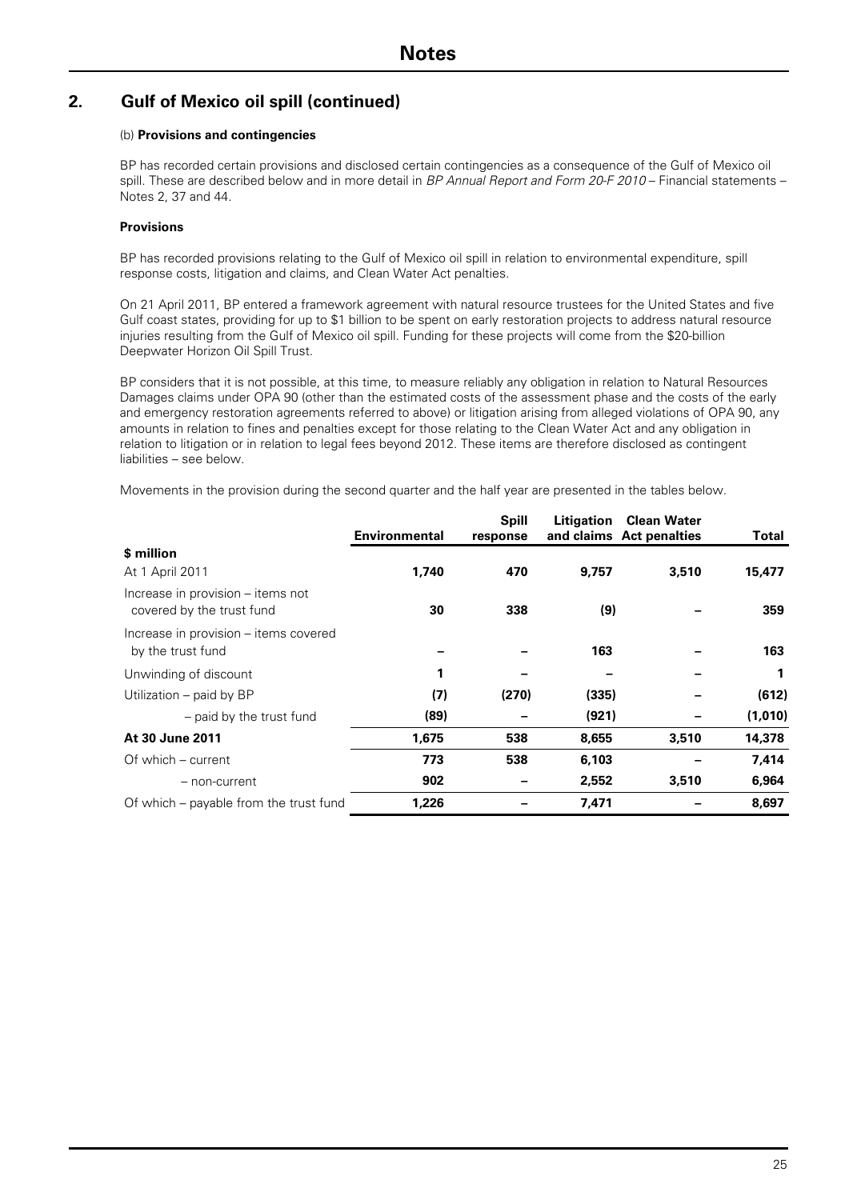# Notes

## 2. Gulf of Mexico oil spill (continued)

(b) **Provisions and contingencies**

BP has recorded certain provisions and disclosed certain contingencies as a consequence of the Gulf of Mexico oil spill. These are described below and in more detail in *BP Annual Report and Form 20-F 2010* – Financial statements – Notes 2, 37 and 44.

**Provisions**

BP has recorded provisions relating to the Gulf of Mexico oil spill in relation to environmental expenditure, spill response costs, litigation and claims, and Clean Water Act penalties.

On 21 April 2011, BP entered a framework agreement with natural resource trustees for the United States and five Gulf coast states, providing for up to $1 billion to be spent on early restoration projects to address natural resource injuries resulting from the Gulf of Mexico oil spill. Funding for these projects will come from the $20-billion Deepwater Horizon Oil Spill Trust.

BP considers that it is not possible, at this time, to measure reliably any obligation in relation to Natural Resources Damages claims under OPA 90 (other than the estimated costs of the assessment phase and the costs of the early and emergency restoration agreements referred to above) or litigation arising from alleged violations of OPA 90, any amounts in relation to fines and penalties except for those relating to the Clean Water Act and any obligation in relation to litigation or in relation to legal fees beyond 2012. These items are therefore disclosed as contingent liabilities – see below.

Movements in the provision during the second quarter and the half year are presented in the tables below.

| | Environmental | Spill response | Litigation and claims | Clean Water Act penalties | Total |
|---|---|---|---|---|---|
| **$ million** | | | | | |
| At 1 April 2011 | **1,740** | **470** | **9,757** | **3,510** | **15,477** |
| Increase in provision – items not covered by the trust fund | **30** | **338** | **(9)** | **–** | **359** |
| Increase in provision – items covered by the trust fund | **–** | **–** | **163** | **–** | **163** |
| Unwinding of discount | **1** | **–** | **–** | **–** | **1** |
| Utilization – paid by BP | **(7)** | **(270)** | **(335)** | **–** | **(612)** |
| – paid by the trust fund | **(89)** | **–** | **(921)** | **–** | **(1,010)** |
| **At 30 June 2011** | **1,675** | **538** | **8,655** | **3,510** | **14,378** |
| Of which – current | **773** | **538** | **6,103** | **–** | **7,414** |
| – non-current | **902** | **–** | **2,552** | **3,510** | **6,964** |
| Of which – payable from the trust fund | **1,226** | **–** | **7,471** | **–** | **8,697** |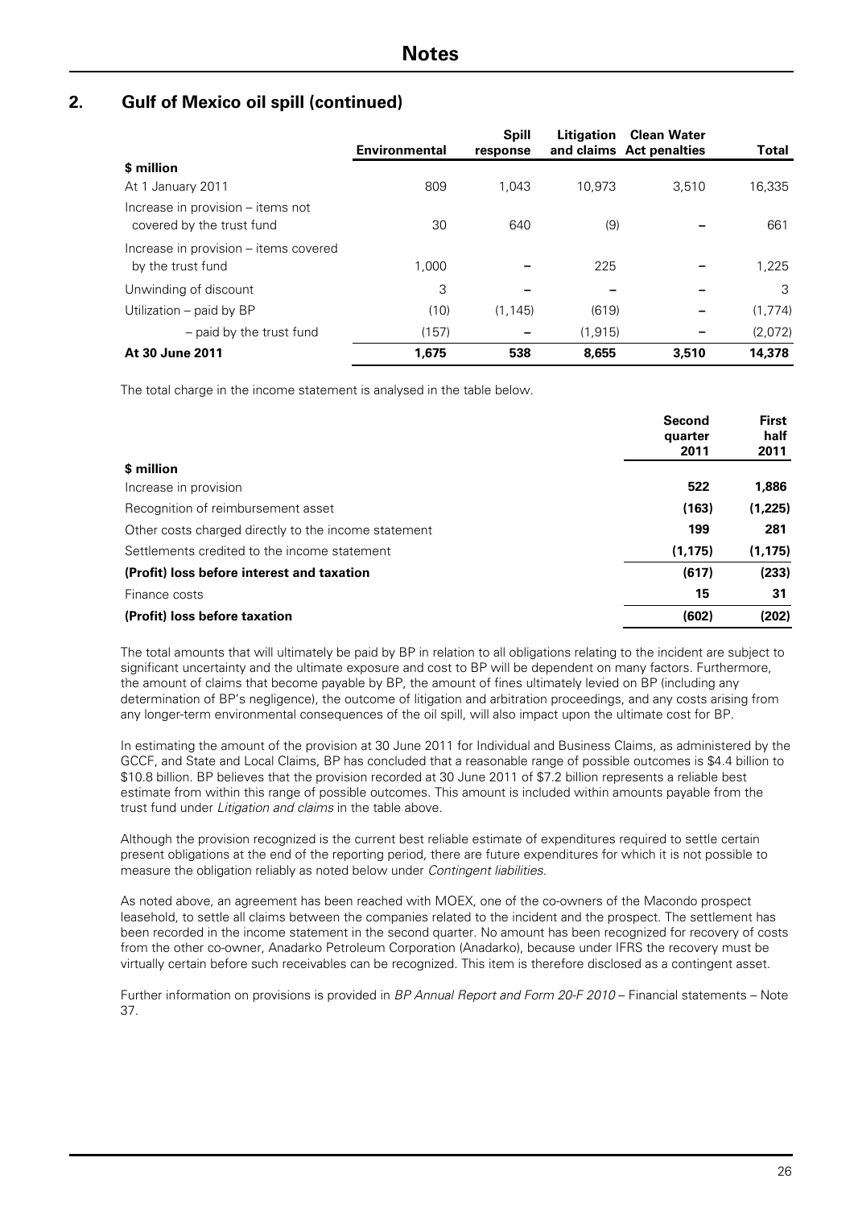# Notes

## 2. Gulf of Mexico oil spill (continued)

| | Environmental | Spill response | Litigation and claims | Clean Water Act penalties | Total |
|---|---|---|---|---|---|
| **\$ million** | | | | | |
| At 1 January 2011 | 809 | 1,043 | 10,973 | 3,510 | 16,335 |
| Increase in provision – items not covered by the trust fund | 30 | 640 | (9) | – | 661 |
| Increase in provision – items covered by the trust fund | 1,000 | – | 225 | – | 1,225 |
| Unwinding of discount | 3 | – | – | – | 3 |
| Utilization – paid by BP | (10) | (1,145) | (619) | – | (1,774) |
| – paid by the trust fund | (157) | – | (1,915) | – | (2,072) |
| **At 30 June 2011** | **1,675** | **538** | **8,655** | **3,510** | **14,378** |

The total charge in the income statement is analysed in the table below.

| | Second quarter 2011 | First half 2011 |
|---|---|---|
| **\$ million** | | |
| Increase in provision | **522** | **1,886** |
| Recognition of reimbursement asset | **(163)** | **(1,225)** |
| Other costs charged directly to the income statement | **199** | **281** |
| Settlements credited to the income statement | **(1,175)** | **(1,175)** |
| **(Profit) loss before interest and taxation** | **(617)** | **(233)** |
| Finance costs | **15** | **31** |
| **(Profit) loss before taxation** | **(602)** | **(202)** |

The total amounts that will ultimately be paid by BP in relation to all obligations relating to the incident are subject to significant uncertainty and the ultimate exposure and cost to BP will be dependent on many factors. Furthermore, the amount of claims that become payable by BP, the amount of fines ultimately levied on BP (including any determination of BP's negligence), the outcome of litigation and arbitration proceedings, and any costs arising from any longer-term environmental consequences of the oil spill, will also impact upon the ultimate cost for BP.

In estimating the amount of the provision at 30 June 2011 for Individual and Business Claims, as administered by the GCCF, and State and Local Claims, BP has concluded that a reasonable range of possible outcomes is \$4.4 billion to \$10.8 billion. BP believes that the provision recorded at 30 June 2011 of \$7.2 billion represents a reliable best estimate from within this range of possible outcomes. This amount is included within amounts payable from the trust fund under *Litigation and claims* in the table above.

Although the provision recognized is the current best reliable estimate of expenditures required to settle certain present obligations at the end of the reporting period, there are future expenditures for which it is not possible to measure the obligation reliably as noted below under *Contingent liabilities*.

As noted above, an agreement has been reached with MOEX, one of the co-owners of the Macondo prospect leasehold, to settle all claims between the companies related to the incident and the prospect. The settlement has been recorded in the income statement in the second quarter. No amount has been recognized for recovery of costs from the other co-owner, Anadarko Petroleum Corporation (Anadarko), because under IFRS the recovery must be virtually certain before such receivables can be recognized. This item is therefore disclosed as a contingent asset.

Further information on provisions is provided in *BP Annual Report and Form 20-F 2010* – Financial statements – Note 37.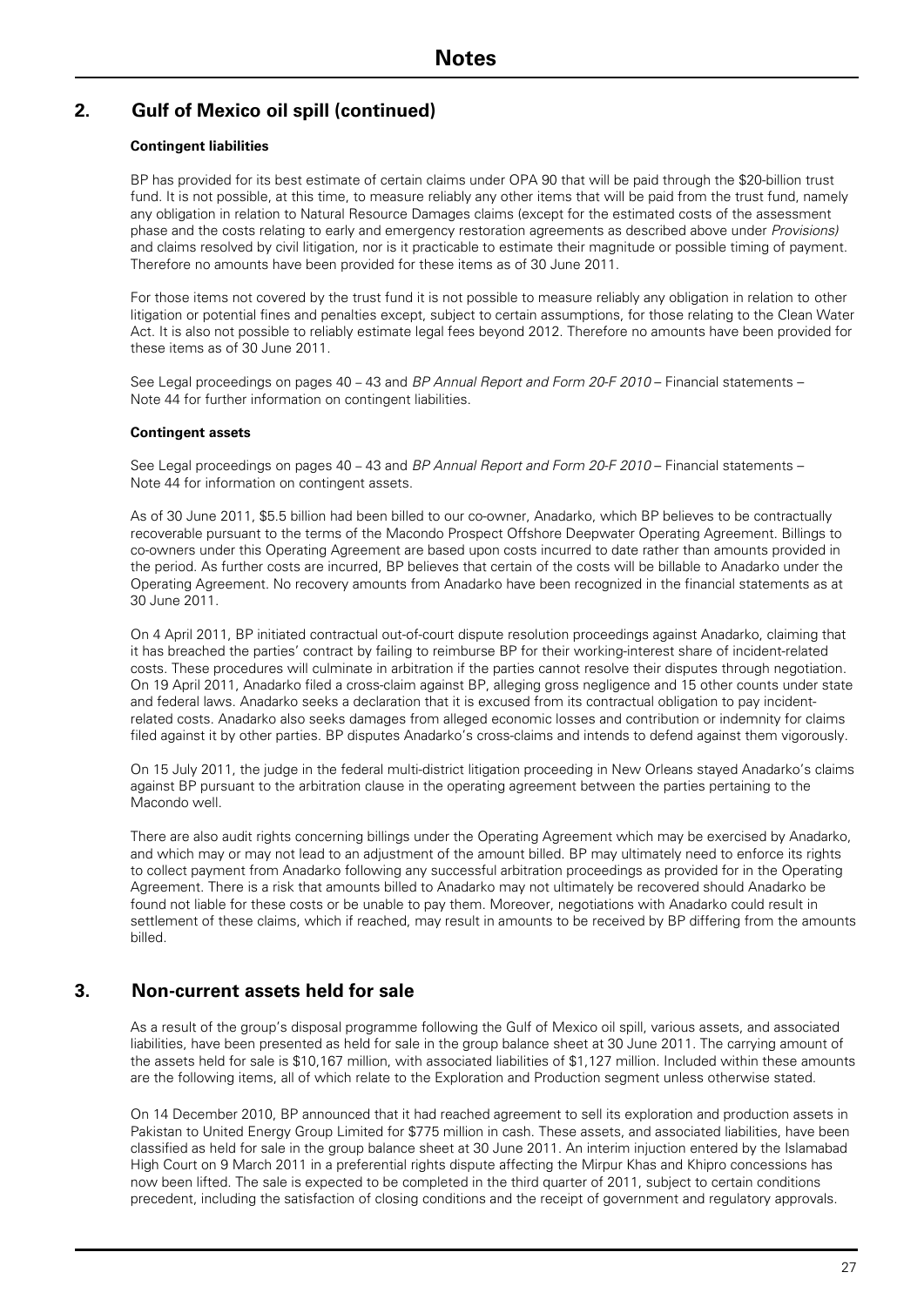## 2. Gulf of Mexico oil spill (continued)

**Contingent liabilities**

BP has provided for its best estimate of certain claims under OPA 90 that will be paid through the $20-billion trust fund. It is not possible, at this time, to measure reliably any other items that will be paid from the trust fund, namely any obligation in relation to Natural Resource Damages claims (except for the estimated costs of the assessment phase and the costs relating to early and emergency restoration agreements as described above under *Provisions)* and claims resolved by civil litigation, nor is it practicable to estimate their magnitude or possible timing of payment. Therefore no amounts have been provided for these items as of 30 June 2011.

For those items not covered by the trust fund it is not possible to measure reliably any obligation in relation to other litigation or potential fines and penalties except, subject to certain assumptions, for those relating to the Clean Water Act. It is also not possible to reliably estimate legal fees beyond 2012. Therefore no amounts have been provided for these items as of 30 June 2011.

See Legal proceedings on pages 40 – 43 and *BP Annual Report and Form 20-F 2010* – Financial statements – Note 44 for further information on contingent liabilities.

**Contingent assets**

See Legal proceedings on pages 40 – 43 and *BP Annual Report and Form 20-F 2010* – Financial statements – Note 44 for information on contingent assets.

As of 30 June 2011, $5.5 billion had been billed to our co-owner, Anadarko, which BP believes to be contractually recoverable pursuant to the terms of the Macondo Prospect Offshore Deepwater Operating Agreement. Billings to co-owners under this Operating Agreement are based upon costs incurred to date rather than amounts provided in the period. As further costs are incurred, BP believes that certain of the costs will be billable to Anadarko under the Operating Agreement. No recovery amounts from Anadarko have been recognized in the financial statements as at 30 June 2011.

On 4 April 2011, BP initiated contractual out-of-court dispute resolution proceedings against Anadarko, claiming that it has breached the parties' contract by failing to reimburse BP for their working-interest share of incident-related costs. These procedures will culminate in arbitration if the parties cannot resolve their disputes through negotiation. On 19 April 2011, Anadarko filed a cross-claim against BP, alleging gross negligence and 15 other counts under state and federal laws. Anadarko seeks a declaration that it is excused from its contractual obligation to pay incident-related costs. Anadarko also seeks damages from alleged economic losses and contribution or indemnity for claims filed against it by other parties. BP disputes Anadarko's cross-claims and intends to defend against them vigorously.

On 15 July 2011, the judge in the federal multi-district litigation proceeding in New Orleans stayed Anadarko's claims against BP pursuant to the arbitration clause in the operating agreement between the parties pertaining to the Macondo well.

There are also audit rights concerning billings under the Operating Agreement which may be exercised by Anadarko, and which may or may not lead to an adjustment of the amount billed. BP may ultimately need to enforce its rights to collect payment from Anadarko following any successful arbitration proceedings as provided for in the Operating Agreement. There is a risk that amounts billed to Anadarko may not ultimately be recovered should Anadarko be found not liable for these costs or be unable to pay them. Moreover, negotiations with Anadarko could result in settlement of these claims, which if reached, may result in amounts to be received by BP differing from the amounts billed.

## 3. Non-current assets held for sale

As a result of the group's disposal programme following the Gulf of Mexico oil spill, various assets, and associated liabilities, have been presented as held for sale in the group balance sheet at 30 June 2011. The carrying amount of the assets held for sale is $10,167 million, with associated liabilities of $1,127 million. Included within these amounts are the following items, all of which relate to the Exploration and Production segment unless otherwise stated.

On 14 December 2010, BP announced that it had reached agreement to sell its exploration and production assets in Pakistan to United Energy Group Limited for $775 million in cash. These assets, and associated liabilities, have been classified as held for sale in the group balance sheet at 30 June 2011. An interim injunction entered by the Islamabad High Court on 9 March 2011 in a preferential rights dispute affecting the Mirpur Khas and Khipro concessions has now been lifted. The sale is expected to be completed in the third quarter of 2011, subject to certain conditions precedent, including the satisfaction of closing conditions and the receipt of government and regulatory approvals.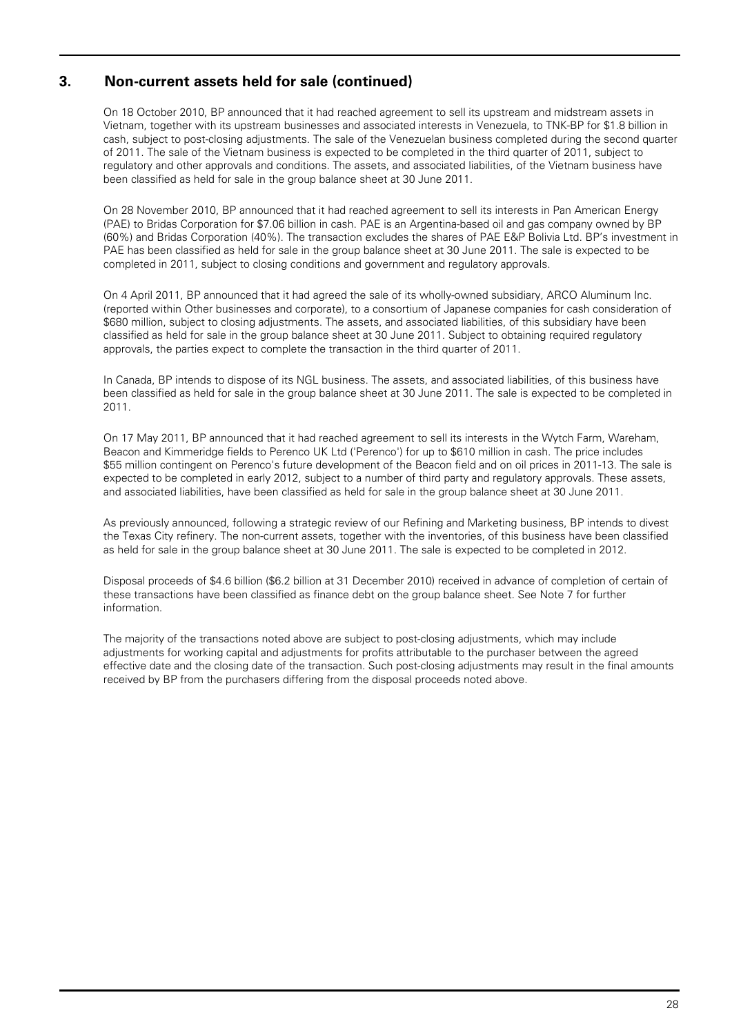## 3. Non-current assets held for sale (continued)

On 18 October 2010, BP announced that it had reached agreement to sell its upstream and midstream assets in Vietnam, together with its upstream businesses and associated interests in Venezuela, to TNK-BP for $1.8 billion in cash, subject to post-closing adjustments. The sale of the Venezuelan business completed during the second quarter of 2011. The sale of the Vietnam business is expected to be completed in the third quarter of 2011, subject to regulatory and other approvals and conditions. The assets, and associated liabilities, of the Vietnam business have been classified as held for sale in the group balance sheet at 30 June 2011.

On 28 November 2010, BP announced that it had reached agreement to sell its interests in Pan American Energy (PAE) to Bridas Corporation for $7.06 billion in cash. PAE is an Argentina-based oil and gas company owned by BP (60%) and Bridas Corporation (40%). The transaction excludes the shares of PAE E&P Bolivia Ltd. BP's investment in PAE has been classified as held for sale in the group balance sheet at 30 June 2011. The sale is expected to be completed in 2011, subject to closing conditions and government and regulatory approvals.

On 4 April 2011, BP announced that it had agreed the sale of its wholly-owned subsidiary, ARCO Aluminum Inc. (reported within Other businesses and corporate), to a consortium of Japanese companies for cash consideration of $680 million, subject to closing adjustments. The assets, and associated liabilities, of this subsidiary have been classified as held for sale in the group balance sheet at 30 June 2011. Subject to obtaining required regulatory approvals, the parties expect to complete the transaction in the third quarter of 2011.

In Canada, BP intends to dispose of its NGL business. The assets, and associated liabilities, of this business have been classified as held for sale in the group balance sheet at 30 June 2011. The sale is expected to be completed in 2011.

On 17 May 2011, BP announced that it had reached agreement to sell its interests in the Wytch Farm, Wareham, Beacon and Kimmeridge fields to Perenco UK Ltd ('Perenco') for up to $610 million in cash. The price includes $55 million contingent on Perenco's future development of the Beacon field and on oil prices in 2011-13. The sale is expected to be completed in early 2012, subject to a number of third party and regulatory approvals. These assets, and associated liabilities, have been classified as held for sale in the group balance sheet at 30 June 2011.

As previously announced, following a strategic review of our Refining and Marketing business, BP intends to divest the Texas City refinery. The non-current assets, together with the inventories, of this business have been classified as held for sale in the group balance sheet at 30 June 2011. The sale is expected to be completed in 2012.

Disposal proceeds of $4.6 billion ($6.2 billion at 31 December 2010) received in advance of completion of certain of these transactions have been classified as finance debt on the group balance sheet. See Note 7 for further information.

The majority of the transactions noted above are subject to post-closing adjustments, which may include adjustments for working capital and adjustments for profits attributable to the purchaser between the agreed effective date and the closing date of the transaction. Such post-closing adjustments may result in the final amounts received by BP from the purchasers differing from the disposal proceeds noted above.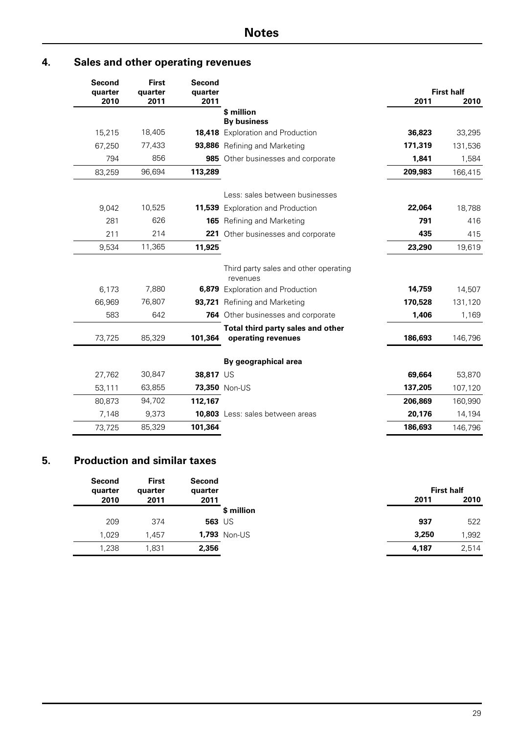# Notes

## 4. Sales and other operating revenues

| Second quarter 2010 | First quarter 2011 | Second quarter 2011 | | First half 2011 | First half 2010 |
|---|---|---|---|---|---|
| | | | **$ million** | | |
| | | | **By business** | | |
| 15,215 | 18,405 | **18,418** | Exploration and Production | **36,823** | 33,295 |
| 67,250 | 77,433 | **93,886** | Refining and Marketing | **171,319** | 131,536 |
| 794 | 856 | **985** | Other businesses and corporate | **1,841** | 1,584 |
| 83,259 | 96,694 | **113,289** | | **209,983** | 166,415 |
| | | | Less: sales between businesses | | |
| 9,042 | 10,525 | **11,539** | Exploration and Production | **22,064** | 18,788 |
| 281 | 626 | **165** | Refining and Marketing | **791** | 416 |
| 211 | 214 | **221** | Other businesses and corporate | **435** | 415 |
| 9,534 | 11,365 | **11,925** | | **23,290** | 19,619 |
| | | | Third party sales and other operating revenues | | |
| 6,173 | 7,880 | **6,879** | Exploration and Production | **14,759** | 14,507 |
| 66,969 | 76,807 | **93,721** | Refining and Marketing | **170,528** | 131,120 |
| 583 | 642 | **764** | Other businesses and corporate | **1,406** | 1,169 |
| 73,725 | 85,329 | **101,364** | **Total third party sales and other operating revenues** | **186,693** | 146,796 |
| | | | **By geographical area** | | |
| 27,762 | 30,847 | **38,817** | US | **69,664** | 53,870 |
| 53,111 | 63,855 | **73,350** | Non-US | **137,205** | 107,120 |
| 80,873 | 94,702 | **112,167** | | **206,869** | 160,990 |
| 7,148 | 9,373 | **10,803** | Less: sales between areas | **20,176** | 14,194 |
| 73,725 | 85,329 | **101,364** | | **186,693** | 146,796 |

## 5. Production and similar taxes

| Second quarter 2010 | First quarter 2011 | Second quarter 2011 | | First half 2011 | First half 2010 |
|---|---|---|---|---|---|
| | | | **$ million** | | |
| 209 | 374 | **563** | US | **937** | 522 |
| 1,029 | 1,457 | **1,793** | Non-US | **3,250** | 1,992 |
| 1,238 | 1,831 | **2,356** | | **4,187** | 2,514 |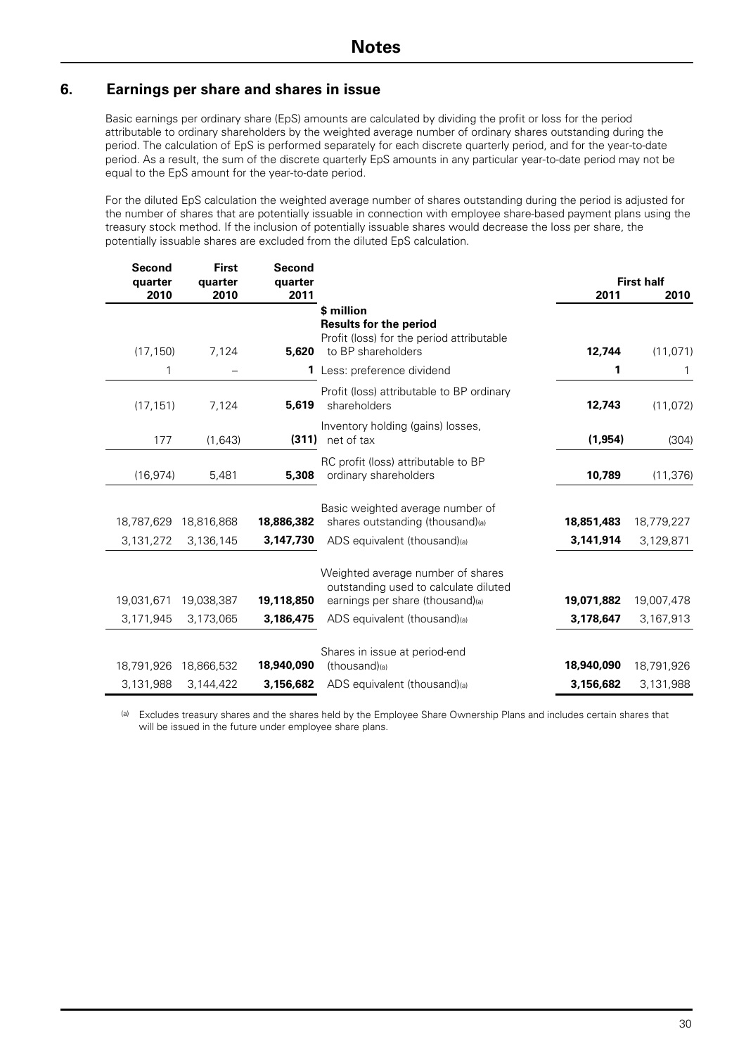# Notes

## 6. Earnings per share and shares in issue

Basic earnings per ordinary share (EpS) amounts are calculated by dividing the profit or loss for the period attributable to ordinary shareholders by the weighted average number of ordinary shares outstanding during the period. The calculation of EpS is performed separately for each discrete quarterly period, and for the year-to-date period. As a result, the sum of the discrete quarterly EpS amounts in any particular year-to-date period may not be equal to the EpS amount for the year-to-date period.

For the diluted EpS calculation the weighted average number of shares outstanding during the period is adjusted for the number of shares that are potentially issuable in connection with employee share-based payment plans using the treasury stock method. If the inclusion of potentially issuable shares would decrease the loss per share, the potentially issuable shares are excluded from the diluted EpS calculation.

| Second quarter 2010 | First quarter 2010 | Second quarter 2011 | | First half 2011 | First half 2010 |
|---|---|---|---|---|---|
| | | | **$ million** | | |
| | | | **Results for the period** | | |
| (17,150) | 7,124 | **5,620** | Profit (loss) for the period attributable to BP shareholders | **12,744** | (11,071) |
| 1 | – | **1** | Less: preference dividend | **1** | 1 |
| (17,151) | 7,124 | **5,619** | Profit (loss) attributable to BP ordinary shareholders | **12,743** | (11,072) |
| 177 | (1,643) | **(311)** | Inventory holding (gains) losses, net of tax | **(1,954)** | (304) |
| (16,974) | 5,481 | **5,308** | RC profit (loss) attributable to BP ordinary shareholders | **10,789** | (11,376) |
| 18,787,629 | 18,816,868 | **18,886,382** | Basic weighted average number of shares outstanding (thousand)[(a)] | **18,851,483** | 18,779,227 |
| 3,131,272 | 3,136,145 | **3,147,730** | ADS equivalent (thousand)[(a)] | **3,141,914** | 3,129,871 |
| 19,031,671 | 19,038,387 | **19,118,850** | Weighted average number of shares outstanding used to calculate diluted earnings per share (thousand)[(a)] | **19,071,882** | 19,007,478 |
| 3,171,945 | 3,173,065 | **3,186,475** | ADS equivalent (thousand)[(a)] | **3,178,647** | 3,167,913 |
| 18,791,926 | 18,866,532 | **18,940,090** | Shares in issue at period-end (thousand)[(a)] | **18,940,090** | 18,791,926 |
| 3,131,988 | 3,144,422 | **3,156,682** | ADS equivalent (thousand)[(a)] | **3,156,682** | 3,131,988 |

(a) Excludes treasury shares and the shares held by the Employee Share Ownership Plans and includes certain shares that will be issued in the future under employee share plans.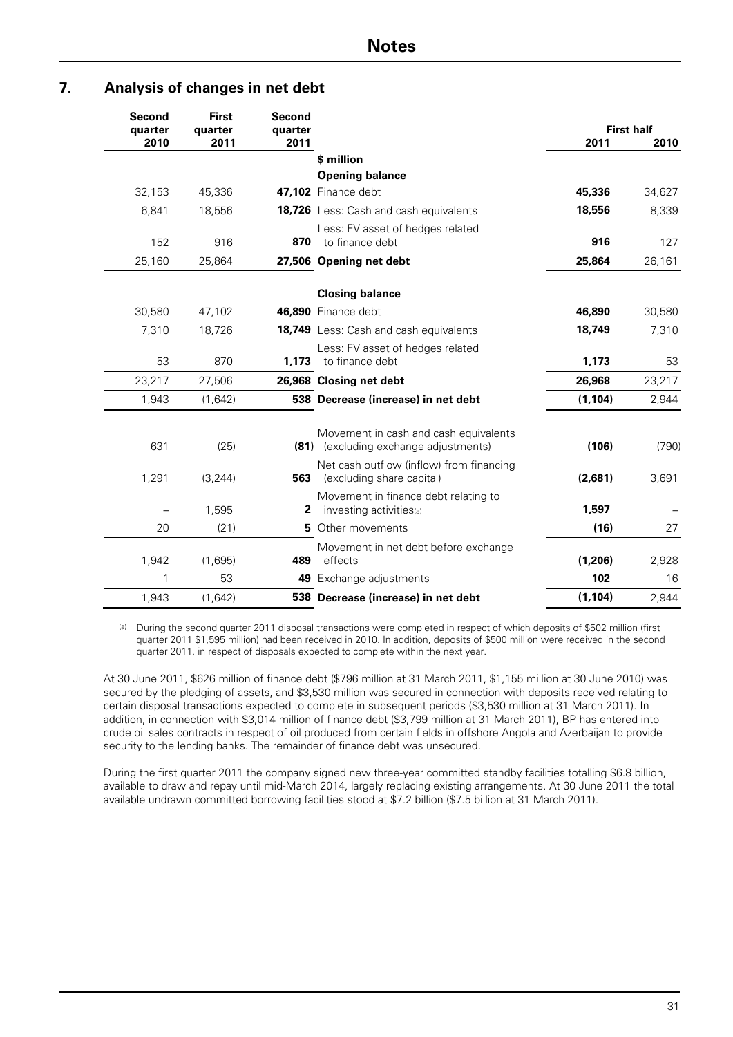## 7. Analysis of changes in net debt

| Second quarter 2010 | First quarter 2011 | Second quarter 2011 | | First half 2011 | First half 2010 |
|---|---|---|---|---|---|
| | | | **$ million** | | |
| | | | **Opening balance** | | |
| 32,153 | 45,336 | **47,102** | Finance debt | **45,336** | 34,627 |
| 6,841 | 18,556 | **18,726** | Less: Cash and cash equivalents | **18,556** | 8,339 |
| 152 | 916 | **870** | Less: FV asset of hedges related to finance debt | **916** | 127 |
| 25,160 | 25,864 | **27,506** | **Opening net debt** | **25,864** | 26,161 |
| | | | **Closing balance** | | |
| 30,580 | 47,102 | **46,890** | Finance debt | **46,890** | 30,580 |
| 7,310 | 18,726 | **18,749** | Less: Cash and cash equivalents | **18,749** | 7,310 |
| 53 | 870 | **1,173** | Less: FV asset of hedges related to finance debt | **1,173** | 53 |
| 23,217 | 27,506 | **26,968** | **Closing net debt** | **26,968** | 23,217 |
| 1,943 | (1,642) | **538** | **Decrease (increase) in net debt** | **(1,104)** | 2,944 |
| 631 | (25) | **(81)** | Movement in cash and cash equivalents (excluding exchange adjustments) | **(106)** | (790) |
| 1,291 | (3,244) | **563** | Net cash outflow (inflow) from financing (excluding share capital) | **(2,681)** | 3,691 |
| – | 1,595 | **2** | Movement in finance debt relating to investing activities[(a)] | **1,597** | – |
| 20 | (21) | **5** | Other movements | **(16)** | 27 |
| 1,942 | (1,695) | **489** | Movement in net debt before exchange effects | **(1,206)** | 2,928 |
| 1 | 53 | **49** | Exchange adjustments | **102** | 16 |
| 1,943 | (1,642) | **538** | **Decrease (increase) in net debt** | **(1,104)** | 2,944 |

(a) During the second quarter 2011 disposal transactions were completed in respect of which deposits of $502 million (first quarter 2011 $1,595 million) had been received in 2010. In addition, deposits of $500 million were received in the second quarter 2011, in respect of disposals expected to complete within the next year.

At 30 June 2011, $626 million of finance debt ($796 million at 31 March 2011, $1,155 million at 30 June 2010) was secured by the pledging of assets, and $3,530 million was secured in connection with deposits received relating to certain disposal transactions expected to complete in subsequent periods ($3,530 million at 31 March 2011). In addition, in connection with $3,014 million of finance debt ($3,799 million at 31 March 2011), BP has entered into crude oil sales contracts in respect of oil produced from certain fields in offshore Angola and Azerbaijan to provide security to the lending banks. The remainder of finance debt was unsecured.

During the first quarter 2011 the company signed new three-year committed standby facilities totalling $6.8 billion, available to draw and repay until mid-March 2014, largely replacing existing arrangements. At 30 June 2011 the total available undrawn committed borrowing facilities stood at $7.2 billion ($7.5 billion at 31 March 2011).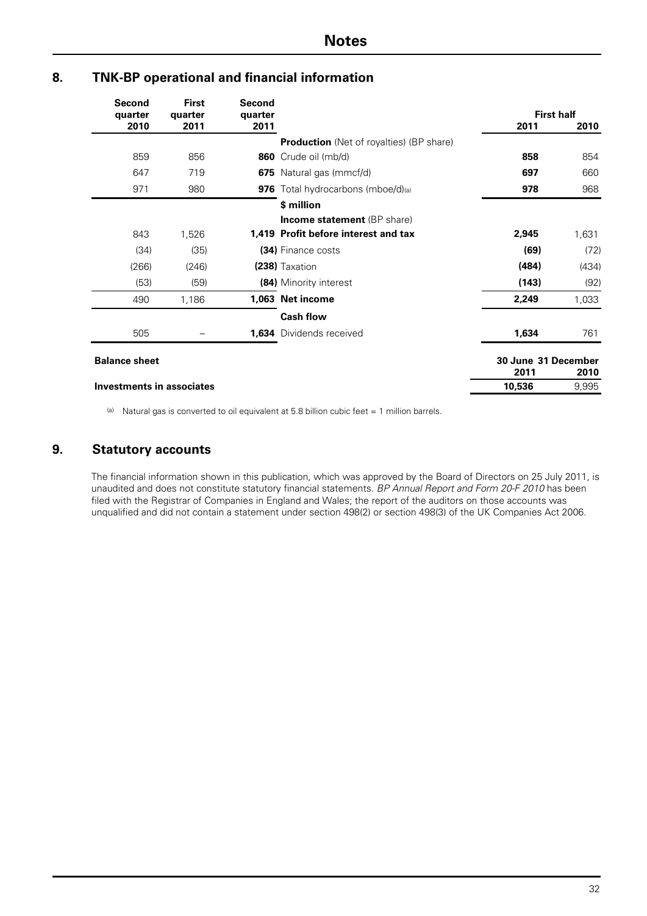## 8. TNK-BP operational and financial information

| Second quarter 2010 | First quarter 2011 | Second quarter 2011 | | First half 2011 | First half 2010 |
|---|---|---|---|---|---|
| | | | **Production** (Net of royalties) (BP share) | | |
| 859 | 856 | **860** | Crude oil (mb/d) | **858** | 854 |
| 647 | 719 | **675** | Natural gas (mmcf/d) | **697** | 660 |
| 971 | 980 | **976** | Total hydrocarbons (mboe/d)[(a)] | **978** | 968 |
| | | | **$ million** | | |
| | | | **Income statement** (BP share) | | |
| 843 | 1,526 | **1,419** | **Profit before interest and tax** | **2,945** | 1,631 |
| (34) | (35) | **(34)** | Finance costs | **(69)** | (72) |
| (266) | (246) | **(238)** | Taxation | **(484)** | (434) |
| (53) | (59) | **(84)** | Minority interest | **(143)** | (92) |
| 490 | 1,186 | **1,063** | **Net income** | **2,249** | 1,033 |
| | | | **Cash flow** | | |
| 505 | – | **1,634** | Dividends received | **1,634** | 761 |

| **Balance sheet** | 30 June 2011 | 31 December 2010 |
|---|---|---|
| **Investments in associates** | **10,536** | 9,995 |

[(a)] Natural gas is converted to oil equivalent at 5.8 billion cubic feet = 1 million barrels.

## 9. Statutory accounts

The financial information shown in this publication, which was approved by the Board of Directors on 25 July 2011, is unaudited and does not constitute statutory financial statements. *BP Annual Report and Form 20-F 2010* has been filed with the Registrar of Companies in England and Wales; the report of the auditors on those accounts was unqualified and did not contain a statement under section 498(2) or section 498(3) of the UK Companies Act 2006.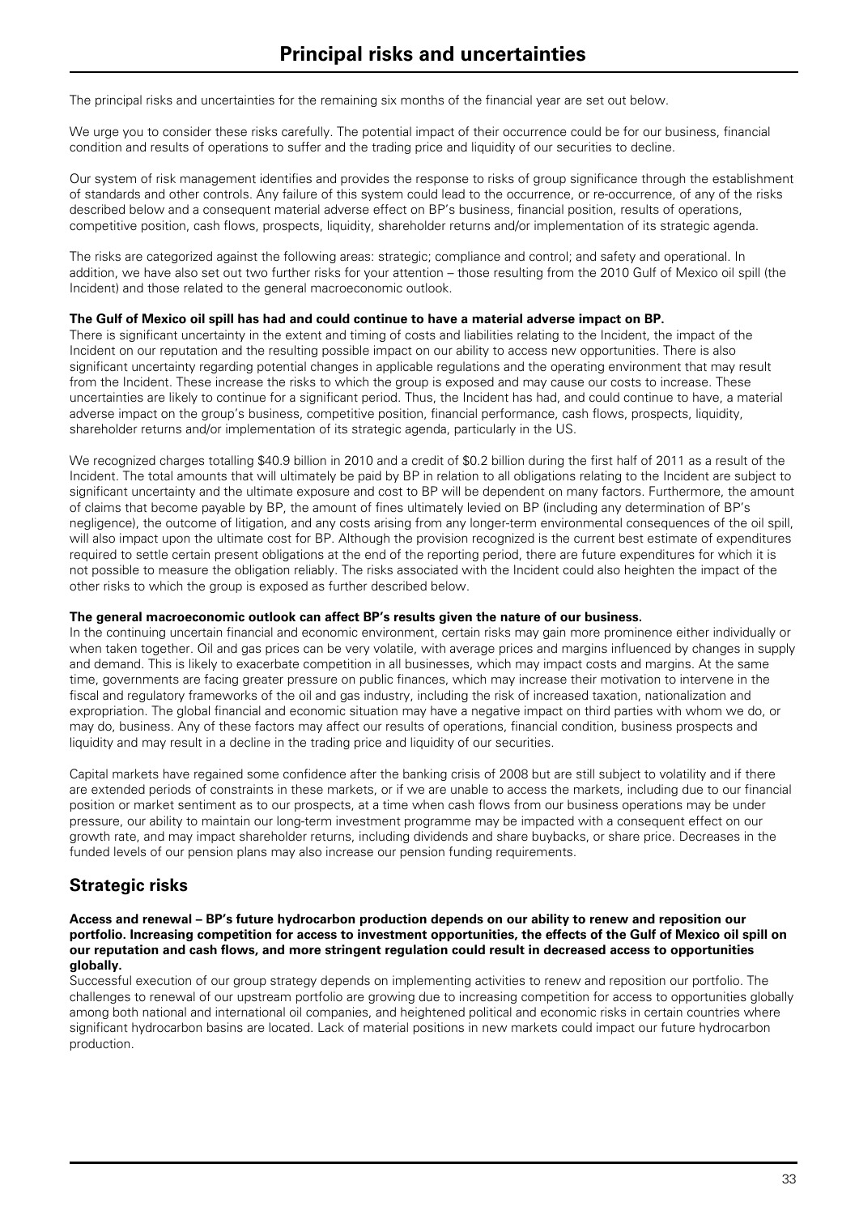# Principal risks and uncertainties

The principal risks and uncertainties for the remaining six months of the financial year are set out below.

We urge you to consider these risks carefully. The potential impact of their occurrence could be for our business, financial condition and results of operations to suffer and the trading price and liquidity of our securities to decline.

Our system of risk management identifies and provides the response to risks of group significance through the establishment of standards and other controls. Any failure of this system could lead to the occurrence, or re-occurrence, of any of the risks described below and a consequent material adverse effect on BP's business, financial position, results of operations, competitive position, cash flows, prospects, liquidity, shareholder returns and/or implementation of its strategic agenda.

The risks are categorized against the following areas: strategic; compliance and control; and safety and operational. In addition, we have also set out two further risks for your attention – those resulting from the 2010 Gulf of Mexico oil spill (the Incident) and those related to the general macroeconomic outlook.

**The Gulf of Mexico oil spill has had and could continue to have a material adverse impact on BP.**

There is significant uncertainty in the extent and timing of costs and liabilities relating to the Incident, the impact of the Incident on our reputation and the resulting possible impact on our ability to access new opportunities. There is also significant uncertainty regarding potential changes in applicable regulations and the operating environment that may result from the Incident. These increase the risks to which the group is exposed and may cause our costs to increase. These uncertainties are likely to continue for a significant period. Thus, the Incident has had, and could continue to have, a material adverse impact on the group's business, competitive position, financial performance, cash flows, prospects, liquidity, shareholder returns and/or implementation of its strategic agenda, particularly in the US.

We recognized charges totalling $40.9 billion in 2010 and a credit of $0.2 billion during the first half of 2011 as a result of the Incident. The total amounts that will ultimately be paid by BP in relation to all obligations relating to the Incident are subject to significant uncertainty and the ultimate exposure and cost to BP will be dependent on many factors. Furthermore, the amount of claims that become payable by BP, the amount of fines ultimately levied on BP (including any determination of BP's negligence), the outcome of litigation, and any costs arising from any longer-term environmental consequences of the oil spill, will also impact upon the ultimate cost for BP. Although the provision recognized is the current best estimate of expenditures required to settle certain present obligations at the end of the reporting period, there are future expenditures for which it is not possible to measure the obligation reliably. The risks associated with the Incident could also heighten the impact of the other risks to which the group is exposed as further described below.

**The general macroeconomic outlook can affect BP's results given the nature of our business.**

In the continuing uncertain financial and economic environment, certain risks may gain more prominence either individually or when taken together. Oil and gas prices can be very volatile, with average prices and margins influenced by changes in supply and demand. This is likely to exacerbate competition in all businesses, which may impact costs and margins. At the same time, governments are facing greater pressure on public finances, which may increase their motivation to intervene in the fiscal and regulatory frameworks of the oil and gas industry, including the risk of increased taxation, nationalization and expropriation. The global financial and economic situation may have a negative impact on third parties with whom we do, or may do, business. Any of these factors may affect our results of operations, financial condition, business prospects and liquidity and may result in a decline in the trading price and liquidity of our securities.

Capital markets have regained some confidence after the banking crisis of 2008 but are still subject to volatility and if there are extended periods of constraints in these markets, or if we are unable to access the markets, including due to our financial position or market sentiment as to our prospects, at a time when cash flows from our business operations may be under pressure, our ability to maintain our long-term investment programme may be impacted with a consequent effect on our growth rate, and may impact shareholder returns, including dividends and share buybacks, or share price. Decreases in the funded levels of our pension plans may also increase our pension funding requirements.

## Strategic risks

**Access and renewal – BP's future hydrocarbon production depends on our ability to renew and reposition our portfolio. Increasing competition for access to investment opportunities, the effects of the Gulf of Mexico oil spill on our reputation and cash flows, and more stringent regulation could result in decreased access to opportunities globally.**

Successful execution of our group strategy depends on implementing activities to renew and reposition our portfolio. The challenges to renewal of our upstream portfolio are growing due to increasing competition for access to opportunities globally among both national and international oil companies, and heightened political and economic risks in certain countries where significant hydrocarbon basins are located. Lack of material positions in new markets could impact our future hydrocarbon production.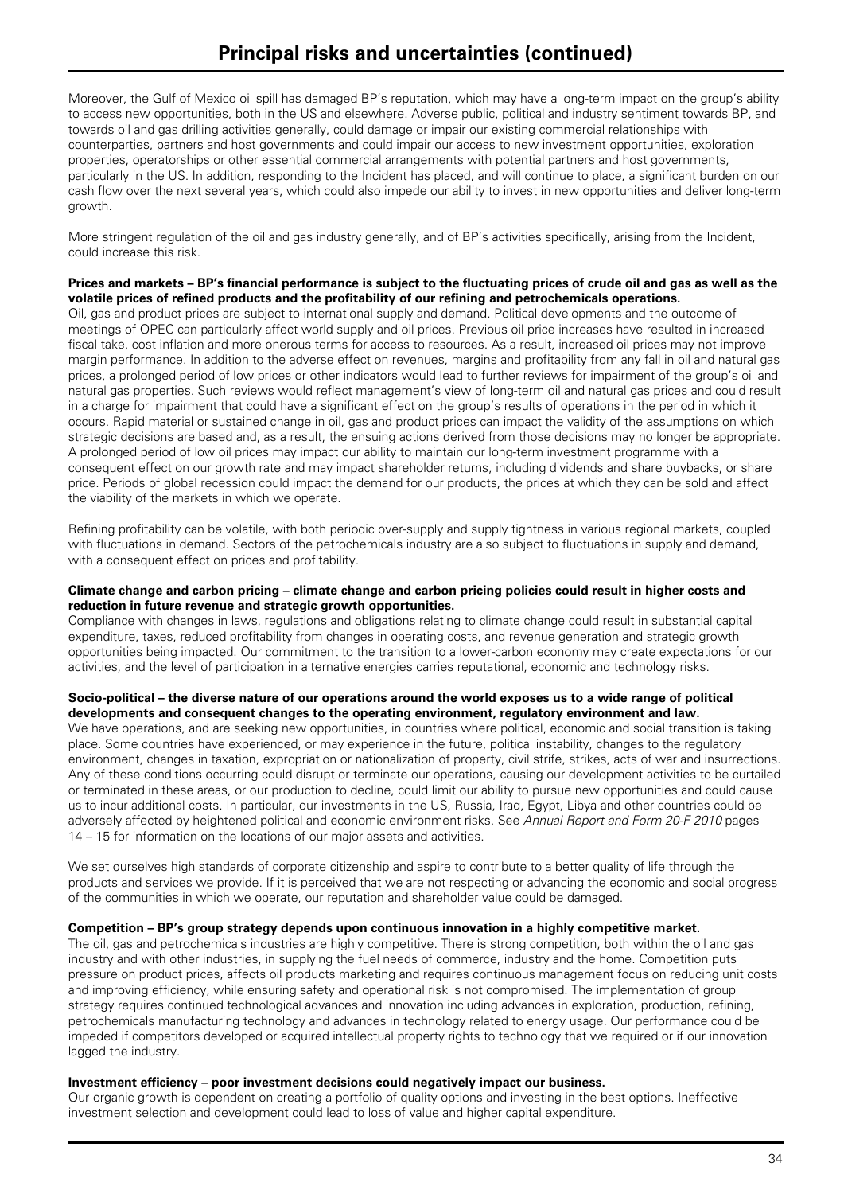# Principal risks and uncertainties (continued)

Moreover, the Gulf of Mexico oil spill has damaged BP's reputation, which may have a long-term impact on the group's ability to access new opportunities, both in the US and elsewhere. Adverse public, political and industry sentiment towards BP, and towards oil and gas drilling activities generally, could damage or impair our existing commercial relationships with counterparties, partners and host governments and could impair our access to new investment opportunities, exploration properties, operatorships or other essential commercial arrangements with potential partners and host governments, particularly in the US. In addition, responding to the Incident has placed, and will continue to place, a significant burden on our cash flow over the next several years, which could also impede our ability to invest in new opportunities and deliver long-term growth.

More stringent regulation of the oil and gas industry generally, and of BP's activities specifically, arising from the Incident, could increase this risk.

**Prices and markets – BP's financial performance is subject to the fluctuating prices of crude oil and gas as well as the volatile prices of refined products and the profitability of our refining and petrochemicals operations.**
Oil, gas and product prices are subject to international supply and demand. Political developments and the outcome of meetings of OPEC can particularly affect world supply and oil prices. Previous oil price increases have resulted in increased fiscal take, cost inflation and more onerous terms for access to resources. As a result, increased oil prices may not improve margin performance. In addition to the adverse effect on revenues, margins and profitability from any fall in oil and natural gas prices, a prolonged period of low prices or other indicators would lead to further reviews for impairment of the group's oil and natural gas properties. Such reviews would reflect management's view of long-term oil and natural gas prices and could result in a charge for impairment that could have a significant effect on the group's results of operations in the period in which it occurs. Rapid material or sustained change in oil, gas and product prices can impact the validity of the assumptions on which strategic decisions are based and, as a result, the ensuing actions derived from those decisions may no longer be appropriate. A prolonged period of low oil prices may impact our ability to maintain our long-term investment programme with a consequent effect on our growth rate and may impact shareholder returns, including dividends and share buybacks, or share price. Periods of global recession could impact the demand for our products, the prices at which they can be sold and affect the viability of the markets in which we operate.

Refining profitability can be volatile, with both periodic over-supply and supply tightness in various regional markets, coupled with fluctuations in demand. Sectors of the petrochemicals industry are also subject to fluctuations in supply and demand, with a consequent effect on prices and profitability.

**Climate change and carbon pricing – climate change and carbon pricing policies could result in higher costs and reduction in future revenue and strategic growth opportunities.**
Compliance with changes in laws, regulations and obligations relating to climate change could result in substantial capital expenditure, taxes, reduced profitability from changes in operating costs, and revenue generation and strategic growth opportunities being impacted. Our commitment to the transition to a lower-carbon economy may create expectations for our activities, and the level of participation in alternative energies carries reputational, economic and technology risks.

**Socio-political – the diverse nature of our operations around the world exposes us to a wide range of political developments and consequent changes to the operating environment, regulatory environment and law.**
We have operations, and are seeking new opportunities, in countries where political, economic and social transition is taking place. Some countries have experienced, or may experience in the future, political instability, changes to the regulatory environment, changes in taxation, expropriation or nationalization of property, civil strife, strikes, acts of war and insurrections. Any of these conditions occurring could disrupt or terminate our operations, causing our development activities to be curtailed or terminated in these areas, or our production to decline, could limit our ability to pursue new opportunities and could cause us to incur additional costs. In particular, our investments in the US, Russia, Iraq, Egypt, Libya and other countries could be adversely affected by heightened political and economic environment risks. See *Annual Report and Form 20-F 2010* pages 14 – 15 for information on the locations of our major assets and activities.

We set ourselves high standards of corporate citizenship and aspire to contribute to a better quality of life through the products and services we provide. If it is perceived that we are not respecting or advancing the economic and social progress of the communities in which we operate, our reputation and shareholder value could be damaged.

**Competition – BP's group strategy depends upon continuous innovation in a highly competitive market.**
The oil, gas and petrochemicals industries are highly competitive. There is strong competition, both within the oil and gas industry and with other industries, in supplying the fuel needs of commerce, industry and the home. Competition puts pressure on product prices, affects oil products marketing and requires continuous management focus on reducing unit costs and improving efficiency, while ensuring safety and operational risk is not compromised. The implementation of group strategy requires continued technological advances and innovation including advances in exploration, production, refining, petrochemicals manufacturing technology and advances in technology related to energy usage. Our performance could be impeded if competitors developed or acquired intellectual property rights to technology that we required or if our innovation lagged the industry.

**Investment efficiency – poor investment decisions could negatively impact our business.**
Our organic growth is dependent on creating a portfolio of quality options and investing in the best options. Ineffective investment selection and development could lead to loss of value and higher capital expenditure.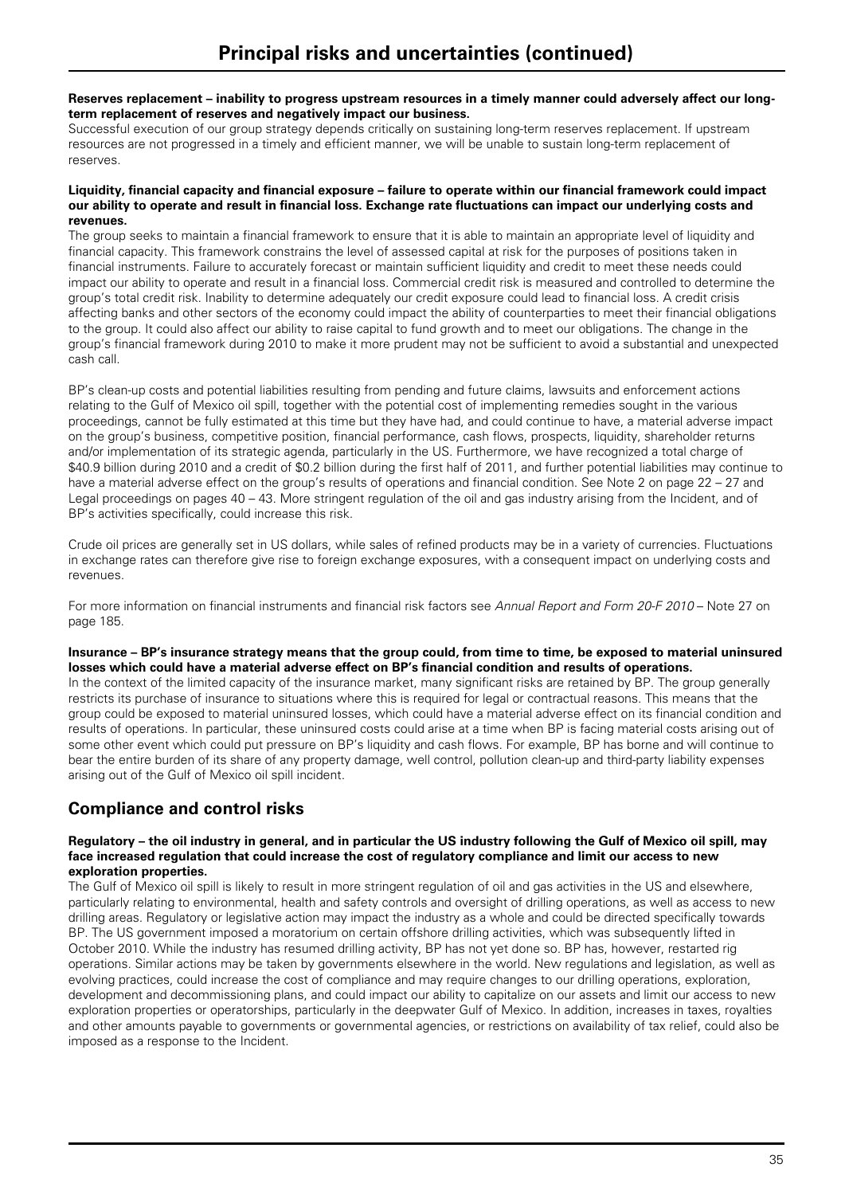# Principal risks and uncertainties (continued)

**Reserves replacement – inability to progress upstream resources in a timely manner could adversely affect our long-term replacement of reserves and negatively impact our business.**

Successful execution of our group strategy depends critically on sustaining long-term reserves replacement. If upstream resources are not progressed in a timely and efficient manner, we will be unable to sustain long-term replacement of reserves.

**Liquidity, financial capacity and financial exposure – failure to operate within our financial framework could impact our ability to operate and result in financial loss. Exchange rate fluctuations can impact our underlying costs and revenues.**

The group seeks to maintain a financial framework to ensure that it is able to maintain an appropriate level of liquidity and financial capacity. This framework constrains the level of assessed capital at risk for the purposes of positions taken in financial instruments. Failure to accurately forecast or maintain sufficient liquidity and credit to meet these needs could impact our ability to operate and result in a financial loss. Commercial credit risk is measured and controlled to determine the group's total credit risk. Inability to determine adequately our credit exposure could lead to financial loss. A credit crisis affecting banks and other sectors of the economy could impact the ability of counterparties to meet their financial obligations to the group. It could also affect our ability to raise capital to fund growth and to meet our obligations. The change in the group's financial framework during 2010 to make it more prudent may not be sufficient to avoid a substantial and unexpected cash call.

BP's clean-up costs and potential liabilities resulting from pending and future claims, lawsuits and enforcement actions relating to the Gulf of Mexico oil spill, together with the potential cost of implementing remedies sought in the various proceedings, cannot be fully estimated at this time but they have had, and could continue to have, a material adverse impact on the group's business, competitive position, financial performance, cash flows, prospects, liquidity, shareholder returns and/or implementation of its strategic agenda, particularly in the US. Furthermore, we have recognized a total charge of $40.9 billion during 2010 and a credit of $0.2 billion during the first half of 2011, and further potential liabilities may continue to have a material adverse effect on the group's results of operations and financial condition. See Note 2 on page 22 – 27 and Legal proceedings on pages 40 – 43. More stringent regulation of the oil and gas industry arising from the Incident, and of BP's activities specifically, could increase this risk.

Crude oil prices are generally set in US dollars, while sales of refined products may be in a variety of currencies. Fluctuations in exchange rates can therefore give rise to foreign exchange exposures, with a consequent impact on underlying costs and revenues.

For more information on financial instruments and financial risk factors see *Annual Report and Form 20-F 2010* – Note 27 on page 185.

**Insurance – BP's insurance strategy means that the group could, from time to time, be exposed to material uninsured losses which could have a material adverse effect on BP's financial condition and results of operations.**

In the context of the limited capacity of the insurance market, many significant risks are retained by BP. The group generally restricts its purchase of insurance to situations where this is required for legal or contractual reasons. This means that the group could be exposed to material uninsured losses, which could have a material adverse effect on its financial condition and results of operations. In particular, these uninsured costs could arise at a time when BP is facing material costs arising out of some other event which could put pressure on BP's liquidity and cash flows. For example, BP has borne and will continue to bear the entire burden of its share of any property damage, well control, pollution clean-up and third-party liability expenses arising out of the Gulf of Mexico oil spill incident.

## Compliance and control risks

**Regulatory – the oil industry in general, and in particular the US industry following the Gulf of Mexico oil spill, may face increased regulation that could increase the cost of regulatory compliance and limit our access to new exploration properties.**

The Gulf of Mexico oil spill is likely to result in more stringent regulation of oil and gas activities in the US and elsewhere, particularly relating to environmental, health and safety controls and oversight of drilling operations, as well as access to new drilling areas. Regulatory or legislative action may impact the industry as a whole and could be directed specifically towards BP. The US government imposed a moratorium on certain offshore drilling activities, which was subsequently lifted in October 2010. While the industry has resumed drilling activity, BP has not yet done so. BP has, however, restarted rig operations. Similar actions may be taken by governments elsewhere in the world. New regulations and legislation, as well as evolving practices, could increase the cost of compliance and may require changes to our drilling operations, exploration, development and decommissioning plans, and could impact our ability to capitalize on our assets and limit our access to new exploration properties or operatorships, particularly in the deepwater Gulf of Mexico. In addition, increases in taxes, royalties and other amounts payable to governments or governmental agencies, or restrictions on availability of tax relief, could also be imposed as a response to the Incident.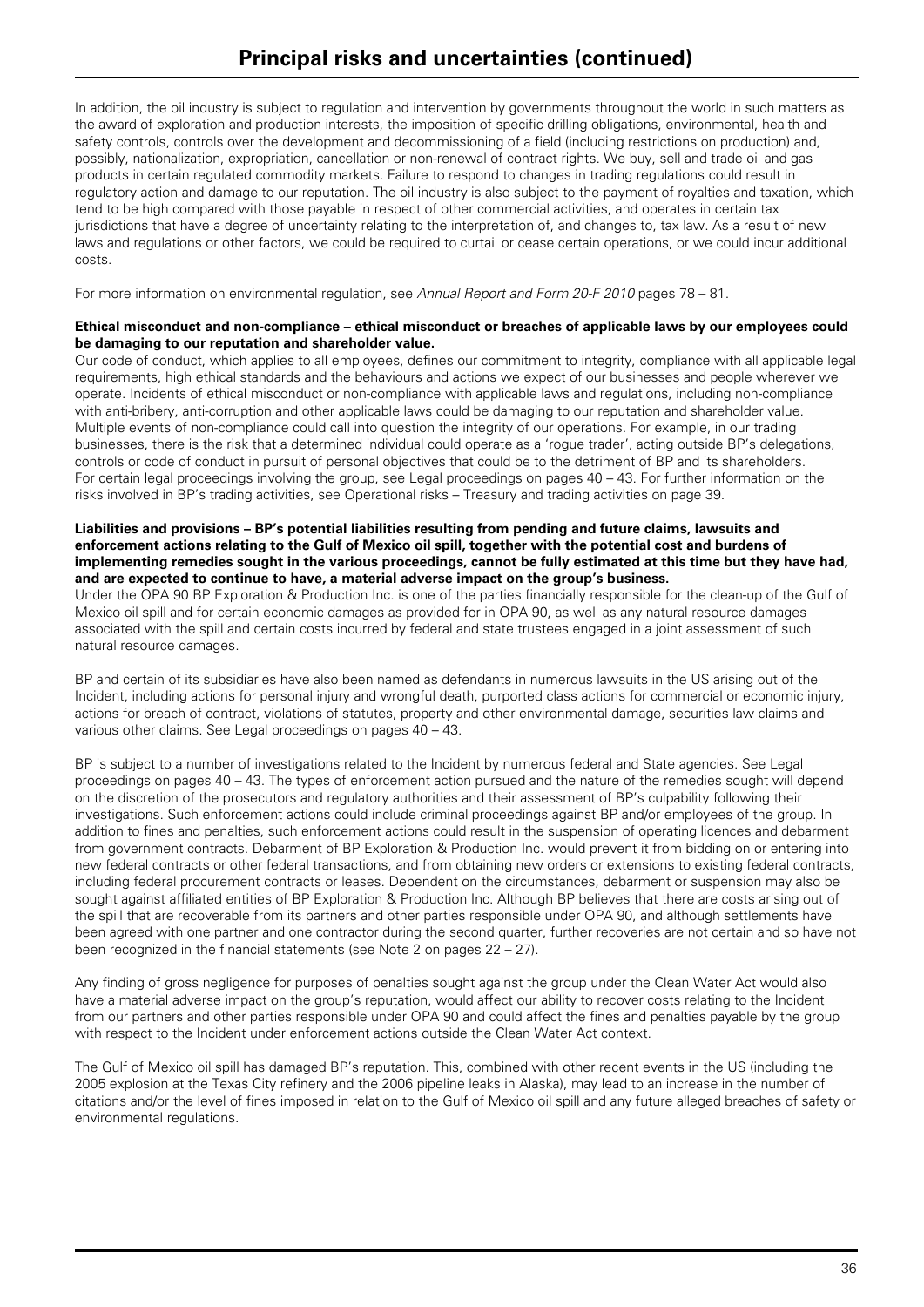# Principal risks and uncertainties (continued)

In addition, the oil industry is subject to regulation and intervention by governments throughout the world in such matters as the award of exploration and production interests, the imposition of specific drilling obligations, environmental, health and safety controls, controls over the development and decommissioning of a field (including restrictions on production) and, possibly, nationalization, expropriation, cancellation or non-renewal of contract rights. We buy, sell and trade oil and gas products in certain regulated commodity markets. Failure to respond to changes in trading regulations could result in regulatory action and damage to our reputation. The oil industry is also subject to the payment of royalties and taxation, which tend to be high compared with those payable in respect of other commercial activities, and operates in certain tax jurisdictions that have a degree of uncertainty relating to the interpretation of, and changes to, tax law. As a result of new laws and regulations or other factors, we could be required to curtail or cease certain operations, or we could incur additional costs.

For more information on environmental regulation, see *Annual Report and Form 20-F 2010* pages 78 – 81.

**Ethical misconduct and non-compliance – ethical misconduct or breaches of applicable laws by our employees could be damaging to our reputation and shareholder value.**

Our code of conduct, which applies to all employees, defines our commitment to integrity, compliance with all applicable legal requirements, high ethical standards and the behaviours and actions we expect of our businesses and people wherever we operate. Incidents of ethical misconduct or non-compliance with applicable laws and regulations, including non-compliance with anti-bribery, anti-corruption and other applicable laws could be damaging to our reputation and shareholder value. Multiple events of non-compliance could call into question the integrity of our operations. For example, in our trading businesses, there is the risk that a determined individual could operate as a 'rogue trader', acting outside BP's delegations, controls or code of conduct in pursuit of personal objectives that could be to the detriment of BP and its shareholders. For certain legal proceedings involving the group, see Legal proceedings on pages 40 – 43. For further information on the risks involved in BP's trading activities, see Operational risks – Treasury and trading activities on page 39.

**Liabilities and provisions – BP's potential liabilities resulting from pending and future claims, lawsuits and enforcement actions relating to the Gulf of Mexico oil spill, together with the potential cost and burdens of implementing remedies sought in the various proceedings, cannot be fully estimated at this time but they have had, and are expected to continue to have, a material adverse impact on the group's business.**

Under the OPA 90 BP Exploration & Production Inc. is one of the parties financially responsible for the clean-up of the Gulf of Mexico oil spill and for certain economic damages as provided for in OPA 90, as well as any natural resource damages associated with the spill and certain costs incurred by federal and state trustees engaged in a joint assessment of such natural resource damages.

BP and certain of its subsidiaries have also been named as defendants in numerous lawsuits in the US arising out of the Incident, including actions for personal injury and wrongful death, purported class actions for commercial or economic injury, actions for breach of contract, violations of statutes, property and other environmental damage, securities law claims and various other claims. See Legal proceedings on pages 40 – 43.

BP is subject to a number of investigations related to the Incident by numerous federal and State agencies. See Legal proceedings on pages 40 – 43. The types of enforcement action pursued and the nature of the remedies sought will depend on the discretion of the prosecutors and regulatory authorities and their assessment of BP's culpability following their investigations. Such enforcement actions could include criminal proceedings against BP and/or employees of the group. In addition to fines and penalties, such enforcement actions could result in the suspension of operating licences and debarment from government contracts. Debarment of BP Exploration & Production Inc. would prevent it from bidding on or entering into new federal contracts or other federal transactions, and from obtaining new orders or extensions to existing federal contracts, including federal procurement contracts or leases. Dependent on the circumstances, debarment or suspension may also be sought against affiliated entities of BP Exploration & Production Inc. Although BP believes that there are costs arising out of the spill that are recoverable from its partners and other parties responsible under OPA 90, and although settlements have been agreed with one partner and one contractor during the second quarter, further recoveries are not certain and so have not been recognized in the financial statements (see Note 2 on pages 22 – 27).

Any finding of gross negligence for purposes of penalties sought against the group under the Clean Water Act would also have a material adverse impact on the group's reputation, would affect our ability to recover costs relating to the Incident from our partners and other parties responsible under OPA 90 and could affect the fines and penalties payable by the group with respect to the Incident under enforcement actions outside the Clean Water Act context.

The Gulf of Mexico oil spill has damaged BP's reputation. This, combined with other recent events in the US (including the 2005 explosion at the Texas City refinery and the 2006 pipeline leaks in Alaska), may lead to an increase in the number of citations and/or the level of fines imposed in relation to the Gulf of Mexico oil spill and any future alleged breaches of safety or environmental regulations.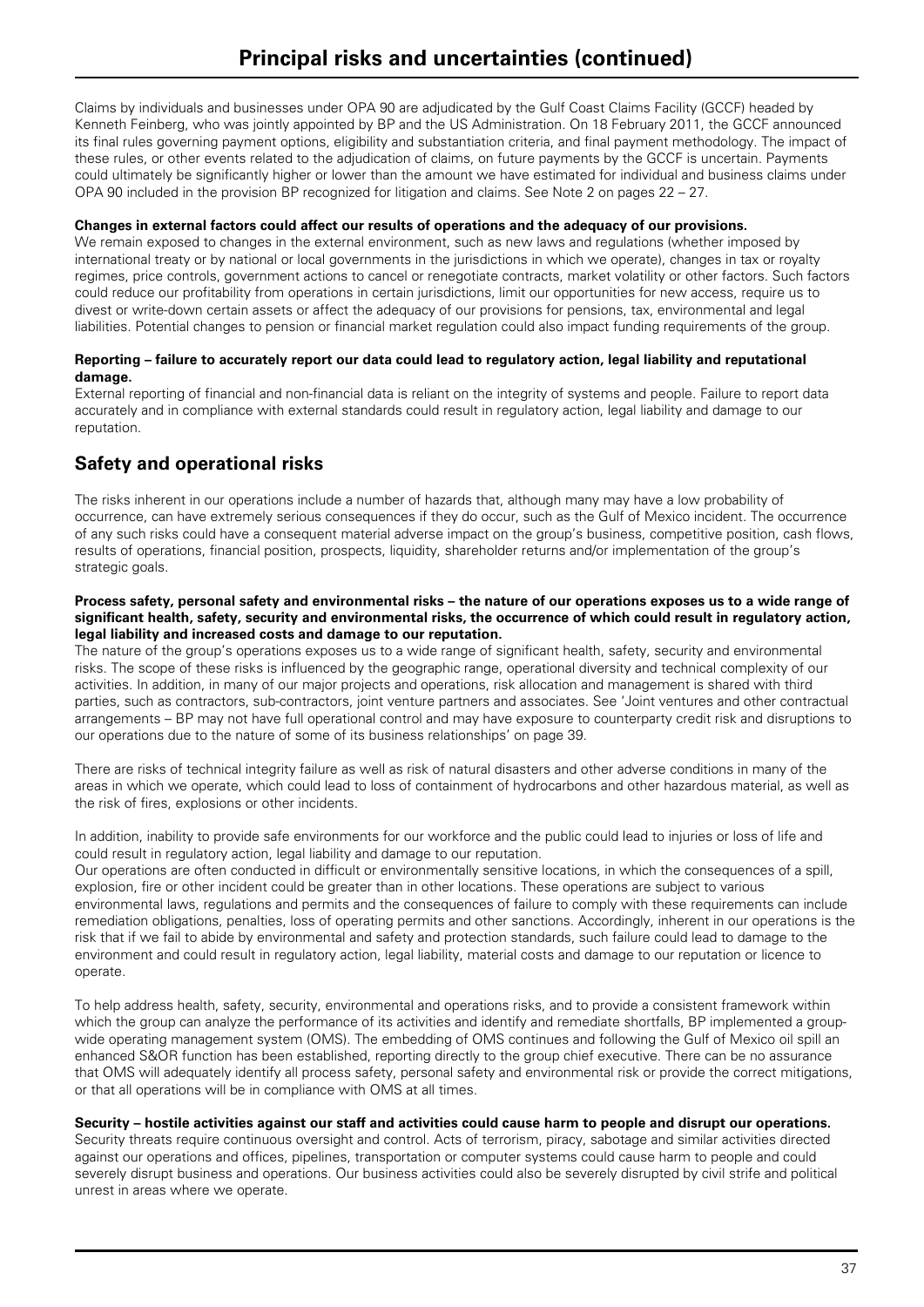Claims by individuals and businesses under OPA 90 are adjudicated by the Gulf Coast Claims Facility (GCCF) headed by Kenneth Feinberg, who was jointly appointed by BP and the US Administration. On 18 February 2011, the GCCF announced its final rules governing payment options, eligibility and substantiation criteria, and final payment methodology. The impact of these rules, or other events related to the adjudication of claims, on future payments by the GCCF is uncertain. Payments could ultimately be significantly higher or lower than the amount we have estimated for individual and business claims under OPA 90 included in the provision BP recognized for litigation and claims. See Note 2 on pages 22 – 27.

**Changes in external factors could affect our results of operations and the adequacy of our provisions.**
We remain exposed to changes in the external environment, such as new laws and regulations (whether imposed by international treaty or by national or local governments in the jurisdictions in which we operate), changes in tax or royalty regimes, price controls, government actions to cancel or renegotiate contracts, market volatility or other factors. Such factors could reduce our profitability from operations in certain jurisdictions, limit our opportunities for new access, require us to divest or write-down certain assets or affect the adequacy of our provisions for pensions, tax, environmental and legal liabilities. Potential changes to pension or financial market regulation could also impact funding requirements of the group.

**Reporting – failure to accurately report our data could lead to regulatory action, legal liability and reputational damage.**
External reporting of financial and non-financial data is reliant on the integrity of systems and people. Failure to report data accurately and in compliance with external standards could result in regulatory action, legal liability and damage to our reputation.

## Safety and operational risks

The risks inherent in our operations include a number of hazards that, although many may have a low probability of occurrence, can have extremely serious consequences if they do occur, such as the Gulf of Mexico incident. The occurrence of any such risks could have a consequent material adverse impact on the group's business, competitive position, cash flows, results of operations, financial position, prospects, liquidity, shareholder returns and/or implementation of the group's strategic goals.

**Process safety, personal safety and environmental risks – the nature of our operations exposes us to a wide range of significant health, safety, security and environmental risks, the occurrence of which could result in regulatory action, legal liability and increased costs and damage to our reputation.**
The nature of the group's operations exposes us to a wide range of significant health, safety, security and environmental risks. The scope of these risks is influenced by the geographic range, operational diversity and technical complexity of our activities. In addition, in many of our major projects and operations, risk allocation and management is shared with third parties, such as contractors, sub-contractors, joint venture partners and associates. See 'Joint ventures and other contractual arrangements – BP may not have full operational control and may have exposure to counterparty credit risk and disruptions to our operations due to the nature of some of its business relationships' on page 39.

There are risks of technical integrity failure as well as risk of natural disasters and other adverse conditions in many of the areas in which we operate, which could lead to loss of containment of hydrocarbons and other hazardous material, as well as the risk of fires, explosions or other incidents.

In addition, inability to provide safe environments for our workforce and the public could lead to injuries or loss of life and could result in regulatory action, legal liability and damage to our reputation.
Our operations are often conducted in difficult or environmentally sensitive locations, in which the consequences of a spill, explosion, fire or other incident could be greater than in other locations. These operations are subject to various environmental laws, regulations and permits and the consequences of failure to comply with these requirements can include remediation obligations, penalties, loss of operating permits and other sanctions. Accordingly, inherent in our operations is the risk that if we fail to abide by environmental and safety and protection standards, such failure could lead to damage to the environment and could result in regulatory action, legal liability, material costs and damage to our reputation or licence to operate.

To help address health, safety, security, environmental and operations risks, and to provide a consistent framework within which the group can analyze the performance of its activities and identify and remediate shortfalls, BP implemented a group-wide operating management system (OMS). The embedding of OMS continues and following the Gulf of Mexico oil spill an enhanced S&OR function has been established, reporting directly to the group chief executive. There can be no assurance that OMS will adequately identify all process safety, personal safety and environmental risk or provide the correct mitigations, or that all operations will be in compliance with OMS at all times.

**Security – hostile activities against our staff and activities could cause harm to people and disrupt our operations.**
Security threats require continuous oversight and control. Acts of terrorism, piracy, sabotage and similar activities directed against our operations and offices, pipelines, transportation or computer systems could cause harm to people and could severely disrupt business and operations. Our business activities could also be severely disrupted by civil strife and political unrest in areas where we operate.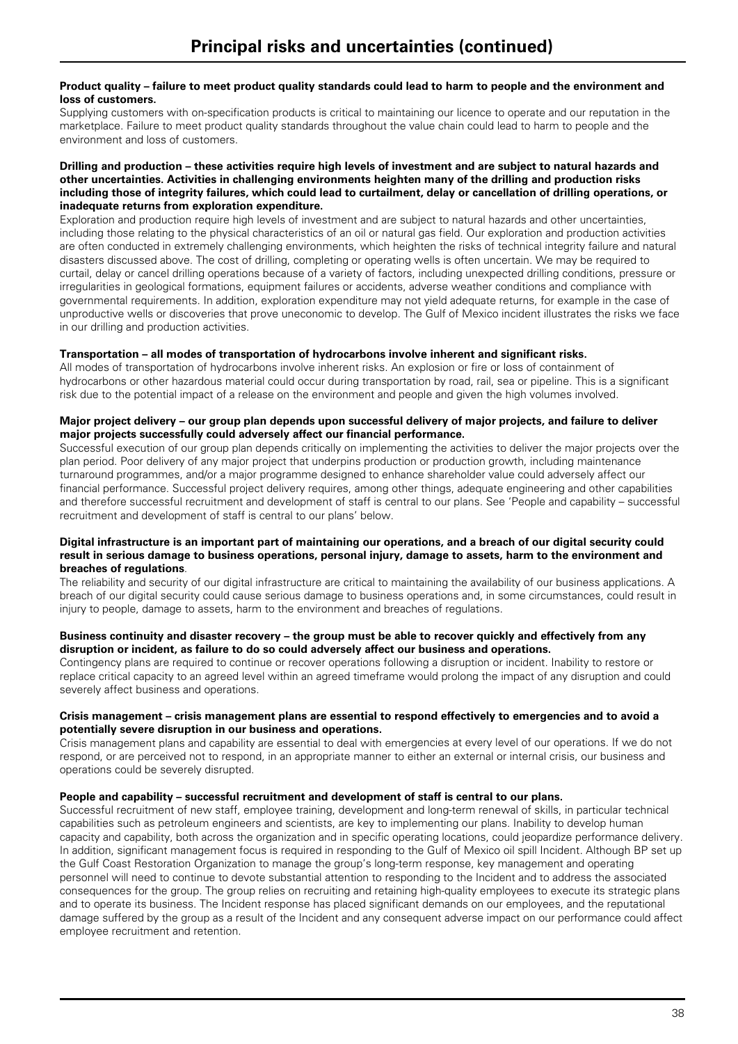# Principal risks and uncertainties (continued)

**Product quality – failure to meet product quality standards could lead to harm to people and the environment and loss of customers.**

Supplying customers with on-specification products is critical to maintaining our licence to operate and our reputation in the marketplace. Failure to meet product quality standards throughout the value chain could lead to harm to people and the environment and loss of customers.

**Drilling and production – these activities require high levels of investment and are subject to natural hazards and other uncertainties. Activities in challenging environments heighten many of the drilling and production risks including those of integrity failures, which could lead to curtailment, delay or cancellation of drilling operations, or inadequate returns from exploration expenditure.**

Exploration and production require high levels of investment and are subject to natural hazards and other uncertainties, including those relating to the physical characteristics of an oil or natural gas field. Our exploration and production activities are often conducted in extremely challenging environments, which heighten the risks of technical integrity failure and natural disasters discussed above. The cost of drilling, completing or operating wells is often uncertain. We may be required to curtail, delay or cancel drilling operations because of a variety of factors, including unexpected drilling conditions, pressure or irregularities in geological formations, equipment failures or accidents, adverse weather conditions and compliance with governmental requirements. In addition, exploration expenditure may not yield adequate returns, for example in the case of unproductive wells or discoveries that prove uneconomic to develop. The Gulf of Mexico incident illustrates the risks we face in our drilling and production activities.

**Transportation – all modes of transportation of hydrocarbons involve inherent and significant risks.**

All modes of transportation of hydrocarbons involve inherent risks. An explosion or fire or loss of containment of hydrocarbons or other hazardous material could occur during transportation by road, rail, sea or pipeline. This is a significant risk due to the potential impact of a release on the environment and people and given the high volumes involved.

**Major project delivery – our group plan depends upon successful delivery of major projects, and failure to deliver major projects successfully could adversely affect our financial performance.**

Successful execution of our group plan depends critically on implementing the activities to deliver the major projects over the plan period. Poor delivery of any major project that underpins production or production growth, including maintenance turnaround programmes, and/or a major programme designed to enhance shareholder value could adversely affect our financial performance. Successful project delivery requires, among other things, adequate engineering and other capabilities and therefore successful recruitment and development of staff is central to our plans. See 'People and capability – successful recruitment and development of staff is central to our plans' below.

**Digital infrastructure is an important part of maintaining our operations, and a breach of our digital security could result in serious damage to business operations, personal injury, damage to assets, harm to the environment and breaches of regulations**.

The reliability and security of our digital infrastructure are critical to maintaining the availability of our business applications. A breach of our digital security could cause serious damage to business operations and, in some circumstances, could result in injury to people, damage to assets, harm to the environment and breaches of regulations.

**Business continuity and disaster recovery – the group must be able to recover quickly and effectively from any disruption or incident, as failure to do so could adversely affect our business and operations.**

Contingency plans are required to continue or recover operations following a disruption or incident. Inability to restore or replace critical capacity to an agreed level within an agreed timeframe would prolong the impact of any disruption and could severely affect business and operations.

**Crisis management – crisis management plans are essential to respond effectively to emergencies and to avoid a potentially severe disruption in our business and operations.**

Crisis management plans and capability are essential to deal with emergencies at every level of our operations. If we do not respond, or are perceived not to respond, in an appropriate manner to either an external or internal crisis, our business and operations could be severely disrupted.

**People and capability – successful recruitment and development of staff is central to our plans.**

Successful recruitment of new staff, employee training, development and long-term renewal of skills, in particular technical capabilities such as petroleum engineers and scientists, are key to implementing our plans. Inability to develop human capacity and capability, both across the organization and in specific operating locations, could jeopardize performance delivery. In addition, significant management focus is required in responding to the Gulf of Mexico oil spill Incident. Although BP set up the Gulf Coast Restoration Organization to manage the group's long-term response, key management and operating personnel will need to continue to devote substantial attention to responding to the Incident and to address the associated consequences for the group. The group relies on recruiting and retaining high-quality employees to execute its strategic plans and to operate its business. The Incident response has placed significant demands on our employees, and the reputational damage suffered by the group as a result of the Incident and any consequent adverse impact on our performance could affect employee recruitment and retention.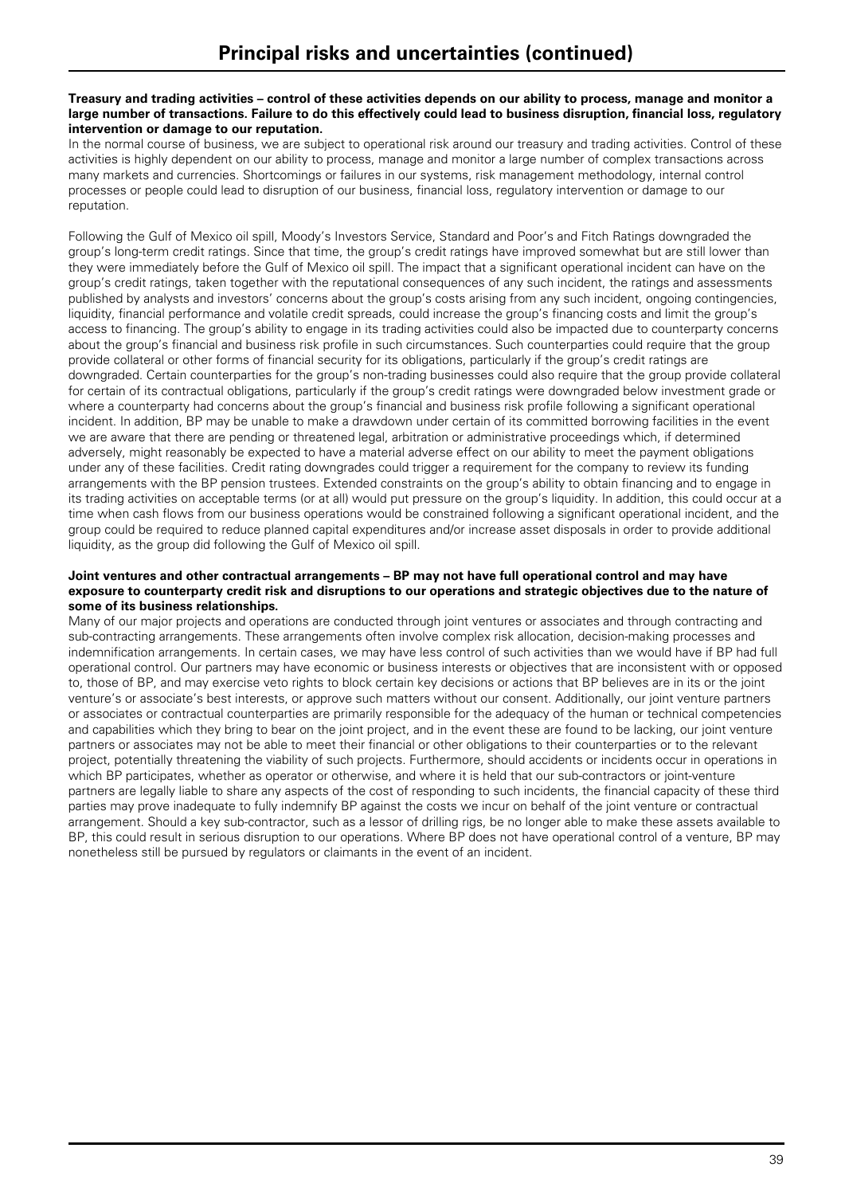# Principal risks and uncertainties (continued)

**Treasury and trading activities – control of these activities depends on our ability to process, manage and monitor a large number of transactions. Failure to do this effectively could lead to business disruption, financial loss, regulatory intervention or damage to our reputation.**

In the normal course of business, we are subject to operational risk around our treasury and trading activities. Control of these activities is highly dependent on our ability to process, manage and monitor a large number of complex transactions across many markets and currencies. Shortcomings or failures in our systems, risk management methodology, internal control processes or people could lead to disruption of our business, financial loss, regulatory intervention or damage to our reputation.

Following the Gulf of Mexico oil spill, Moody's Investors Service, Standard and Poor's and Fitch Ratings downgraded the group's long-term credit ratings. Since that time, the group's credit ratings have improved somewhat but are still lower than they were immediately before the Gulf of Mexico oil spill. The impact that a significant operational incident can have on the group's credit ratings, taken together with the reputational consequences of any such incident, the ratings and assessments published by analysts and investors' concerns about the group's costs arising from any such incident, ongoing contingencies, liquidity, financial performance and volatile credit spreads, could increase the group's financing costs and limit the group's access to financing. The group's ability to engage in its trading activities could also be impacted due to counterparty concerns about the group's financial and business risk profile in such circumstances. Such counterparties could require that the group provide collateral or other forms of financial security for its obligations, particularly if the group's credit ratings are downgraded. Certain counterparties for the group's non-trading businesses could also require that the group provide collateral for certain of its contractual obligations, particularly if the group's credit ratings were downgraded below investment grade or where a counterparty had concerns about the group's financial and business risk profile following a significant operational incident. In addition, BP may be unable to make a drawdown under certain of its committed borrowing facilities in the event we are aware that there are pending or threatened legal, arbitration or administrative proceedings which, if determined adversely, might reasonably be expected to have a material adverse effect on our ability to meet the payment obligations under any of these facilities. Credit rating downgrades could trigger a requirement for the company to review its funding arrangements with the BP pension trustees. Extended constraints on the group's ability to obtain financing and to engage in its trading activities on acceptable terms (or at all) would put pressure on the group's liquidity. In addition, this could occur at a time when cash flows from our business operations would be constrained following a significant operational incident, and the group could be required to reduce planned capital expenditures and/or increase asset disposals in order to provide additional liquidity, as the group did following the Gulf of Mexico oil spill.

**Joint ventures and other contractual arrangements – BP may not have full operational control and may have exposure to counterparty credit risk and disruptions to our operations and strategic objectives due to the nature of some of its business relationships.**

Many of our major projects and operations are conducted through joint ventures or associates and through contracting and sub-contracting arrangements. These arrangements often involve complex risk allocation, decision-making processes and indemnification arrangements. In certain cases, we may have less control of such activities than we would have if BP had full operational control. Our partners may have economic or business interests or objectives that are inconsistent with or opposed to, those of BP, and may exercise veto rights to block certain key decisions or actions that BP believes are in its or the joint venture's or associate's best interests, or approve such matters without our consent. Additionally, our joint venture partners or associates or contractual counterparties are primarily responsible for the adequacy of the human or technical competencies and capabilities which they bring to bear on the joint project, and in the event these are found to be lacking, our joint venture partners or associates may not be able to meet their financial or other obligations to their counterparties or to the relevant project, potentially threatening the viability of such projects. Furthermore, should accidents or incidents occur in operations in which BP participates, whether as operator or otherwise, and where it is held that our sub-contractors or joint-venture partners are legally liable to share any aspects of the cost of responding to such incidents, the financial capacity of these third parties may prove inadequate to fully indemnify BP against the costs we incur on behalf of the joint venture or contractual arrangement. Should a key sub-contractor, such as a lessor of drilling rigs, be no longer able to make these assets available to BP, this could result in serious disruption to our operations. Where BP does not have operational control of a venture, BP may nonetheless still be pursued by regulators or claimants in the event of an incident.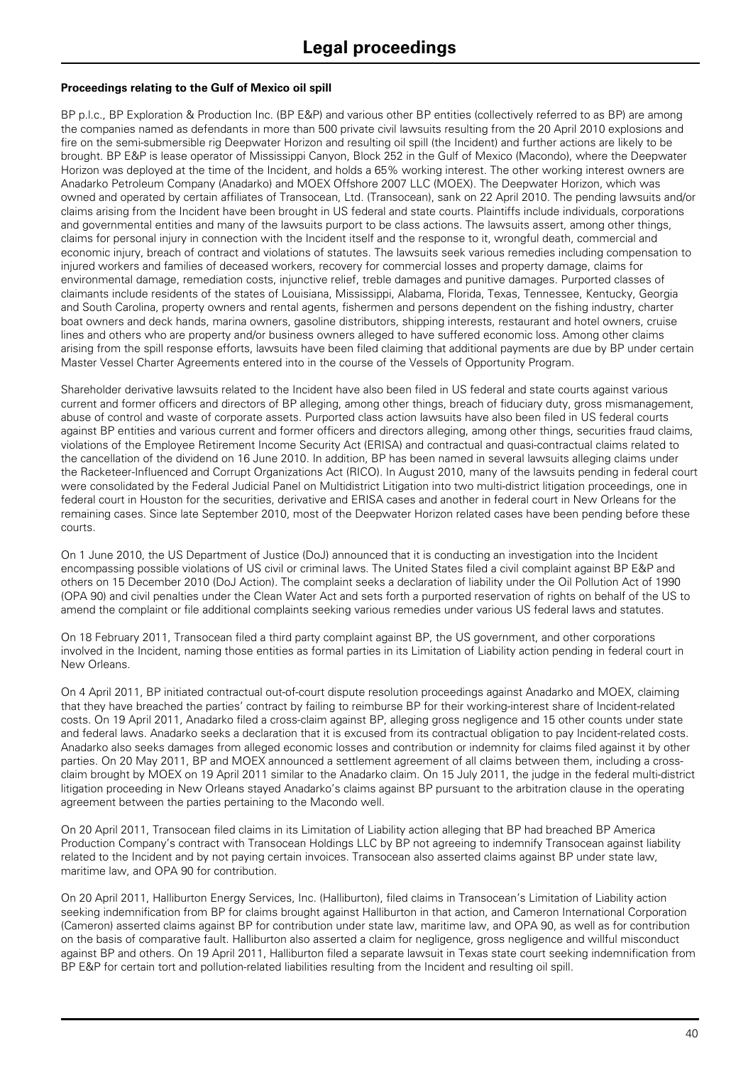# Legal proceedings

**Proceedings relating to the Gulf of Mexico oil spill**

BP p.l.c., BP Exploration & Production Inc. (BP E&P) and various other BP entities (collectively referred to as BP) are among the companies named as defendants in more than 500 private civil lawsuits resulting from the 20 April 2010 explosions and fire on the semi-submersible rig Deepwater Horizon and resulting oil spill (the Incident) and further actions are likely to be brought. BP E&P is lease operator of Mississippi Canyon, Block 252 in the Gulf of Mexico (Macondo), where the Deepwater Horizon was deployed at the time of the Incident, and holds a 65% working interest. The other working interest owners are Anadarko Petroleum Company (Anadarko) and MOEX Offshore 2007 LLC (MOEX). The Deepwater Horizon, which was owned and operated by certain affiliates of Transocean, Ltd. (Transocean), sank on 22 April 2010. The pending lawsuits and/or claims arising from the Incident have been brought in US federal and state courts. Plaintiffs include individuals, corporations and governmental entities and many of the lawsuits purport to be class actions. The lawsuits assert, among other things, claims for personal injury in connection with the Incident itself and the response to it, wrongful death, commercial and economic injury, breach of contract and violations of statutes. The lawsuits seek various remedies including compensation to injured workers and families of deceased workers, recovery for commercial losses and property damage, claims for environmental damage, remediation costs, injunctive relief, treble damages and punitive damages. Purported classes of claimants include residents of the states of Louisiana, Mississippi, Alabama, Florida, Texas, Tennessee, Kentucky, Georgia and South Carolina, property owners and rental agents, fishermen and persons dependent on the fishing industry, charter boat owners and deck hands, marina owners, gasoline distributors, shipping interests, restaurant and hotel owners, cruise lines and others who are property and/or business owners alleged to have suffered economic loss. Among other claims arising from the spill response efforts, lawsuits have been filed claiming that additional payments are due by BP under certain Master Vessel Charter Agreements entered into in the course of the Vessels of Opportunity Program.

Shareholder derivative lawsuits related to the Incident have also been filed in US federal and state courts against various current and former officers and directors of BP alleging, among other things, breach of fiduciary duty, gross mismanagement, abuse of control and waste of corporate assets. Purported class action lawsuits have also been filed in US federal courts against BP entities and various current and former officers and directors alleging, among other things, securities fraud claims, violations of the Employee Retirement Income Security Act (ERISA) and contractual and quasi-contractual claims related to the cancellation of the dividend on 16 June 2010. In addition, BP has been named in several lawsuits alleging claims under the Racketeer-Influenced and Corrupt Organizations Act (RICO). In August 2010, many of the lawsuits pending in federal court were consolidated by the Federal Judicial Panel on Multidistrict Litigation into two multi-district litigation proceedings, one in federal court in Houston for the securities, derivative and ERISA cases and another in federal court in New Orleans for the remaining cases. Since late September 2010, most of the Deepwater Horizon related cases have been pending before these courts.

On 1 June 2010, the US Department of Justice (DoJ) announced that it is conducting an investigation into the Incident encompassing possible violations of US civil or criminal laws. The United States filed a civil complaint against BP E&P and others on 15 December 2010 (DoJ Action). The complaint seeks a declaration of liability under the Oil Pollution Act of 1990 (OPA 90) and civil penalties under the Clean Water Act and sets forth a purported reservation of rights on behalf of the US to amend the complaint or file additional complaints seeking various remedies under various US federal laws and statutes.

On 18 February 2011, Transocean filed a third party complaint against BP, the US government, and other corporations involved in the Incident, naming those entities as formal parties in its Limitation of Liability action pending in federal court in New Orleans.

On 4 April 2011, BP initiated contractual out-of-court dispute resolution proceedings against Anadarko and MOEX, claiming that they have breached the parties' contract by failing to reimburse BP for their working-interest share of Incident-related costs. On 19 April 2011, Anadarko filed a cross-claim against BP, alleging gross negligence and 15 other counts under state and federal laws. Anadarko seeks a declaration that it is excused from its contractual obligation to pay Incident-related costs. Anadarko also seeks damages from alleged economic losses and contribution or indemnity for claims filed against it by other parties. On 20 May 2011, BP and MOEX announced a settlement agreement of all claims between them, including a cross-claim brought by MOEX on 19 April 2011 similar to the Anadarko claim. On 15 July 2011, the judge in the federal multi-district litigation proceeding in New Orleans stayed Anadarko's claims against BP pursuant to the arbitration clause in the operating agreement between the parties pertaining to the Macondo well.

On 20 April 2011, Transocean filed claims in its Limitation of Liability action alleging that BP had breached BP America Production Company's contract with Transocean Holdings LLC by BP not agreeing to indemnify Transocean against liability related to the Incident and by not paying certain invoices. Transocean also asserted claims against BP under state law, maritime law, and OPA 90 for contribution.

On 20 April 2011, Halliburton Energy Services, Inc. (Halliburton), filed claims in Transocean's Limitation of Liability action seeking indemnification from BP for claims brought against Halliburton in that action, and Cameron International Corporation (Cameron) asserted claims against BP for contribution under state law, maritime law, and OPA 90, as well as for contribution on the basis of comparative fault. Halliburton also asserted a claim for negligence, gross negligence and willful misconduct against BP and others. On 19 April 2011, Halliburton filed a separate lawsuit in Texas state court seeking indemnification from BP E&P for certain tort and pollution-related liabilities resulting from the Incident and resulting oil spill.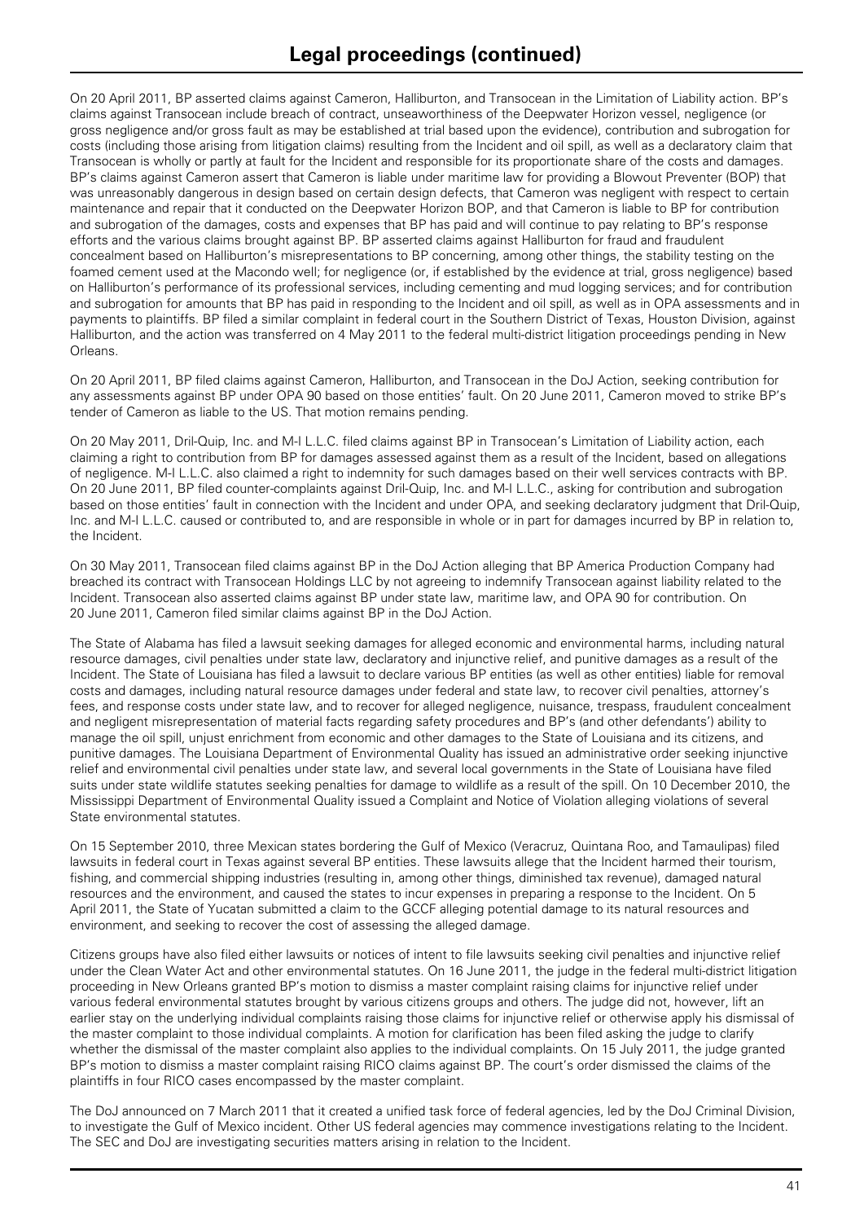# Legal proceedings (continued)

On 20 April 2011, BP asserted claims against Cameron, Halliburton, and Transocean in the Limitation of Liability action. BP's claims against Transocean include breach of contract, unseaworthiness of the Deepwater Horizon vessel, negligence (or gross negligence and/or gross fault as may be established at trial based upon the evidence), contribution and subrogation for costs (including those arising from litigation claims) resulting from the Incident and oil spill, as well as a declaratory claim that Transocean is wholly or partly at fault for the Incident and responsible for its proportionate share of the costs and damages. BP's claims against Cameron assert that Cameron is liable under maritime law for providing a Blowout Preventer (BOP) that was unreasonably dangerous in design based on certain design defects, that Cameron was negligent with respect to certain maintenance and repair that it conducted on the Deepwater Horizon BOP, and that Cameron is liable to BP for contribution and subrogation of the damages, costs and expenses that BP has paid and will continue to pay relating to BP's response efforts and the various claims brought against BP. BP asserted claims against Halliburton for fraud and fraudulent concealment based on Halliburton's misrepresentations to BP concerning, among other things, the stability testing on the foamed cement used at the Macondo well; for negligence (or, if established by the evidence at trial, gross negligence) based on Halliburton's performance of its professional services, including cementing and mud logging services; and for contribution and subrogation for amounts that BP has paid in responding to the Incident and oil spill, as well as in OPA assessments and in payments to plaintiffs. BP filed a similar complaint in federal court in the Southern District of Texas, Houston Division, against Halliburton, and the action was transferred on 4 May 2011 to the federal multi-district litigation proceedings pending in New Orleans.

On 20 April 2011, BP filed claims against Cameron, Halliburton, and Transocean in the DoJ Action, seeking contribution for any assessments against BP under OPA 90 based on those entities' fault. On 20 June 2011, Cameron moved to strike BP's tender of Cameron as liable to the US. That motion remains pending.

On 20 May 2011, Dril-Quip, Inc. and M-I L.L.C. filed claims against BP in Transocean's Limitation of Liability action, each claiming a right to contribution from BP for damages assessed against them as a result of the Incident, based on allegations of negligence. M-I L.L.C. also claimed a right to indemnity for such damages based on their well services contracts with BP. On 20 June 2011, BP filed counter-complaints against Dril-Quip, Inc. and M-I L.L.C., asking for contribution and subrogation based on those entities' fault in connection with the Incident and under OPA, and seeking declaratory judgment that Dril-Quip, Inc. and M-I L.L.C. caused or contributed to, and are responsible in whole or in part for damages incurred by BP in relation to, the Incident.

On 30 May 2011, Transocean filed claims against BP in the DoJ Action alleging that BP America Production Company had breached its contract with Transocean Holdings LLC by not agreeing to indemnify Transocean against liability related to the Incident. Transocean also asserted claims against BP under state law, maritime law, and OPA 90 for contribution. On 20 June 2011, Cameron filed similar claims against BP in the DoJ Action.

The State of Alabama has filed a lawsuit seeking damages for alleged economic and environmental harms, including natural resource damages, civil penalties under state law, declaratory and injunctive relief, and punitive damages as a result of the Incident. The State of Louisiana has filed a lawsuit to declare various BP entities (as well as other entities) liable for removal costs and damages, including natural resource damages under federal and state law, to recover civil penalties, attorney's fees, and response costs under state law, and to recover for alleged negligence, nuisance, trespass, fraudulent concealment and negligent misrepresentation of material facts regarding safety procedures and BP's (and other defendants') ability to manage the oil spill, unjust enrichment from economic and other damages to the State of Louisiana and its citizens, and punitive damages. The Louisiana Department of Environmental Quality has issued an administrative order seeking injunctive relief and environmental civil penalties under state law, and several local governments in the State of Louisiana have filed suits under state wildlife statutes seeking penalties for damage to wildlife as a result of the spill. On 10 December 2010, the Mississippi Department of Environmental Quality issued a Complaint and Notice of Violation alleging violations of several State environmental statutes.

On 15 September 2010, three Mexican states bordering the Gulf of Mexico (Veracruz, Quintana Roo, and Tamaulipas) filed lawsuits in federal court in Texas against several BP entities. These lawsuits allege that the Incident harmed their tourism, fishing, and commercial shipping industries (resulting in, among other things, diminished tax revenue), damaged natural resources and the environment, and caused the states to incur expenses in preparing a response to the Incident. On 5 April 2011, the State of Yucatan submitted a claim to the GCCF alleging potential damage to its natural resources and environment, and seeking to recover the cost of assessing the alleged damage.

Citizens groups have also filed either lawsuits or notices of intent to file lawsuits seeking civil penalties and injunctive relief under the Clean Water Act and other environmental statutes. On 16 June 2011, the judge in the federal multi-district litigation proceeding in New Orleans granted BP's motion to dismiss a master complaint raising claims for injunctive relief under various federal environmental statutes brought by various citizens groups and others. The judge did not, however, lift an earlier stay on the underlying individual complaints raising those claims for injunctive relief or otherwise apply his dismissal of the master complaint to those individual complaints. A motion for clarification has been filed asking the judge to clarify whether the dismissal of the master complaint also applies to the individual complaints. On 15 July 2011, the judge granted BP's motion to dismiss a master complaint raising RICO claims against BP. The court's order dismissed the claims of the plaintiffs in four RICO cases encompassed by the master complaint.

The DoJ announced on 7 March 2011 that it created a unified task force of federal agencies, led by the DoJ Criminal Division, to investigate the Gulf of Mexico incident. Other US federal agencies may commence investigations relating to the Incident. The SEC and DoJ are investigating securities matters arising in relation to the Incident.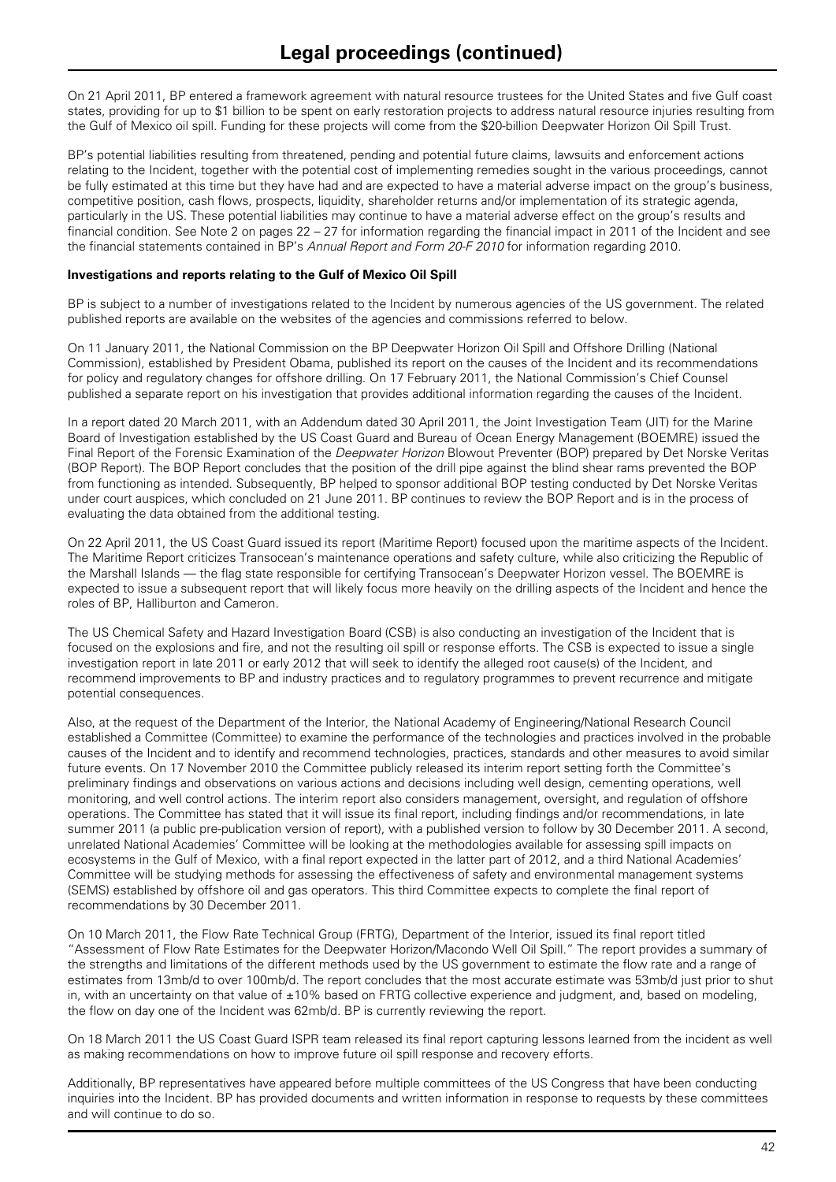# Legal proceedings (continued)

On 21 April 2011, BP entered a framework agreement with natural resource trustees for the United States and five Gulf coast states, providing for up to $1 billion to be spent on early restoration projects to address natural resource injuries resulting from the Gulf of Mexico oil spill. Funding for these projects will come from the $20-billion Deepwater Horizon Oil Spill Trust.

BP's potential liabilities resulting from threatened, pending and potential future claims, lawsuits and enforcement actions relating to the Incident, together with the potential cost of implementing remedies sought in the various proceedings, cannot be fully estimated at this time but they have had and are expected to have a material adverse impact on the group's business, competitive position, cash flows, prospects, liquidity, shareholder returns and/or implementation of its strategic agenda, particularly in the US. These potential liabilities may continue to have a material adverse effect on the group's results and financial condition. See Note 2 on pages 22 – 27 for information regarding the financial impact in 2011 of the Incident and see the financial statements contained in BP's *Annual Report and Form 20-F 2010* for information regarding 2010.

**Investigations and reports relating to the Gulf of Mexico Oil Spill**

BP is subject to a number of investigations related to the Incident by numerous agencies of the US government. The related published reports are available on the websites of the agencies and commissions referred to below.

On 11 January 2011, the National Commission on the BP Deepwater Horizon Oil Spill and Offshore Drilling (National Commission), established by President Obama, published its report on the causes of the Incident and its recommendations for policy and regulatory changes for offshore drilling. On 17 February 2011, the National Commission's Chief Counsel published a separate report on his investigation that provides additional information regarding the causes of the Incident.

In a report dated 20 March 2011, with an Addendum dated 30 April 2011, the Joint Investigation Team (JIT) for the Marine Board of Investigation established by the US Coast Guard and Bureau of Ocean Energy Management (BOEMRE) issued the Final Report of the Forensic Examination of the *Deepwater Horizon* Blowout Preventer (BOP) prepared by Det Norske Veritas (BOP Report). The BOP Report concludes that the position of the drill pipe against the blind shear rams prevented the BOP from functioning as intended. Subsequently, BP helped to sponsor additional BOP testing conducted by Det Norske Veritas under court auspices, which concluded on 21 June 2011. BP continues to review the BOP Report and is in the process of evaluating the data obtained from the additional testing.

On 22 April 2011, the US Coast Guard issued its report (Maritime Report) focused upon the maritime aspects of the Incident. The Maritime Report criticizes Transocean's maintenance operations and safety culture, while also criticizing the Republic of the Marshall Islands — the flag state responsible for certifying Transocean's Deepwater Horizon vessel. The BOEMRE is expected to issue a subsequent report that will likely focus more heavily on the drilling aspects of the Incident and hence the roles of BP, Halliburton and Cameron.

The US Chemical Safety and Hazard Investigation Board (CSB) is also conducting an investigation of the Incident that is focused on the explosions and fire, and not the resulting oil spill or response efforts. The CSB is expected to issue a single investigation report in late 2011 or early 2012 that will seek to identify the alleged root cause(s) of the Incident, and recommend improvements to BP and industry practices and to regulatory programmes to prevent recurrence and mitigate potential consequences.

Also, at the request of the Department of the Interior, the National Academy of Engineering/National Research Council established a Committee (Committee) to examine the performance of the technologies and practices involved in the probable causes of the Incident and to identify and recommend technologies, practices, standards and other measures to avoid similar future events. On 17 November 2010 the Committee publicly released its interim report setting forth the Committee's preliminary findings and observations on various actions and decisions including well design, cementing operations, well monitoring, and well control actions. The interim report also considers management, oversight, and regulation of offshore operations. The Committee has stated that it will issue its final report, including findings and/or recommendations, in late summer 2011 (a public pre-publication version of report), with a published version to follow by 30 December 2011. A second, unrelated National Academies' Committee will be looking at the methodologies available for assessing spill impacts on ecosystems in the Gulf of Mexico, with a final report expected in the latter part of 2012, and a third National Academies' Committee will be studying methods for assessing the effectiveness of safety and environmental management systems (SEMS) established by offshore oil and gas operators. This third Committee expects to complete the final report of recommendations by 30 December 2011.

On 10 March 2011, the Flow Rate Technical Group (FRTG), Department of the Interior, issued its final report titled "Assessment of Flow Rate Estimates for the Deepwater Horizon/Macondo Well Oil Spill." The report provides a summary of the strengths and limitations of the different methods used by the US government to estimate the flow rate and a range of estimates from 13mb/d to over 100mb/d. The report concludes that the most accurate estimate was 53mb/d just prior to shut in, with an uncertainty on that value of ±10% based on FRTG collective experience and judgment, and, based on modeling, the flow on day one of the Incident was 62mb/d. BP is currently reviewing the report.

On 18 March 2011 the US Coast Guard ISPR team released its final report capturing lessons learned from the incident as well as making recommendations on how to improve future oil spill response and recovery efforts.

Additionally, BP representatives have appeared before multiple committees of the US Congress that have been conducting inquiries into the Incident. BP has provided documents and written information in response to requests by these committees and will continue to do so.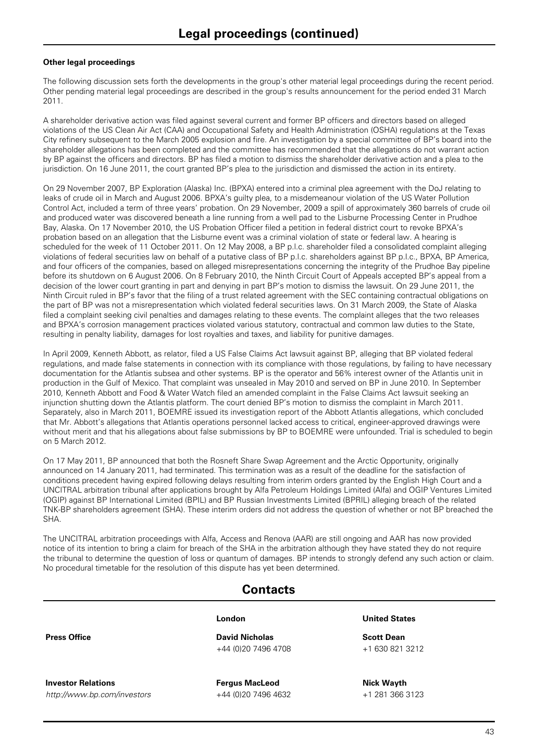# Legal proceedings (continued)

**Other legal proceedings**

The following discussion sets forth the developments in the group's other material legal proceedings during the recent period. Other pending material legal proceedings are described in the group's results announcement for the period ended 31 March 2011.

A shareholder derivative action was filed against several current and former BP officers and directors based on alleged violations of the US Clean Air Act (CAA) and Occupational Safety and Health Administration (OSHA) regulations at the Texas City refinery subsequent to the March 2005 explosion and fire. An investigation by a special committee of BP's board into the shareholder allegations has been completed and the committee has recommended that the allegations do not warrant action by BP against the officers and directors. BP has filed a motion to dismiss the shareholder derivative action and a plea to the jurisdiction. On 16 June 2011, the court granted BP's plea to the jurisdiction and dismissed the action in its entirety.

On 29 November 2007, BP Exploration (Alaska) Inc. (BPXA) entered into a criminal plea agreement with the DoJ relating to leaks of crude oil in March and August 2006. BPXA's guilty plea, to a misdemeanour violation of the US Water Pollution Control Act, included a term of three years' probation. On 29 November, 2009 a spill of approximately 360 barrels of crude oil and produced water was discovered beneath a line running from a well pad to the Lisburne Processing Center in Prudhoe Bay, Alaska. On 17 November 2010, the US Probation Officer filed a petition in federal district court to revoke BPXA's probation based on an allegation that the Lisburne event was a criminal violation of state or federal law. A hearing is scheduled for the week of 11 October 2011. On 12 May 2008, a BP p.l.c. shareholder filed a consolidated complaint alleging violations of federal securities law on behalf of a putative class of BP p.l.c. shareholders against BP p.l.c., BPXA, BP America, and four officers of the companies, based on alleged misrepresentations concerning the integrity of the Prudhoe Bay pipeline before its shutdown on 6 August 2006. On 8 February 2010, the Ninth Circuit Court of Appeals accepted BP's appeal from a decision of the lower court granting in part and denying in part BP's motion to dismiss the lawsuit. On 29 June 2011, the Ninth Circuit ruled in BP's favor that the filing of a trust related agreement with the SEC containing contractual obligations on the part of BP was not a misrepresentation which violated federal securities laws. On 31 March 2009, the State of Alaska filed a complaint seeking civil penalties and damages relating to these events. The complaint alleges that the two releases and BPXA's corrosion management practices violated various statutory, contractual and common law duties to the State, resulting in penalty liability, damages for lost royalties and taxes, and liability for punitive damages.

In April 2009, Kenneth Abbott, as relator, filed a US False Claims Act lawsuit against BP, alleging that BP violated federal regulations, and made false statements in connection with its compliance with those regulations, by failing to have necessary documentation for the Atlantis subsea and other systems. BP is the operator and 56% interest owner of the Atlantis unit in production in the Gulf of Mexico. That complaint was unsealed in May 2010 and served on BP in June 2010. In September 2010, Kenneth Abbott and Food & Water Watch filed an amended complaint in the False Claims Act lawsuit seeking an injunction shutting down the Atlantis platform. The court denied BP's motion to dismiss the complaint in March 2011. Separately, also in March 2011, BOEMRE issued its investigation report of the Abbott Atlantis allegations, which concluded that Mr. Abbott's allegations that Atlantis operations personnel lacked access to critical, engineer-approved drawings were without merit and that his allegations about false submissions by BP to BOEMRE were unfounded. Trial is scheduled to begin on 5 March 2012.

On 17 May 2011, BP announced that both the Rosneft Share Swap Agreement and the Arctic Opportunity, originally announced on 14 January 2011, had terminated. This termination was as a result of the deadline for the satisfaction of conditions precedent having expired following delays resulting from interim orders granted by the English High Court and a UNCITRAL arbitration tribunal after applications brought by Alfa Petroleum Holdings Limited (Alfa) and OGIP Ventures Limited (OGIP) against BP International Limited (BPIL) and BP Russian Investments Limited (BPRIL) alleging breach of the related TNK-BP shareholders agreement (SHA). These interim orders did not address the question of whether or not BP breached the SHA.

The UNCITRAL arbitration proceedings with Alfa, Access and Renova (AAR) are still ongoing and AAR has now provided notice of its intention to bring a claim for breach of the SHA in the arbitration although they have stated they do not require the tribunal to determine the question of loss or quantum of damages. BP intends to strongly defend any such action or claim. No procedural timetable for the resolution of this dispute has yet been determined.

# Contacts

| | London | United States |
|---|---|---|
| **Press Office** | **David Nicholas**<br>+44 (0)20 7496 4708 | **Scott Dean**<br>+1 630 821 3212 |
| **Investor Relations**<br>*http://www.bp.com/investors* | **Fergus MacLeod**<br>+44 (0)20 7496 4632 | **Nick Wayth**<br>+1 281 366 3123 |